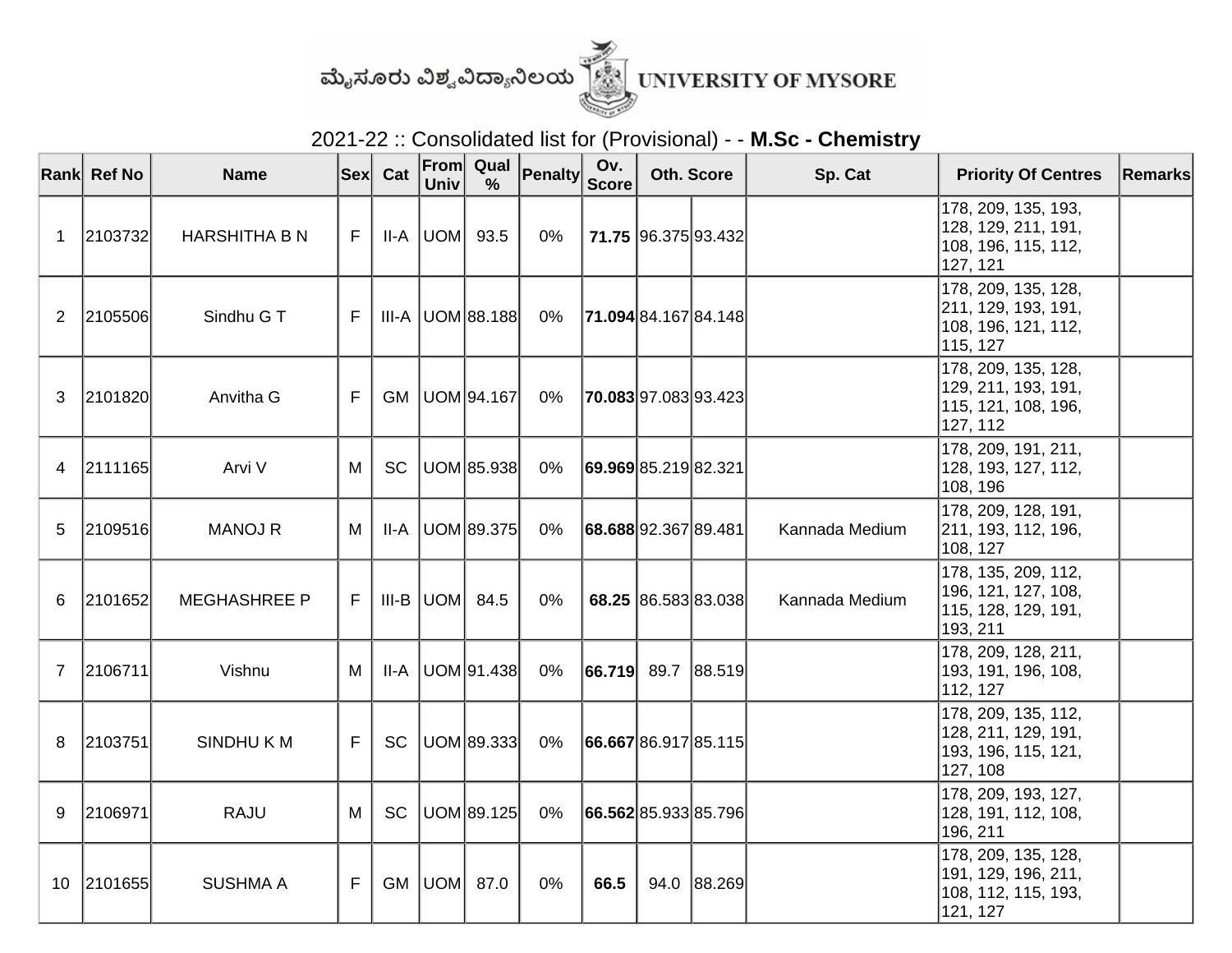ಮೈಸೂರು ವಿಶ್ವವಿದ್ಯಾನಿಲಯ UNIVERSITY OF MYSORE

## 2021-22 :: Consolidated list for (Provisional) - - **M.Sc - Chemistry**

| Rank | Ref No | Name | Sex | Cat | From Univ | Qual % | Penalty | Ov. Score | Oth. Score | | Sp. Cat | Priority Of Centres | Remarks |
|---|---|---|---|---|---|---|---|---|---|---|---|---|---|
| 1 | 2103732 | HARSHITHA B N | F | II-A | UOM | 93.5 | 0% | **71.75** | 96.375 | 93.432 | | 178, 209, 135, 193, 128, 129, 211, 191, 108, 196, 115, 112, 127, 121 | |
| 2 | 2105506 | Sindhu G T | F | III-A | UOM | 88.188 | 0% | **71.094** | 84.167 | 84.148 | | 178, 209, 135, 128, 211, 129, 193, 191, 108, 196, 121, 112, 115, 127 | |
| 3 | 2101820 | Anvitha G | F | GM | UOM | 94.167 | 0% | **70.083** | 97.083 | 93.423 | | 178, 209, 135, 128, 129, 211, 193, 191, 115, 121, 108, 196, 127, 112 | |
| 4 | 2111165 | Arvi V | M | SC | UOM | 85.938 | 0% | **69.969** | 85.219 | 82.321 | | 178, 209, 191, 211, 128, 193, 127, 112, 108, 196 | |
| 5 | 2109516 | MANOJ R | M | II-A | UOM | 89.375 | 0% | **68.688** | 92.367 | 89.481 | Kannada Medium | 178, 209, 128, 191, 211, 193, 112, 196, 108, 127 | |
| 6 | 2101652 | MEGHASHREE P | F | III-B | UOM | 84.5 | 0% | **68.25** | 86.583 | 83.038 | Kannada Medium | 178, 135, 209, 112, 196, 121, 127, 108, 115, 128, 129, 191, 193, 211 | |
| 7 | 2106711 | Vishnu | M | II-A | UOM | 91.438 | 0% | **66.719** | 89.7 | 88.519 | | 178, 209, 128, 211, 193, 191, 196, 108, 112, 127 | |
| 8 | 2103751 | SINDHU K M | F | SC | UOM | 89.333 | 0% | **66.667** | 86.917 | 85.115 | | 178, 209, 135, 112, 128, 211, 129, 191, 193, 196, 115, 121, 127, 108 | |
| 9 | 2106971 | RAJU | M | SC | UOM | 89.125 | 0% | **66.562** | 85.933 | 85.796 | | 178, 209, 193, 127, 128, 191, 112, 108, 196, 211 | |
| 10 | 2101655 | SUSHMA A | F | GM | UOM | 87.0 | 0% | **66.5** | 94.0 | 88.269 | | 178, 209, 135, 128, 191, 129, 196, 211, 108, 112, 115, 193, 121, 127 | |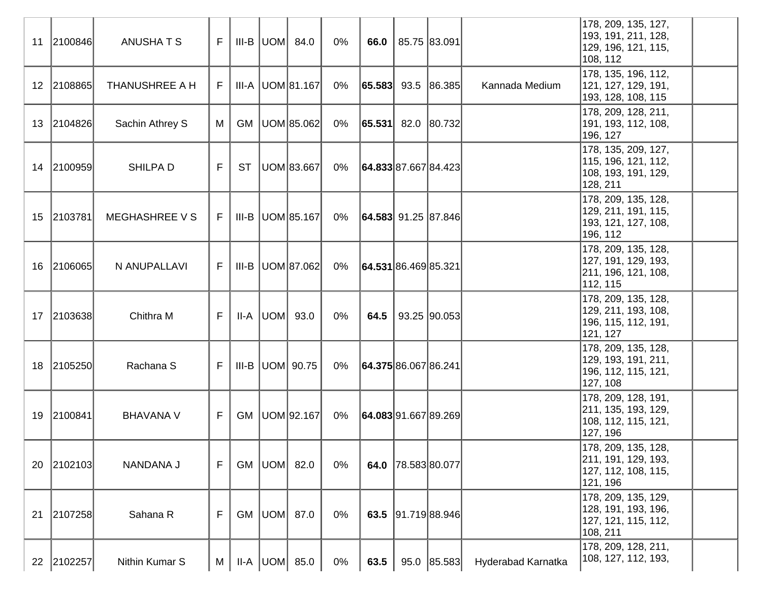| 11 | 2100846 | ANUSHA T S | F | III-B | UOM | 84.0 | 0% | **66.0** | 85.75 | 83.091 | | 178, 209, 135, 127, 193, 191, 211, 128, 129, 196, 121, 115, 108, 112 | |
|---|---|---|---|---|---|---|---|---|---|---|---|---|---|
| 12 | 2108865 | THANUSHREE A H | F | III-A | UOM | 81.167 | 0% | **65.583** | 93.5 | 86.385 | Kannada Medium | 178, 135, 196, 112, 121, 127, 129, 191, 193, 128, 108, 115 | |
| 13 | 2104826 | Sachin Athrey S | M | GM | UOM | 85.062 | 0% | **65.531** | 82.0 | 80.732 | | 178, 209, 128, 211, 191, 193, 112, 108, 196, 127 | |
| 14 | 2100959 | SHILPA D | F | ST | UOM | 83.667 | 0% | **64.833** | 87.667 | 84.423 | | 178, 135, 209, 127, 115, 196, 121, 112, 108, 193, 191, 129, 128, 211 | |
| 15 | 2103781 | MEGHASHREE V S | F | III-B | UOM | 85.167 | 0% | **64.583** | 91.25 | 87.846 | | 178, 209, 135, 128, 129, 211, 191, 115, 193, 121, 127, 108, 196, 112 | |
| 16 | 2106065 | N ANUPALLAVI | F | III-B | UOM | 87.062 | 0% | **64.531** | 86.469 | 85.321 | | 178, 209, 135, 128, 127, 191, 129, 193, 211, 196, 121, 108, 112, 115 | |
| 17 | 2103638 | Chithra M | F | II-A | UOM | 93.0 | 0% | **64.5** | 93.25 | 90.053 | | 178, 209, 135, 128, 129, 211, 193, 108, 196, 115, 112, 191, 121, 127 | |
| 18 | 2105250 | Rachana S | F | III-B | UOM | 90.75 | 0% | **64.375** | 86.067 | 86.241 | | 178, 209, 135, 128, 129, 193, 191, 211, 196, 112, 115, 121, 127, 108 | |
| 19 | 2100841 | BHAVANA V | F | GM | UOM | 92.167 | 0% | **64.083** | 91.667 | 89.269 | | 178, 209, 128, 191, 211, 135, 193, 129, 108, 112, 115, 121, 127, 196 | |
| 20 | 2102103 | NANDANA J | F | GM | UOM | 82.0 | 0% | **64.0** | 78.583 | 80.077 | | 178, 209, 135, 128, 211, 191, 129, 193, 127, 112, 108, 115, 121, 196 | |
| 21 | 2107258 | Sahana R | F | GM | UOM | 87.0 | 0% | **63.5** | 91.719 | 88.946 | | 178, 209, 135, 129, 128, 191, 193, 196, 127, 121, 115, 112, 108, 211 | |
| 22 | 2102257 | Nithin Kumar S | M | II-A | UOM | 85.0 | 0% | **63.5** | 95.0 | 85.583 | Hyderabad Karnatka | 178, 209, 128, 211, 108, 127, 112, 193, | |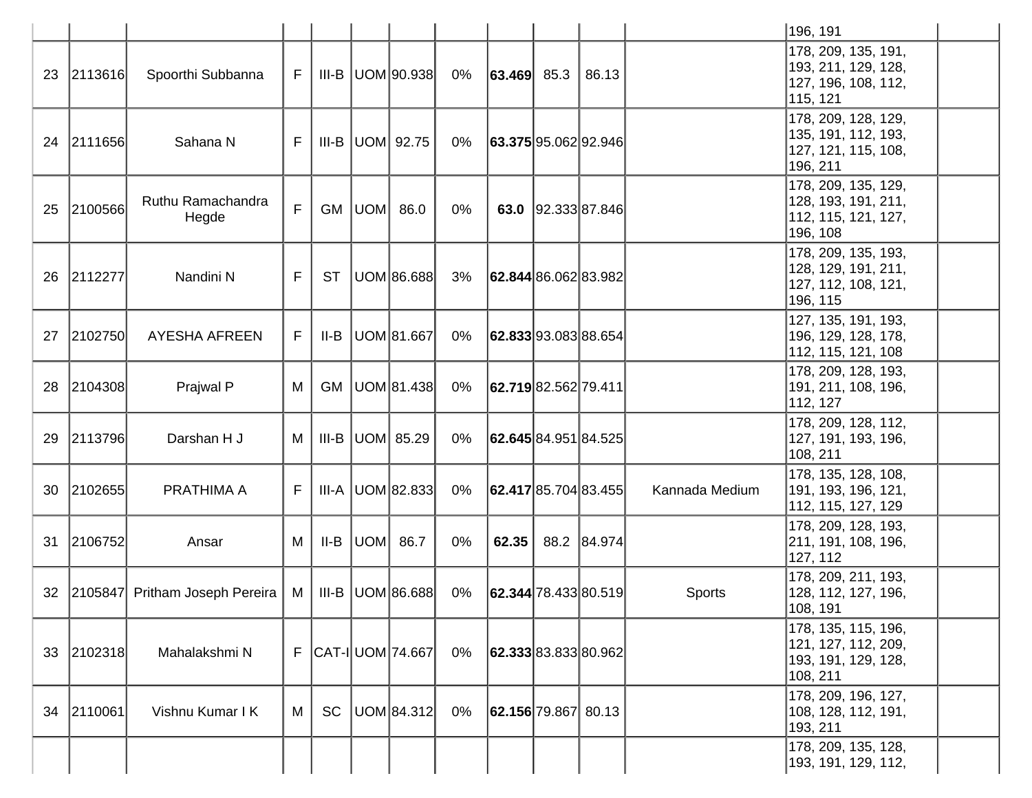| | | | | | | | | | | | | | |
|---|---|---|---|---|---|---|---|---|---|---|---|---|---|
| | | | | | | | | | | | | 196, 191 | |
| 23 | 2113616 | Spoorthi Subbanna | F | III-B | UOM | 90.938 | 0% | **63.469** | 85.3 | 86.13 | | 178, 209, 135, 191, 193, 211, 129, 128, 127, 196, 108, 112, 115, 121 | |
| 24 | 2111656 | Sahana N | F | III-B | UOM | 92.75 | 0% | **63.375** | 95.062 | 92.946 | | 178, 209, 128, 129, 135, 191, 112, 193, 127, 121, 115, 108, 196, 211 | |
| 25 | 2100566 | Ruthu Ramachandra Hegde | F | GM | UOM | 86.0 | 0% | **63.0** | 92.333 | 87.846 | | 178, 209, 135, 129, 128, 193, 191, 211, 112, 115, 121, 127, 196, 108 | |
| 26 | 2112277 | Nandini N | F | ST | UOM | 86.688 | 3% | **62.844** | 86.062 | 83.982 | | 178, 209, 135, 193, 128, 129, 191, 211, 127, 112, 108, 121, 196, 115 | |
| 27 | 2102750 | AYESHA AFREEN | F | II-B | UOM | 81.667 | 0% | **62.833** | 93.083 | 88.654 | | 127, 135, 191, 193, 196, 129, 128, 178, 112, 115, 121, 108 | |
| 28 | 2104308 | Prajwal P | M | GM | UOM | 81.438 | 0% | **62.719** | 82.562 | 79.411 | | 178, 209, 128, 193, 191, 211, 108, 196, 112, 127 | |
| 29 | 2113796 | Darshan H J | M | III-B | UOM | 85.29 | 0% | **62.645** | 84.951 | 84.525 | | 178, 209, 128, 112, 127, 191, 193, 196, 108, 211 | |
| 30 | 2102655 | PRATHIMA A | F | III-A | UOM | 82.833 | 0% | **62.417** | 85.704 | 83.455 | Kannada Medium | 178, 135, 128, 108, 191, 193, 196, 121, 112, 115, 127, 129 | |
| 31 | 2106752 | Ansar | M | II-B | UOM | 86.7 | 0% | **62.35** | 88.2 | 84.974 | | 178, 209, 128, 193, 211, 191, 108, 196, 127, 112 | |
| 32 | 2105847 | Pritham Joseph Pereira | M | III-B | UOM | 86.688 | 0% | **62.344** | 78.433 | 80.519 | Sports | 178, 209, 211, 193, 128, 112, 127, 196, 108, 191 | |
| 33 | 2102318 | Mahalakshmi N | F | CAT-I | UOM | 74.667 | 0% | **62.333** | 83.833 | 80.962 | | 178, 135, 115, 196, 121, 127, 112, 209, 193, 191, 129, 128, 108, 211 | |
| 34 | 2110061 | Vishnu Kumar I K | M | SC | UOM | 84.312 | 0% | **62.156** | 79.867 | 80.13 | | 178, 209, 196, 127, 108, 128, 112, 191, 193, 211 | |
| | | | | | | | | | | | | 178, 209, 135, 128, 193, 191, 129, 112, | |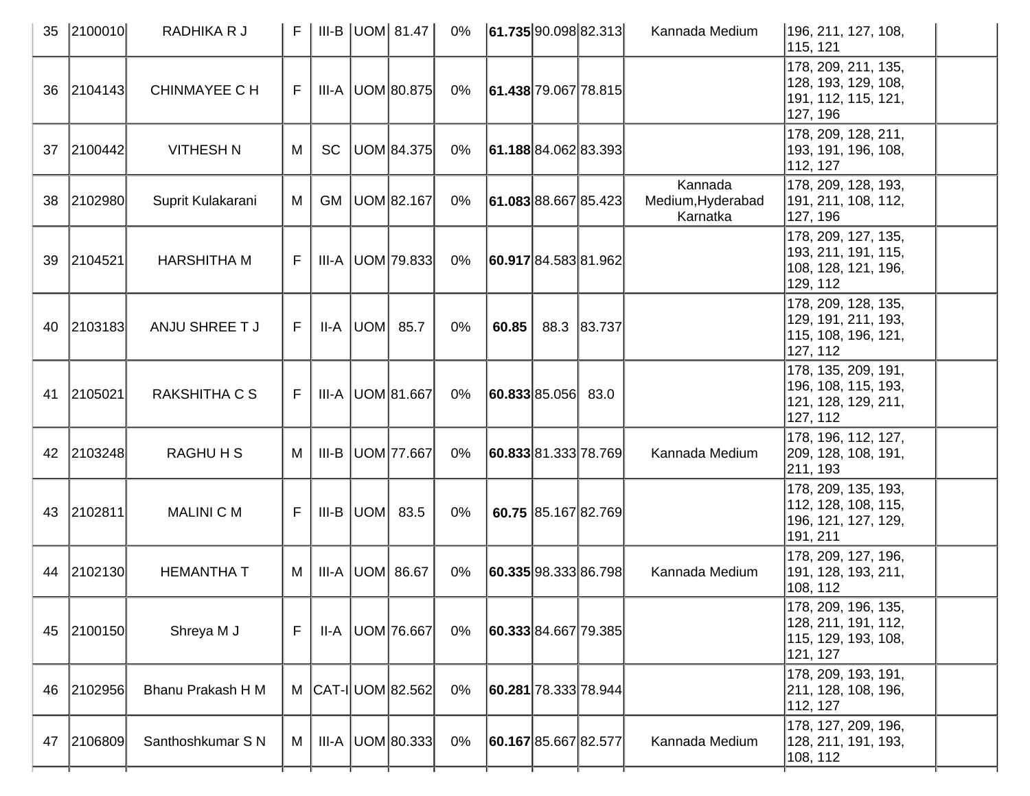| | | | | | | | | | | | | | |
|---|---|---|---|---|---|---|---|---|---|---|---|---|---|
| 35 | 2100010 | RADHIKA R J | F | III-B | UOM | 81.47 | 0% | **61.735** | 90.098 | 82.313 | Kannada Medium | 196, 211, 127, 108, 115, 121 | |
| 36 | 2104143 | CHINMAYEE C H | F | III-A | UOM | 80.875 | 0% | **61.438** | 79.067 | 78.815 | | 178, 209, 211, 135, 128, 193, 129, 108, 191, 112, 115, 121, 127, 196 | |
| 37 | 2100442 | VITHESH N | M | SC | UOM | 84.375 | 0% | **61.188** | 84.062 | 83.393 | | 178, 209, 128, 211, 193, 191, 196, 108, 112, 127 | |
| 38 | 2102980 | Suprit Kulakarani | M | GM | UOM | 82.167 | 0% | **61.083** | 88.667 | 85.423 | Kannada Medium,Hyderabad Karnatka | 178, 209, 128, 193, 191, 211, 108, 112, 127, 196 | |
| 39 | 2104521 | HARSHITHA M | F | III-A | UOM | 79.833 | 0% | **60.917** | 84.583 | 81.962 | | 178, 209, 127, 135, 193, 211, 191, 115, 108, 128, 121, 196, 129, 112 | |
| 40 | 2103183 | ANJU SHREE T J | F | II-A | UOM | 85.7 | 0% | **60.85** | 88.3 | 83.737 | | 178, 209, 128, 135, 129, 191, 211, 193, 115, 108, 196, 121, 127, 112 | |
| 41 | 2105021 | RAKSHITHA C S | F | III-A | UOM | 81.667 | 0% | **60.833** | 85.056 | 83.0 | | 178, 135, 209, 191, 196, 108, 115, 193, 121, 128, 129, 211, 127, 112 | |
| 42 | 2103248 | RAGHU H S | M | III-B | UOM | 77.667 | 0% | **60.833** | 81.333 | 78.769 | Kannada Medium | 178, 196, 112, 127, 209, 128, 108, 191, 211, 193 | |
| 43 | 2102811 | MALINI C M | F | III-B | UOM | 83.5 | 0% | **60.75** | 85.167 | 82.769 | | 178, 209, 135, 193, 112, 128, 108, 115, 196, 121, 127, 129, 191, 211 | |
| 44 | 2102130 | HEMANTHA T | M | III-A | UOM | 86.67 | 0% | **60.335** | 98.333 | 86.798 | Kannada Medium | 178, 209, 127, 196, 191, 128, 193, 211, 108, 112 | |
| 45 | 2100150 | Shreya M J | F | II-A | UOM | 76.667 | 0% | **60.333** | 84.667 | 79.385 | | 178, 209, 196, 135, 128, 211, 191, 112, 115, 129, 193, 108, 121, 127 | |
| 46 | 2102956 | Bhanu Prakash H M | M | CAT-I | UOM | 82.562 | 0% | **60.281** | 78.333 | 78.944 | | 178, 209, 193, 191, 211, 128, 108, 196, 112, 127 | |
| 47 | 2106809 | Santhoshkumar S N | M | III-A | UOM | 80.333 | 0% | **60.167** | 85.667 | 82.577 | Kannada Medium | 178, 127, 209, 196, 128, 211, 191, 193, 108, 112 | |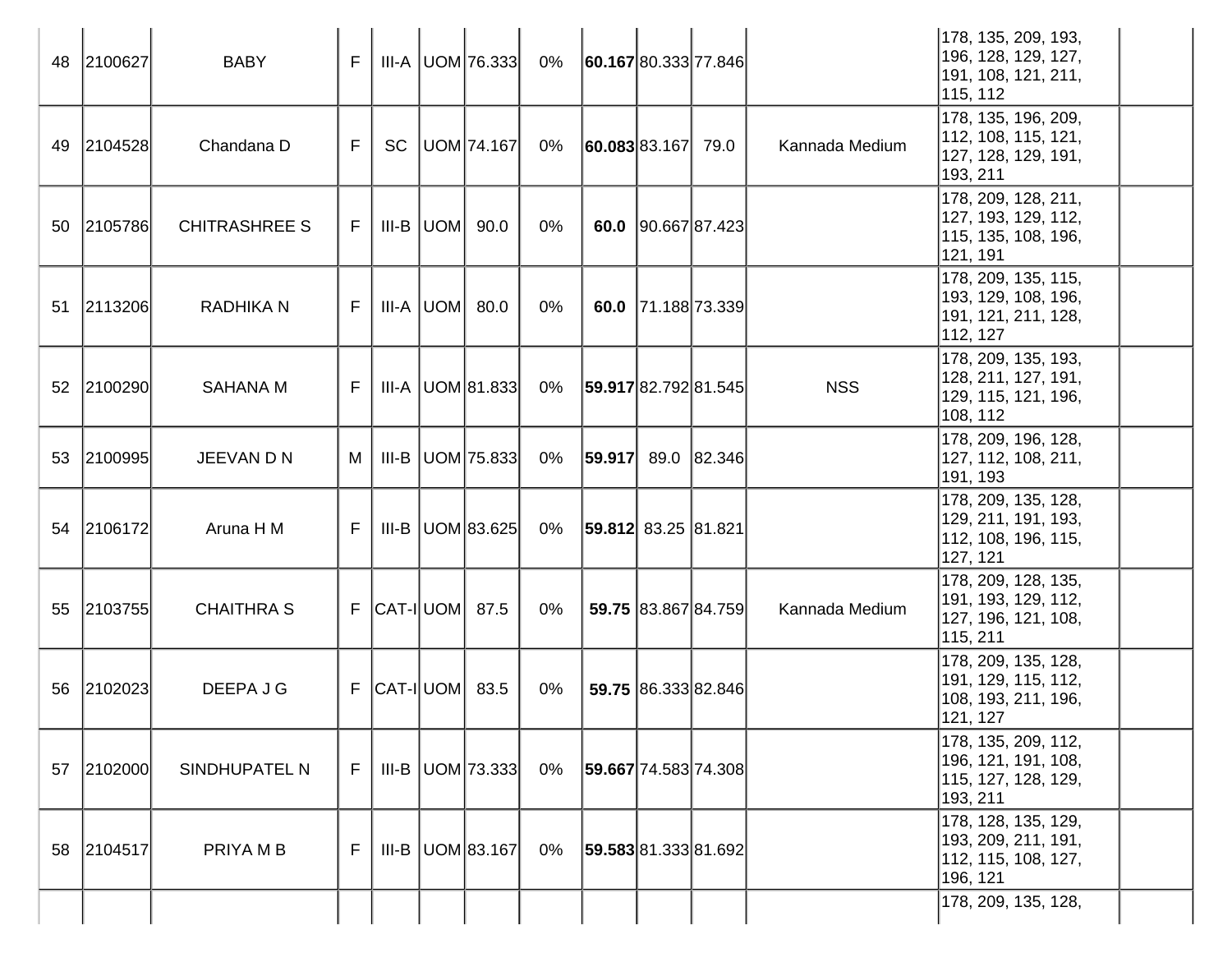| 48 | 2100627 | BABY | F | III-A | UOM | 76.333 | 0% | **60.167** | 80.333 | 77.846 | | 178, 135, 209, 193, 196, 128, 129, 127, 191, 108, 121, 211, 115, 112 | |
|---|---|---|---|---|---|---|---|---|---|---|---|---|---|
| 49 | 2104528 | Chandana D | F | SC | UOM | 74.167 | 0% | **60.083** | 83.167 | 79.0 | Kannada Medium | 178, 135, 196, 209, 112, 108, 115, 121, 127, 128, 129, 191, 193, 211 | |
| 50 | 2105786 | CHITRASHREE S | F | III-B | UOM | 90.0 | 0% | **60.0** | 90.667 | 87.423 | | 178, 209, 128, 211, 127, 193, 129, 112, 115, 135, 108, 196, 121, 191 | |
| 51 | 2113206 | RADHIKA N | F | III-A | UOM | 80.0 | 0% | **60.0** | 71.188 | 73.339 | | 178, 209, 135, 115, 193, 129, 108, 196, 191, 121, 211, 128, 112, 127 | |
| 52 | 2100290 | SAHANA M | F | III-A | UOM | 81.833 | 0% | **59.917** | 82.792 | 81.545 | NSS | 178, 209, 135, 193, 128, 211, 127, 191, 129, 115, 121, 196, 108, 112 | |
| 53 | 2100995 | JEEVAN D N | M | III-B | UOM | 75.833 | 0% | **59.917** | 89.0 | 82.346 | | 178, 209, 196, 128, 127, 112, 108, 211, 191, 193 | |
| 54 | 2106172 | Aruna H M | F | III-B | UOM | 83.625 | 0% | **59.812** | 83.25 | 81.821 | | 178, 209, 135, 128, 129, 211, 191, 193, 112, 108, 196, 115, 127, 121 | |
| 55 | 2103755 | CHAITHRA S | F | CAT-I | UOM | 87.5 | 0% | **59.75** | 83.867 | 84.759 | Kannada Medium | 178, 209, 128, 135, 191, 193, 129, 112, 127, 196, 121, 108, 115, 211 | |
| 56 | 2102023 | DEEPA J G | F | CAT-I | UOM | 83.5 | 0% | **59.75** | 86.333 | 82.846 | | 178, 209, 135, 128, 191, 129, 115, 112, 108, 193, 211, 196, 121, 127 | |
| 57 | 2102000 | SINDHUPATEL N | F | III-B | UOM | 73.333 | 0% | **59.667** | 74.583 | 74.308 | | 178, 135, 209, 112, 196, 121, 191, 108, 115, 127, 128, 129, 193, 211 | |
| 58 | 2104517 | PRIYA M B | F | III-B | UOM | 83.167 | 0% | **59.583** | 81.333 | 81.692 | | 178, 128, 135, 129, 193, 209, 211, 191, 112, 115, 108, 127, 196, 121 | |
| | | | | | | | | | | | | 178, 209, 135, 128, | |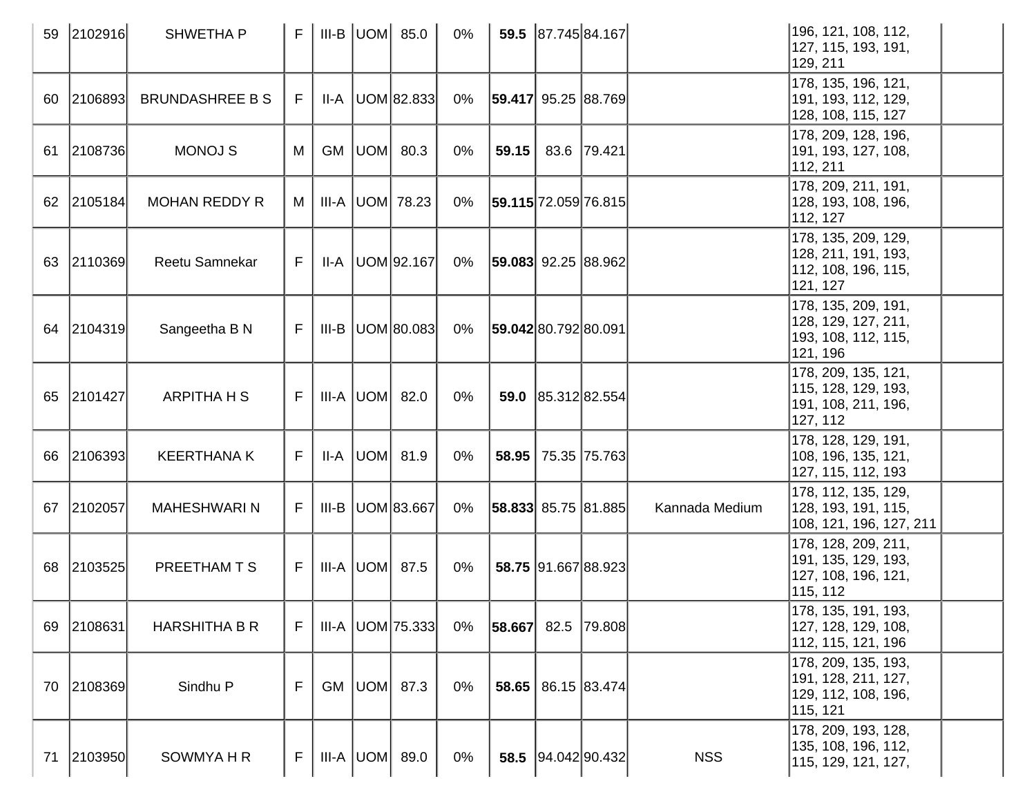| 59 | 2102916 | SHWETHA P | F | III-B | UOM | 85.0 | 0% | **59.5** | 87.745 | 84.167 | | 196, 121, 108, 112, 127, 115, 193, 191, 129, 211 | |
|---|---|---|---|---|---|---|---|---|---|---|---|---|---|
| 60 | 2106893 | BRUNDASHREE B S | F | II-A | UOM | 82.833 | 0% | **59.417** | 95.25 | 88.769 | | 178, 135, 196, 121, 191, 193, 112, 129, 128, 108, 115, 127 | |
| 61 | 2108736 | MONOJ S | M | GM | UOM | 80.3 | 0% | **59.15** | 83.6 | 79.421 | | 178, 209, 128, 196, 191, 193, 127, 108, 112, 211 | |
| 62 | 2105184 | MOHAN REDDY R | M | III-A | UOM | 78.23 | 0% | **59.115** | 72.059 | 76.815 | | 178, 209, 211, 191, 128, 193, 108, 196, 112, 127 | |
| 63 | 2110369 | Reetu Samnekar | F | II-A | UOM | 92.167 | 0% | **59.083** | 92.25 | 88.962 | | 178, 135, 209, 129, 128, 211, 191, 193, 112, 108, 196, 115, 121, 127 | |
| 64 | 2104319 | Sangeetha B N | F | III-B | UOM | 80.083 | 0% | **59.042** | 80.792 | 80.091 | | 178, 135, 209, 191, 128, 129, 127, 211, 193, 108, 112, 115, 121, 196 | |
| 65 | 2101427 | ARPITHA H S | F | III-A | UOM | 82.0 | 0% | **59.0** | 85.312 | 82.554 | | 178, 209, 135, 121, 115, 128, 129, 193, 191, 108, 211, 196, 127, 112 | |
| 66 | 2106393 | KEERTHANA K | F | II-A | UOM | 81.9 | 0% | **58.95** | 75.35 | 75.763 | | 178, 128, 129, 191, 108, 196, 135, 121, 127, 115, 112, 193 | |
| 67 | 2102057 | MAHESHWARI N | F | III-B | UOM | 83.667 | 0% | **58.833** | 85.75 | 81.885 | Kannada Medium | 178, 112, 135, 129, 128, 193, 191, 115, 108, 121, 196, 127, 211 | |
| 68 | 2103525 | PREETHAM T S | F | III-A | UOM | 87.5 | 0% | **58.75** | 91.667 | 88.923 | | 178, 128, 209, 211, 191, 135, 129, 193, 127, 108, 196, 121, 115, 112 | |
| 69 | 2108631 | HARSHITHA B R | F | III-A | UOM | 75.333 | 0% | **58.667** | 82.5 | 79.808 | | 178, 135, 191, 193, 127, 128, 129, 108, 112, 115, 121, 196 | |
| 70 | 2108369 | Sindhu P | F | GM | UOM | 87.3 | 0% | **58.65** | 86.15 | 83.474 | | 178, 209, 135, 193, 191, 128, 211, 127, 129, 112, 108, 196, 115, 121 | |
| 71 | 2103950 | SOWMYA H R | F | III-A | UOM | 89.0 | 0% | **58.5** | 94.042 | 90.432 | NSS | 178, 209, 193, 128, 135, 108, 196, 112, 115, 129, 121, 127, | |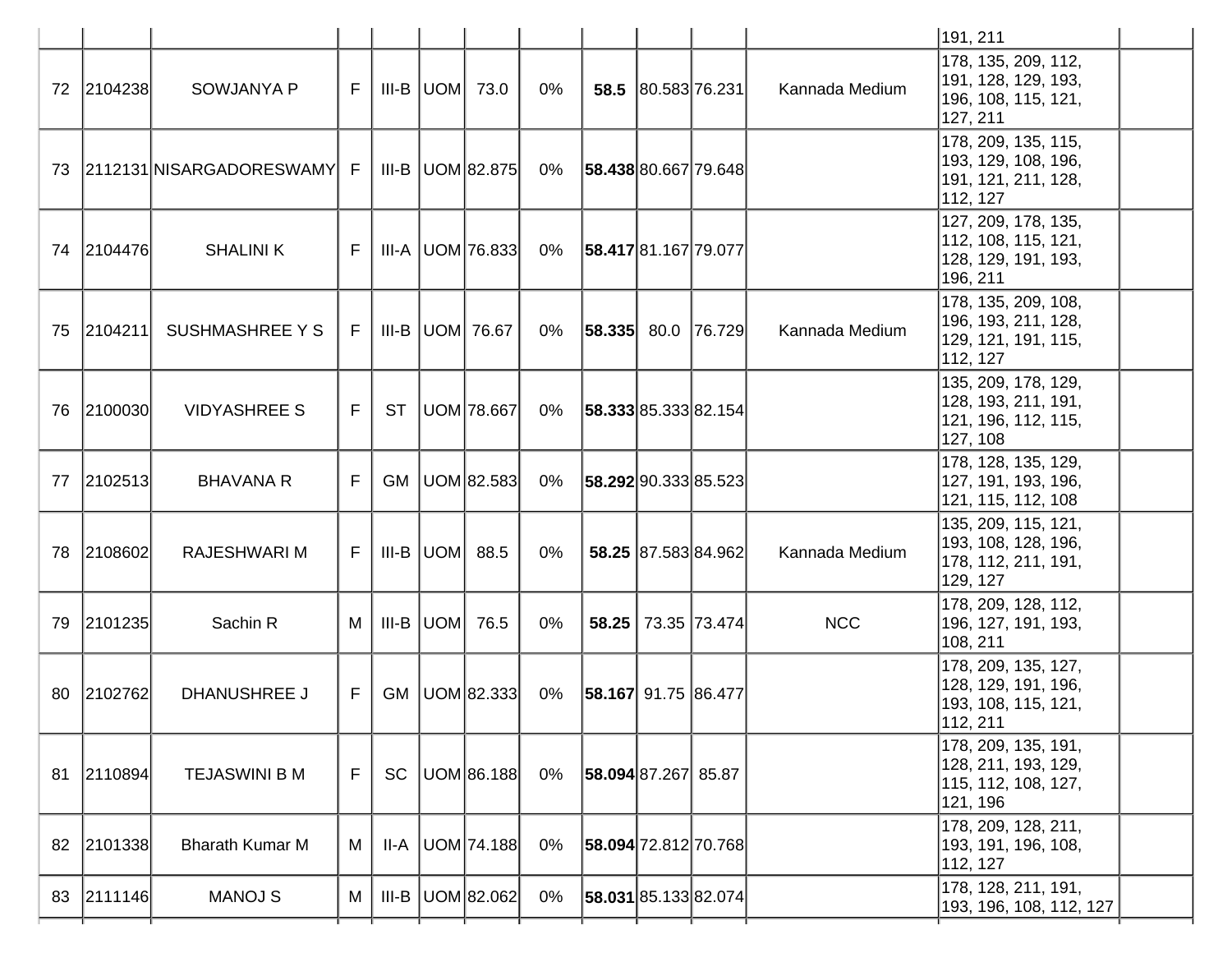| | | | | | | | | | | | | | |
|---|---|---|---|---|---|---|---|---|---|---|---|---|---|
| | | | | | | | | | | | | 191, 211 | |
| 72 | 2104238 | SOWJANYA P | F | III-B | UOM | 73.0 | 0% | **58.5** | 80.583 | 76.231 | Kannada Medium | 178, 135, 209, 112, 191, 128, 129, 193, 196, 108, 115, 121, 127, 211 | |
| 73 | 2112131 | NISARGADORESWAMY | F | III-B | UOM | 82.875 | 0% | **58.438** | 80.667 | 79.648 | | 178, 209, 135, 115, 193, 129, 108, 196, 191, 121, 211, 128, 112, 127 | |
| 74 | 2104476 | SHALINI K | F | III-A | UOM | 76.833 | 0% | **58.417** | 81.167 | 79.077 | | 127, 209, 178, 135, 112, 108, 115, 121, 128, 129, 191, 193, 196, 211 | |
| 75 | 2104211 | SUSHMASHREE Y S | F | III-B | UOM | 76.67 | 0% | **58.335** | 80.0 | 76.729 | Kannada Medium | 178, 135, 209, 108, 196, 193, 211, 128, 129, 121, 191, 115, 112, 127 | |
| 76 | 2100030 | VIDYASHREE S | F | ST | UOM | 78.667 | 0% | **58.333** | 85.333 | 82.154 | | 135, 209, 178, 129, 128, 193, 211, 191, 121, 196, 112, 115, 127, 108 | |
| 77 | 2102513 | BHAVANA R | F | GM | UOM | 82.583 | 0% | **58.292** | 90.333 | 85.523 | | 178, 128, 135, 129, 127, 191, 193, 196, 121, 115, 112, 108 | |
| 78 | 2108602 | RAJESHWARI M | F | III-B | UOM | 88.5 | 0% | **58.25** | 87.583 | 84.962 | Kannada Medium | 135, 209, 115, 121, 193, 108, 128, 196, 178, 112, 211, 191, 129, 127 | |
| 79 | 2101235 | Sachin R | M | III-B | UOM | 76.5 | 0% | **58.25** | 73.35 | 73.474 | NCC | 178, 209, 128, 112, 196, 127, 191, 193, 108, 211 | |
| 80 | 2102762 | DHANUSHREE J | F | GM | UOM | 82.333 | 0% | **58.167** | 91.75 | 86.477 | | 178, 209, 135, 127, 128, 129, 191, 196, 193, 108, 115, 121, 112, 211 | |
| 81 | 2110894 | TEJASWINI B M | F | SC | UOM | 86.188 | 0% | **58.094** | 87.267 | 85.87 | | 178, 209, 135, 191, 128, 211, 193, 129, 115, 112, 108, 127, 121, 196 | |
| 82 | 2101338 | Bharath Kumar M | M | II-A | UOM | 74.188 | 0% | **58.094** | 72.812 | 70.768 | | 178, 209, 128, 211, 193, 191, 196, 108, 112, 127 | |
| 83 | 2111146 | MANOJ S | M | III-B | UOM | 82.062 | 0% | **58.031** | 85.133 | 82.074 | | 178, 128, 211, 191, 193, 196, 108, 112, 127 | |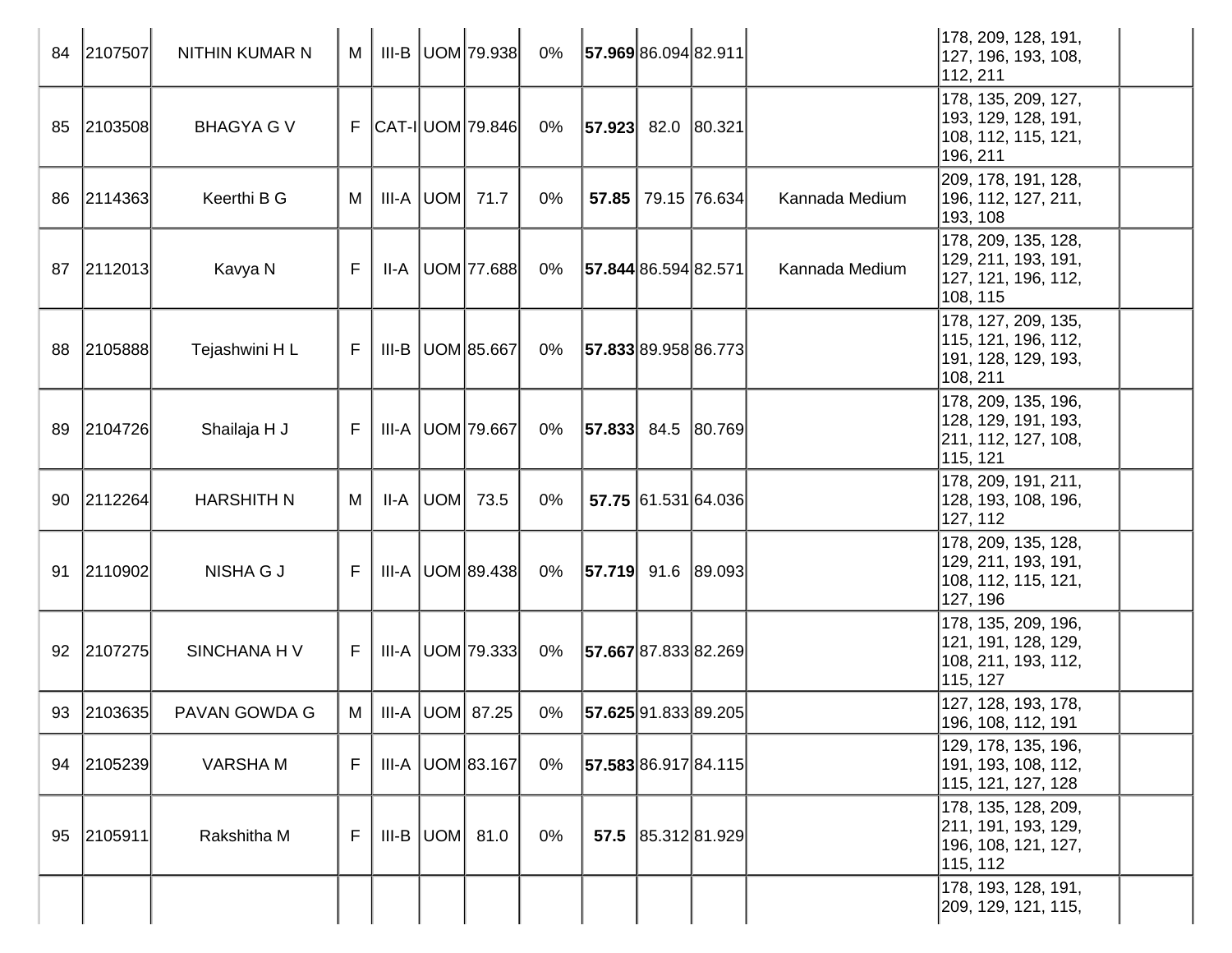| | | | | | | | | | | | | | |
|---|---|---|---|---|---|---|---|---|---|---|---|---|---|
| 84 | 2107507 | NITHIN KUMAR N | M | III-B | UOM | 79.938 | 0% | **57.969** | 86.094 | 82.911 | | 178, 209, 128, 191, 127, 196, 193, 108, 112, 211 | |
| 85 | 2103508 | BHAGYA G V | F | CAT-I | UOM | 79.846 | 0% | **57.923** | 82.0 | 80.321 | | 178, 135, 209, 127, 193, 129, 128, 191, 108, 112, 115, 121, 196, 211 | |
| 86 | 2114363 | Keerthi B G | M | III-A | UOM | 71.7 | 0% | **57.85** | 79.15 | 76.634 | Kannada Medium | 209, 178, 191, 128, 196, 112, 127, 211, 193, 108 | |
| 87 | 2112013 | Kavya N | F | II-A | UOM | 77.688 | 0% | **57.844** | 86.594 | 82.571 | Kannada Medium | 178, 209, 135, 128, 129, 211, 193, 191, 127, 121, 196, 112, 108, 115 | |
| 88 | 2105888 | Tejashwini H L | F | III-B | UOM | 85.667 | 0% | **57.833** | 89.958 | 86.773 | | 178, 127, 209, 135, 115, 121, 196, 112, 191, 128, 129, 193, 108, 211 | |
| 89 | 2104726 | Shailaja H J | F | III-A | UOM | 79.667 | 0% | **57.833** | 84.5 | 80.769 | | 178, 209, 135, 196, 128, 129, 191, 193, 211, 112, 127, 108, 115, 121 | |
| 90 | 2112264 | HARSHITH N | M | II-A | UOM | 73.5 | 0% | **57.75** | 61.531 | 64.036 | | 178, 209, 191, 211, 128, 193, 108, 196, 127, 112 | |
| 91 | 2110902 | NISHA G J | F | III-A | UOM | 89.438 | 0% | **57.719** | 91.6 | 89.093 | | 178, 209, 135, 128, 129, 211, 193, 191, 108, 112, 115, 121, 127, 196 | |
| 92 | 2107275 | SINCHANA H V | F | III-A | UOM | 79.333 | 0% | **57.667** | 87.833 | 82.269 | | 178, 135, 209, 196, 121, 191, 128, 129, 108, 211, 193, 112, 115, 127 | |
| 93 | 2103635 | PAVAN GOWDA G | M | III-A | UOM | 87.25 | 0% | **57.625** | 91.833 | 89.205 | | 127, 128, 193, 178, 196, 108, 112, 191 | |
| 94 | 2105239 | VARSHA M | F | III-A | UOM | 83.167 | 0% | **57.583** | 86.917 | 84.115 | | 129, 178, 135, 196, 191, 193, 108, 112, 115, 121, 127, 128 | |
| 95 | 2105911 | Rakshitha M | F | III-B | UOM | 81.0 | 0% | **57.5** | 85.312 | 81.929 | | 178, 135, 128, 209, 211, 191, 193, 129, 196, 108, 121, 127, 115, 112 | |
| | | | | | | | | | | | | 178, 193, 128, 191, 209, 129, 121, 115, | |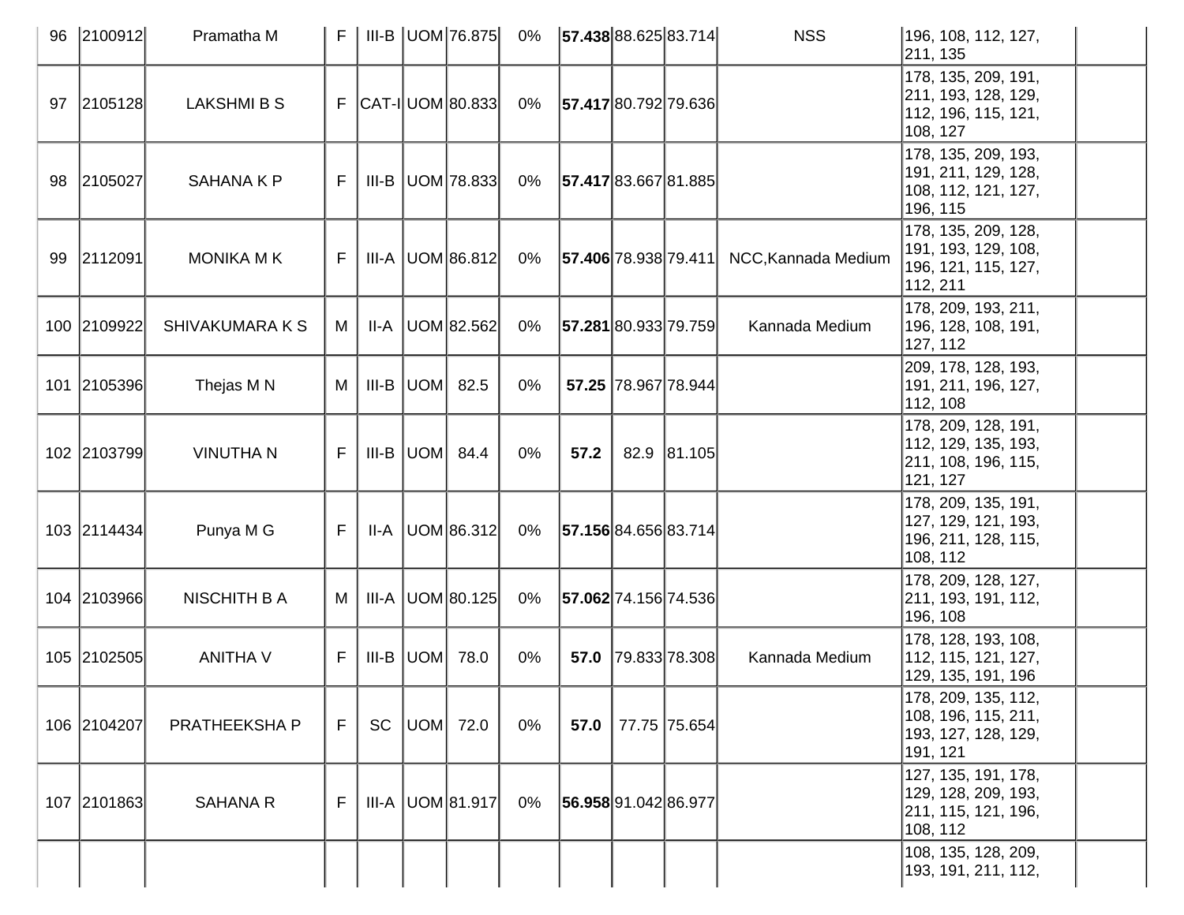| | | | | | | | | | | | | | |
|---|---|---|---|---|---|---|---|---|---|---|---|---|---|
| 96 | 2100912 | Pramatha M | F | III-B | UOM | 76.875 | 0% | **57.438** | 88.625 | 83.714 | NSS | 196, 108, 112, 127, 211, 135 | |
| 97 | 2105128 | LAKSHMI B S | F | CAT-I | UOM | 80.833 | 0% | **57.417** | 80.792 | 79.636 | | 178, 135, 209, 191, 211, 193, 128, 129, 112, 196, 115, 121, 108, 127 | |
| 98 | 2105027 | SAHANA K P | F | III-B | UOM | 78.833 | 0% | **57.417** | 83.667 | 81.885 | | 178, 135, 209, 193, 191, 211, 129, 128, 108, 112, 121, 127, 196, 115 | |
| 99 | 2112091 | MONIKA M K | F | III-A | UOM | 86.812 | 0% | **57.406** | 78.938 | 79.411 | NCC,Kannada Medium | 178, 135, 209, 128, 191, 193, 129, 108, 196, 121, 115, 127, 112, 211 | |
| 100 | 2109922 | SHIVAKUMARA K S | M | II-A | UOM | 82.562 | 0% | **57.281** | 80.933 | 79.759 | Kannada Medium | 178, 209, 193, 211, 196, 128, 108, 191, 127, 112 | |
| 101 | 2105396 | Thejas M N | M | III-B | UOM | 82.5 | 0% | **57.25** | 78.967 | 78.944 | | 209, 178, 128, 193, 191, 211, 196, 127, 112, 108 | |
| 102 | 2103799 | VINUTHA N | F | III-B | UOM | 84.4 | 0% | **57.2** | 82.9 | 81.105 | | 178, 209, 128, 191, 112, 129, 135, 193, 211, 108, 196, 115, 121, 127 | |
| 103 | 2114434 | Punya M G | F | II-A | UOM | 86.312 | 0% | **57.156** | 84.656 | 83.714 | | 178, 209, 135, 191, 127, 129, 121, 193, 196, 211, 128, 115, 108, 112 | |
| 104 | 2103966 | NISCHITH B A | M | III-A | UOM | 80.125 | 0% | **57.062** | 74.156 | 74.536 | | 178, 209, 128, 127, 211, 193, 191, 112, 196, 108 | |
| 105 | 2102505 | ANITHA V | F | III-B | UOM | 78.0 | 0% | **57.0** | 79.833 | 78.308 | Kannada Medium | 178, 128, 193, 108, 112, 115, 121, 127, 129, 135, 191, 196 | |
| 106 | 2104207 | PRATHEEKSHA P | F | SC | UOM | 72.0 | 0% | **57.0** | 77.75 | 75.654 | | 178, 209, 135, 112, 108, 196, 115, 211, 193, 127, 128, 129, 191, 121 | |
| 107 | 2101863 | SAHANA R | F | III-A | UOM | 81.917 | 0% | **56.958** | 91.042 | 86.977 | | 127, 135, 191, 178, 129, 128, 209, 193, 211, 115, 121, 196, 108, 112 | |
| | | | | | | | | | | | | 108, 135, 128, 209, 193, 191, 211, 112, | |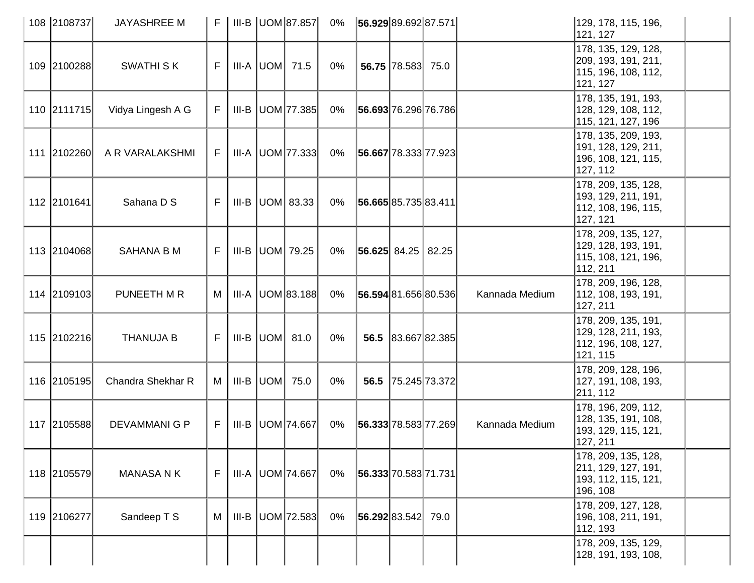| | | | | | | | | | | | | | |
|---|---|---|---|---|---|---|---|---|---|---|---|---|---|
| 108 | 2108737 | JAYASHREE M | F | III-B | UOM | 87.857 | 0% | **56.929** | 89.692 | 87.571 | | 129, 178, 115, 196, 121, 127 | |
| 109 | 2100288 | SWATHI S K | F | III-A | UOM | 71.5 | 0% | **56.75** | 78.583 | 75.0 | | 178, 135, 129, 128, 209, 193, 191, 211, 115, 196, 108, 112, 121, 127 | |
| 110 | 2111715 | Vidya Lingesh A G | F | III-B | UOM | 77.385 | 0% | **56.693** | 76.296 | 76.786 | | 178, 135, 191, 193, 128, 129, 108, 112, 115, 121, 127, 196 | |
| 111 | 2102260 | A R VARALAKSHMI | F | III-A | UOM | 77.333 | 0% | **56.667** | 78.333 | 77.923 | | 178, 135, 209, 193, 191, 128, 129, 211, 196, 108, 121, 115, 127, 112 | |
| 112 | 2101641 | Sahana D S | F | III-B | UOM | 83.33 | 0% | **56.665** | 85.735 | 83.411 | | 178, 209, 135, 128, 193, 129, 211, 191, 112, 108, 196, 115, 127, 121 | |
| 113 | 2104068 | SAHANA B M | F | III-B | UOM | 79.25 | 0% | **56.625** | 84.25 | 82.25 | | 178, 209, 135, 127, 129, 128, 193, 191, 115, 108, 121, 196, 112, 211 | |
| 114 | 2109103 | PUNEETH M R | M | III-A | UOM | 83.188 | 0% | **56.594** | 81.656 | 80.536 | Kannada Medium | 178, 209, 196, 128, 112, 108, 193, 191, 127, 211 | |
| 115 | 2102216 | THANUJA B | F | III-B | UOM | 81.0 | 0% | **56.5** | 83.667 | 82.385 | | 178, 209, 135, 191, 129, 128, 211, 193, 112, 196, 108, 127, 121, 115 | |
| 116 | 2105195 | Chandra Shekhar R | M | III-B | UOM | 75.0 | 0% | **56.5** | 75.245 | 73.372 | | 178, 209, 128, 196, 127, 191, 108, 193, 211, 112 | |
| 117 | 2105588 | DEVAMMANI G P | F | III-B | UOM | 74.667 | 0% | **56.333** | 78.583 | 77.269 | Kannada Medium | 178, 196, 209, 112, 128, 135, 191, 108, 193, 129, 115, 121, 127, 211 | |
| 118 | 2105579 | MANASA N K | F | III-A | UOM | 74.667 | 0% | **56.333** | 70.583 | 71.731 | | 178, 209, 135, 128, 211, 129, 127, 191, 193, 112, 115, 121, 196, 108 | |
| 119 | 2106277 | Sandeep T S | M | III-B | UOM | 72.583 | 0% | **56.292** | 83.542 | 79.0 | | 178, 209, 127, 128, 196, 108, 211, 191, 112, 193 | |
| | | | | | | | | | | | | 178, 209, 135, 129, 128, 191, 193, 108, | |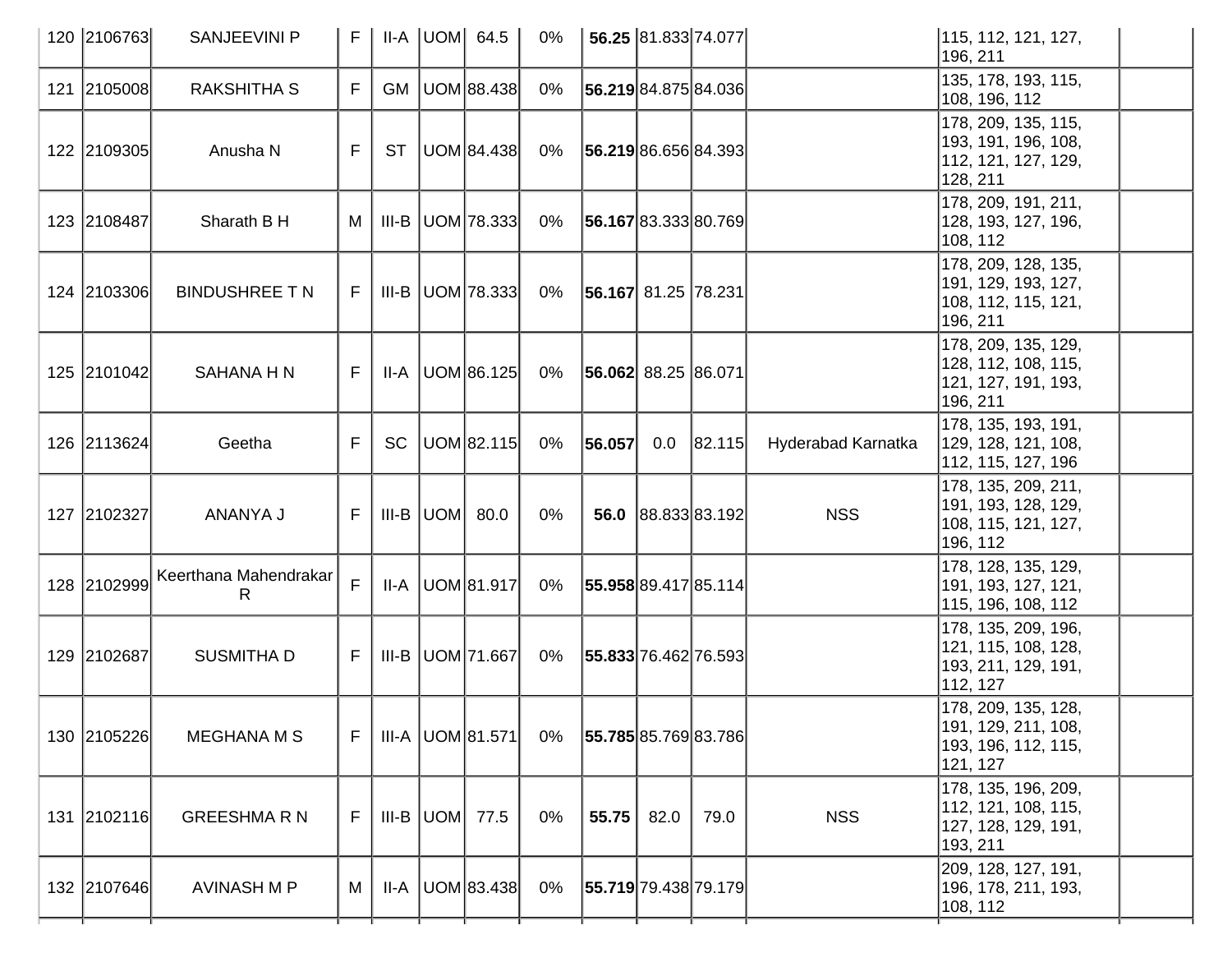| 120 | 2106763 | SANJEEVINI P | F | II-A | UOM | 64.5 | 0% | **56.25** | 81.833 | 74.077 | | 115, 112, 121, 127, 196, 211 | |
|---|---|---|---|---|---|---|---|---|---|---|---|---|---|
| 121 | 2105008 | RAKSHITHA S | F | GM | UOM | 88.438 | 0% | **56.219** | 84.875 | 84.036 | | 135, 178, 193, 115, 108, 196, 112 | |
| 122 | 2109305 | Anusha N | F | ST | UOM | 84.438 | 0% | **56.219** | 86.656 | 84.393 | | 178, 209, 135, 115, 193, 191, 196, 108, 112, 121, 127, 129, 128, 211 | |
| 123 | 2108487 | Sharath B H | M | III-B | UOM | 78.333 | 0% | **56.167** | 83.333 | 80.769 | | 178, 209, 191, 211, 128, 193, 127, 196, 108, 112 | |
| 124 | 2103306 | BINDUSHREE T N | F | III-B | UOM | 78.333 | 0% | **56.167** | 81.25 | 78.231 | | 178, 209, 128, 135, 191, 129, 193, 127, 108, 112, 115, 121, 196, 211 | |
| 125 | 2101042 | SAHANA H N | F | II-A | UOM | 86.125 | 0% | **56.062** | 88.25 | 86.071 | | 178, 209, 135, 129, 128, 112, 108, 115, 121, 127, 191, 193, 196, 211 | |
| 126 | 2113624 | Geetha | F | SC | UOM | 82.115 | 0% | **56.057** | 0.0 | 82.115 | Hyderabad Karnatka | 178, 135, 193, 191, 129, 128, 121, 108, 112, 115, 127, 196 | |
| 127 | 2102327 | ANANYA J | F | III-B | UOM | 80.0 | 0% | **56.0** | 88.833 | 83.192 | NSS | 178, 135, 209, 211, 191, 193, 128, 129, 108, 115, 121, 127, 196, 112 | |
| 128 | 2102999 | Keerthana Mahendrakar R | F | II-A | UOM | 81.917 | 0% | **55.958** | 89.417 | 85.114 | | 178, 128, 135, 129, 191, 193, 127, 121, 115, 196, 108, 112 | |
| 129 | 2102687 | SUSMITHA D | F | III-B | UOM | 71.667 | 0% | **55.833** | 76.462 | 76.593 | | 178, 135, 209, 196, 121, 115, 108, 128, 193, 211, 129, 191, 112, 127 | |
| 130 | 2105226 | MEGHANA M S | F | III-A | UOM | 81.571 | 0% | **55.785** | 85.769 | 83.786 | | 178, 209, 135, 128, 191, 129, 211, 108, 193, 196, 112, 115, 121, 127 | |
| 131 | 2102116 | GREESHMA R N | F | III-B | UOM | 77.5 | 0% | **55.75** | 82.0 | 79.0 | NSS | 178, 135, 196, 209, 112, 121, 108, 115, 127, 128, 129, 191, 193, 211 | |
| 132 | 2107646 | AVINASH M P | M | II-A | UOM | 83.438 | 0% | **55.719** | 79.438 | 79.179 | | 209, 128, 127, 191, 196, 178, 211, 193, 108, 112 | |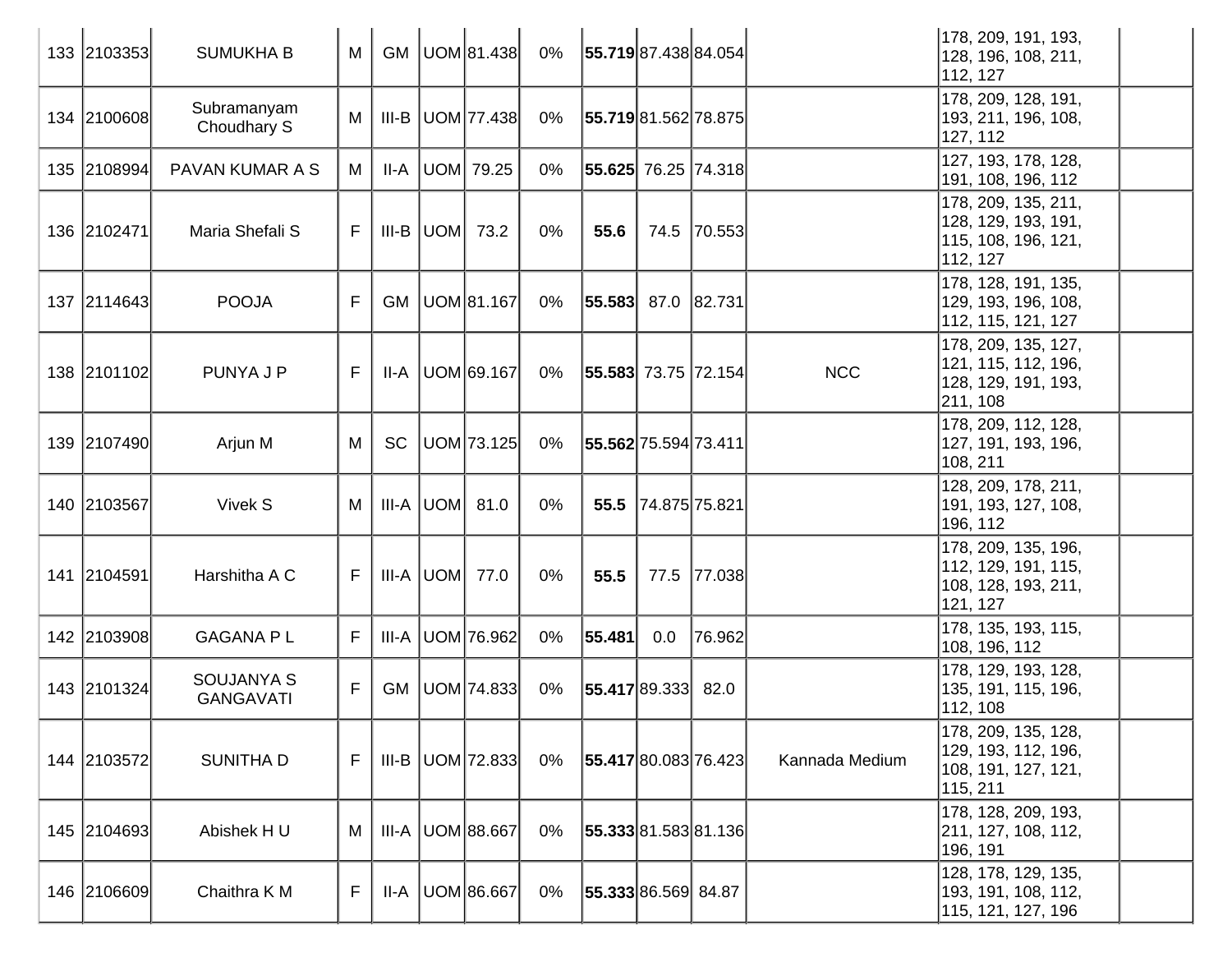| | | | | | | | | | | | | |
|---|---|---|---|---|---|---|---|---|---|---|---|---|
| 133 | 2103353 | SUMUKHA B | M | GM | UOM | 81.438 | 0% | **55.719** | 87.438 | 84.054 | | 178, 209, 191, 193, 128, 196, 108, 211, 112, 127 | |
| 134 | 2100608 | Subramanyam Choudhary S | M | III-B | UOM | 77.438 | 0% | **55.719** | 81.562 | 78.875 | | 178, 209, 128, 191, 193, 211, 196, 108, 127, 112 | |
| 135 | 2108994 | PAVAN KUMAR A S | M | II-A | UOM | 79.25 | 0% | **55.625** | 76.25 | 74.318 | | 127, 193, 178, 128, 191, 108, 196, 112 | |
| 136 | 2102471 | Maria Shefali S | F | III-B | UOM | 73.2 | 0% | **55.6** | 74.5 | 70.553 | | 178, 209, 135, 211, 128, 129, 193, 191, 115, 108, 196, 121, 112, 127 | |
| 137 | 2114643 | POOJA | F | GM | UOM | 81.167 | 0% | **55.583** | 87.0 | 82.731 | | 178, 128, 191, 135, 129, 193, 196, 108, 112, 115, 121, 127 | |
| 138 | 2101102 | PUNYA J P | F | II-A | UOM | 69.167 | 0% | **55.583** | 73.75 | 72.154 | NCC | 178, 209, 135, 127, 121, 115, 112, 196, 128, 129, 191, 193, 211, 108 | |
| 139 | 2107490 | Arjun M | M | SC | UOM | 73.125 | 0% | **55.562** | 75.594 | 73.411 | | 178, 209, 112, 128, 127, 191, 193, 196, 108, 211 | |
| 140 | 2103567 | Vivek S | M | III-A | UOM | 81.0 | 0% | **55.5** | 74.875 | 75.821 | | 128, 209, 178, 211, 191, 193, 127, 108, 196, 112 | |
| 141 | 2104591 | Harshitha A C | F | III-A | UOM | 77.0 | 0% | **55.5** | 77.5 | 77.038 | | 178, 209, 135, 196, 112, 129, 191, 115, 108, 128, 193, 211, 121, 127 | |
| 142 | 2103908 | GAGANA P L | F | III-A | UOM | 76.962 | 0% | **55.481** | 0.0 | 76.962 | | 178, 135, 193, 115, 108, 196, 112 | |
| 143 | 2101324 | SOUJANYA S GANGAVATI | F | GM | UOM | 74.833 | 0% | **55.417** | 89.333 | 82.0 | | 178, 129, 193, 128, 135, 191, 115, 196, 112, 108 | |
| 144 | 2103572 | SUNITHA D | F | III-B | UOM | 72.833 | 0% | **55.417** | 80.083 | 76.423 | Kannada Medium | 178, 209, 135, 128, 129, 193, 112, 196, 108, 191, 127, 121, 115, 211 | |
| 145 | 2104693 | Abishek H U | M | III-A | UOM | 88.667 | 0% | **55.333** | 81.583 | 81.136 | | 178, 128, 209, 193, 211, 127, 108, 112, 196, 191 | |
| 146 | 2106609 | Chaithra K M | F | II-A | UOM | 86.667 | 0% | **55.333** | 86.569 | 84.87 | | 128, 178, 129, 135, 193, 191, 108, 112, 115, 121, 127, 196 | |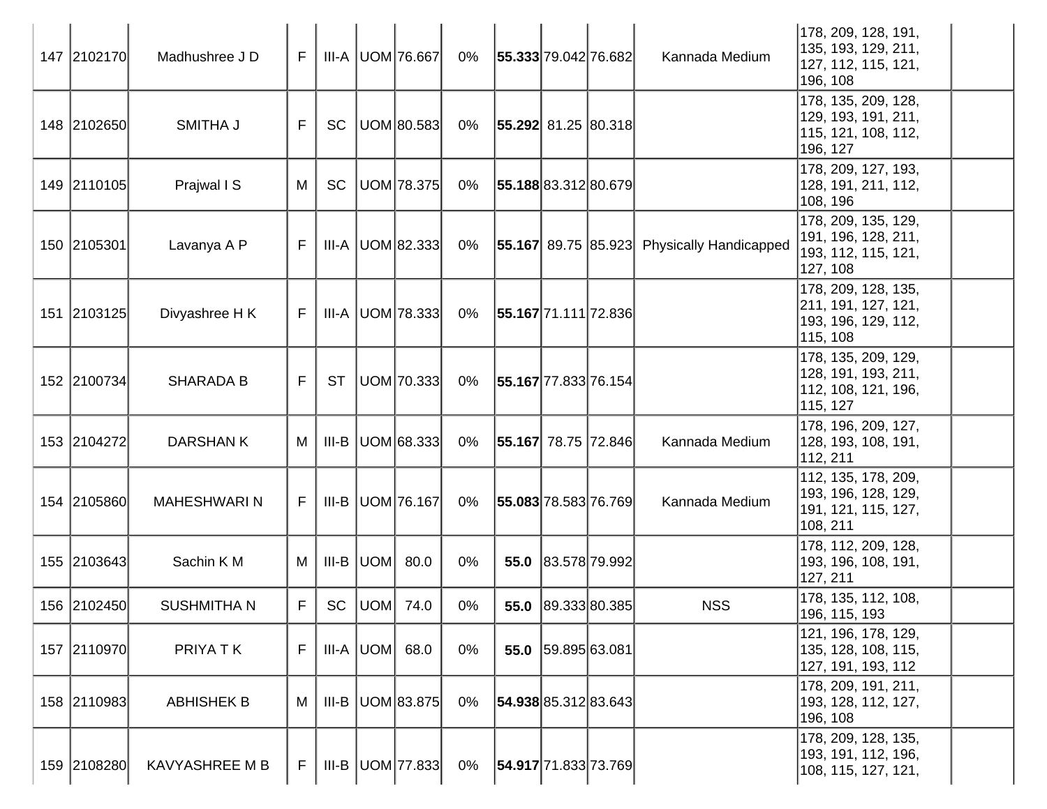| | | | | | | | | | | | | | |
|---|---|---|---|---|---|---|---|---|---|---|---|---|---|
| 147 | 2102170 | Madhushree J D | F | III-A | UOM | 76.667 | 0% | **55.333** | 79.042 | 76.682 | Kannada Medium | 178, 209, 128, 191, 135, 193, 129, 211, 127, 112, 115, 121, 196, 108 | |
| 148 | 2102650 | SMITHA J | F | SC | UOM | 80.583 | 0% | **55.292** | 81.25 | 80.318 | | 178, 135, 209, 128, 129, 193, 191, 211, 115, 121, 108, 112, 196, 127 | |
| 149 | 2110105 | Prajwal I S | M | SC | UOM | 78.375 | 0% | **55.188** | 83.312 | 80.679 | | 178, 209, 127, 193, 128, 191, 211, 112, 108, 196 | |
| 150 | 2105301 | Lavanya A P | F | III-A | UOM | 82.333 | 0% | **55.167** | 89.75 | 85.923 | Physically Handicapped | 178, 209, 135, 129, 191, 196, 128, 211, 193, 112, 115, 121, 127, 108 | |
| 151 | 2103125 | Divyashree H K | F | III-A | UOM | 78.333 | 0% | **55.167** | 71.111 | 72.836 | | 178, 209, 128, 135, 211, 191, 127, 121, 193, 196, 129, 112, 115, 108 | |
| 152 | 2100734 | SHARADA B | F | ST | UOM | 70.333 | 0% | **55.167** | 77.833 | 76.154 | | 178, 135, 209, 129, 128, 191, 193, 211, 112, 108, 121, 196, 115, 127 | |
| 153 | 2104272 | DARSHAN K | M | III-B | UOM | 68.333 | 0% | **55.167** | 78.75 | 72.846 | Kannada Medium | 178, 196, 209, 127, 128, 193, 108, 191, 112, 211 | |
| 154 | 2105860 | MAHESHWARI N | F | III-B | UOM | 76.167 | 0% | **55.083** | 78.583 | 76.769 | Kannada Medium | 112, 135, 178, 209, 193, 196, 128, 129, 191, 121, 115, 127, 108, 211 | |
| 155 | 2103643 | Sachin K M | M | III-B | UOM | 80.0 | 0% | **55.0** | 83.578 | 79.992 | | 178, 112, 209, 128, 193, 196, 108, 191, 127, 211 | |
| 156 | 2102450 | SUSHMITHA N | F | SC | UOM | 74.0 | 0% | **55.0** | 89.333 | 80.385 | NSS | 178, 135, 112, 108, 196, 115, 193 | |
| 157 | 2110970 | PRIYA T K | F | III-A | UOM | 68.0 | 0% | **55.0** | 59.895 | 63.081 | | 121, 196, 178, 129, 135, 128, 108, 115, 127, 191, 193, 112 | |
| 158 | 2110983 | ABHISHEK B | M | III-B | UOM | 83.875 | 0% | **54.938** | 85.312 | 83.643 | | 178, 209, 191, 211, 193, 128, 112, 127, 196, 108 | |
| 159 | 2108280 | KAVYASHREE M B | F | III-B | UOM | 77.833 | 0% | **54.917** | 71.833 | 73.769 | | 178, 209, 128, 135, 193, 191, 112, 196, 108, 115, 127, 121, | |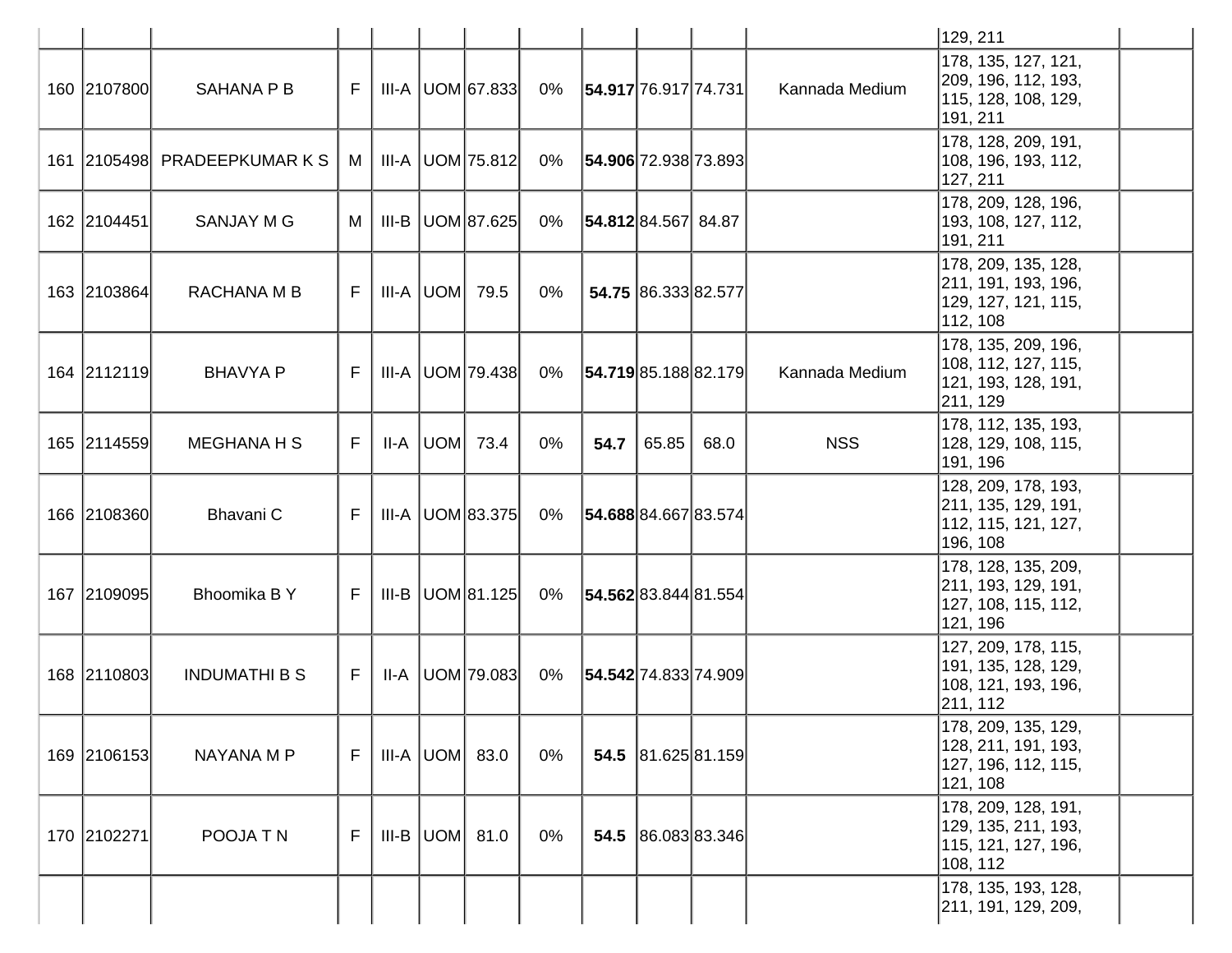| | | | | | | | | | | | | | |
|---|---|---|---|---|---|---|---|---|---|---|---|---|---|
| | | | | | | | | | | | | 129, 211 | |
| 160 | 2107800 | SAHANA P B | F | III-A | UOM | 67.833 | 0% | **54.917** | 76.917 | 74.731 | Kannada Medium | 178, 135, 127, 121, 209, 196, 112, 193, 115, 128, 108, 129, 191, 211 | |
| 161 | 2105498 | PRADEEPKUMAR K S | M | III-A | UOM | 75.812 | 0% | **54.906** | 72.938 | 73.893 | | 178, 128, 209, 191, 108, 196, 193, 112, 127, 211 | |
| 162 | 2104451 | SANJAY M G | M | III-B | UOM | 87.625 | 0% | **54.812** | 84.567 | 84.87 | | 178, 209, 128, 196, 193, 108, 127, 112, 191, 211 | |
| 163 | 2103864 | RACHANA M B | F | III-A | UOM | 79.5 | 0% | **54.75** | 86.333 | 82.577 | | 178, 209, 135, 128, 211, 191, 193, 196, 129, 127, 121, 115, 112, 108 | |
| 164 | 2112119 | BHAVYA P | F | III-A | UOM | 79.438 | 0% | **54.719** | 85.188 | 82.179 | Kannada Medium | 178, 135, 209, 196, 108, 112, 127, 115, 121, 193, 128, 191, 211, 129 | |
| 165 | 2114559 | MEGHANA H S | F | II-A | UOM | 73.4 | 0% | **54.7** | 65.85 | 68.0 | NSS | 178, 112, 135, 193, 128, 129, 108, 115, 191, 196 | |
| 166 | 2108360 | Bhavani C | F | III-A | UOM | 83.375 | 0% | **54.688** | 84.667 | 83.574 | | 128, 209, 178, 193, 211, 135, 129, 191, 112, 115, 121, 127, 196, 108 | |
| 167 | 2109095 | Bhoomika B Y | F | III-B | UOM | 81.125 | 0% | **54.562** | 83.844 | 81.554 | | 178, 128, 135, 209, 211, 193, 129, 191, 127, 108, 115, 112, 121, 196 | |
| 168 | 2110803 | INDUMATHI B S | F | II-A | UOM | 79.083 | 0% | **54.542** | 74.833 | 74.909 | | 127, 209, 178, 115, 191, 135, 128, 129, 108, 121, 193, 196, 211, 112 | |
| 169 | 2106153 | NAYANA M P | F | III-A | UOM | 83.0 | 0% | **54.5** | 81.625 | 81.159 | | 178, 209, 135, 129, 128, 211, 191, 193, 127, 196, 112, 115, 121, 108 | |
| 170 | 2102271 | POOJA T N | F | III-B | UOM | 81.0 | 0% | **54.5** | 86.083 | 83.346 | | 178, 209, 128, 191, 129, 135, 211, 193, 115, 121, 127, 196, 108, 112 | |
| | | | | | | | | | | | | 178, 135, 193, 128, 211, 191, 129, 209, | |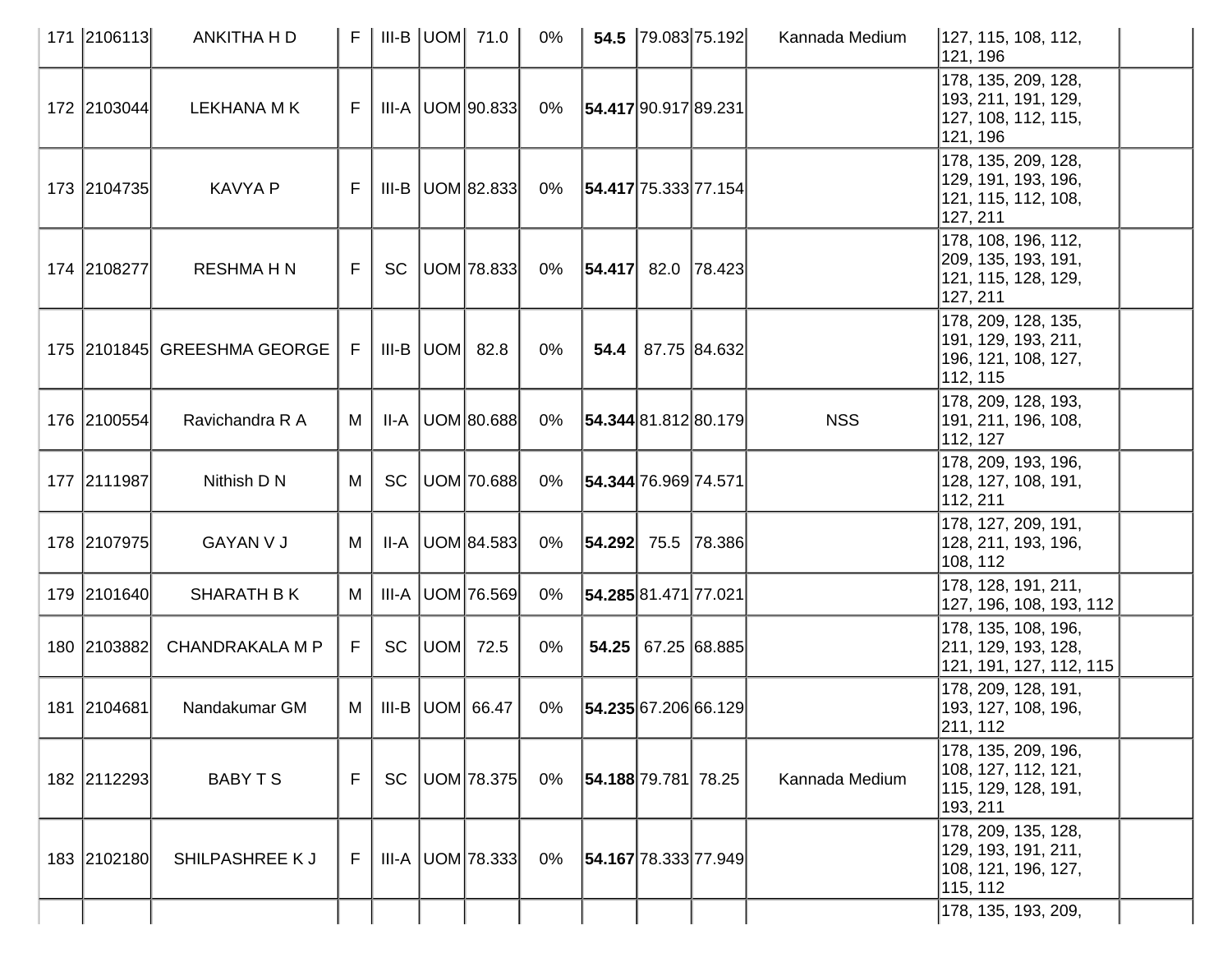| | | | | | | | | | | | | | |
|---|---|---|---|---|---|---|---|---|---|---|---|---|---|
| 171 | 2106113 | ANKITHA H D | F | III-B | UOM | 71.0 | 0% | **54.5** | 79.083 | 75.192 | Kannada Medium | 127, 115, 108, 112, 121, 196 | |
| 172 | 2103044 | LEKHANA M K | F | III-A | UOM | 90.833 | 0% | **54.417** | 90.917 | 89.231 | | 178, 135, 209, 128, 193, 211, 191, 129, 127, 108, 112, 115, 121, 196 | |
| 173 | 2104735 | KAVYA P | F | III-B | UOM | 82.833 | 0% | **54.417** | 75.333 | 77.154 | | 178, 135, 209, 128, 129, 191, 193, 196, 121, 115, 112, 108, 127, 211 | |
| 174 | 2108277 | RESHMA H N | F | SC | UOM | 78.833 | 0% | **54.417** | 82.0 | 78.423 | | 178, 108, 196, 112, 209, 135, 193, 191, 121, 115, 128, 129, 127, 211 | |
| 175 | 2101845 | GREESHMA GEORGE | F | III-B | UOM | 82.8 | 0% | **54.4** | 87.75 | 84.632 | | 178, 209, 128, 135, 191, 129, 193, 211, 196, 121, 108, 127, 112, 115 | |
| 176 | 2100554 | Ravichandra R A | M | II-A | UOM | 80.688 | 0% | **54.344** | 81.812 | 80.179 | NSS | 178, 209, 128, 193, 191, 211, 196, 108, 112, 127 | |
| 177 | 2111987 | Nithish D N | M | SC | UOM | 70.688 | 0% | **54.344** | 76.969 | 74.571 | | 178, 209, 193, 196, 128, 127, 108, 191, 112, 211 | |
| 178 | 2107975 | GAYAN V J | M | II-A | UOM | 84.583 | 0% | **54.292** | 75.5 | 78.386 | | 178, 127, 209, 191, 128, 211, 193, 196, 108, 112 | |
| 179 | 2101640 | SHARATH B K | M | III-A | UOM | 76.569 | 0% | **54.285** | 81.471 | 77.021 | | 178, 128, 191, 211, 127, 196, 108, 193, 112 | |
| 180 | 2103882 | CHANDRAKALA M P | F | SC | UOM | 72.5 | 0% | **54.25** | 67.25 | 68.885 | | 178, 135, 108, 196, 211, 129, 193, 128, 121, 191, 127, 112, 115 | |
| 181 | 2104681 | Nandakumar GM | M | III-B | UOM | 66.47 | 0% | **54.235** | 67.206 | 66.129 | | 178, 209, 128, 191, 193, 127, 108, 196, 211, 112 | |
| 182 | 2112293 | BABY T S | F | SC | UOM | 78.375 | 0% | **54.188** | 79.781 | 78.25 | Kannada Medium | 178, 135, 209, 196, 108, 127, 112, 121, 115, 129, 128, 191, 193, 211 | |
| 183 | 2102180 | SHILPASHREE K J | F | III-A | UOM | 78.333 | 0% | **54.167** | 78.333 | 77.949 | | 178, 209, 135, 128, 129, 193, 191, 211, 108, 121, 196, 127, 115, 112 | |
| | | | | | | | | | | | | 178, 135, 193, 209, | |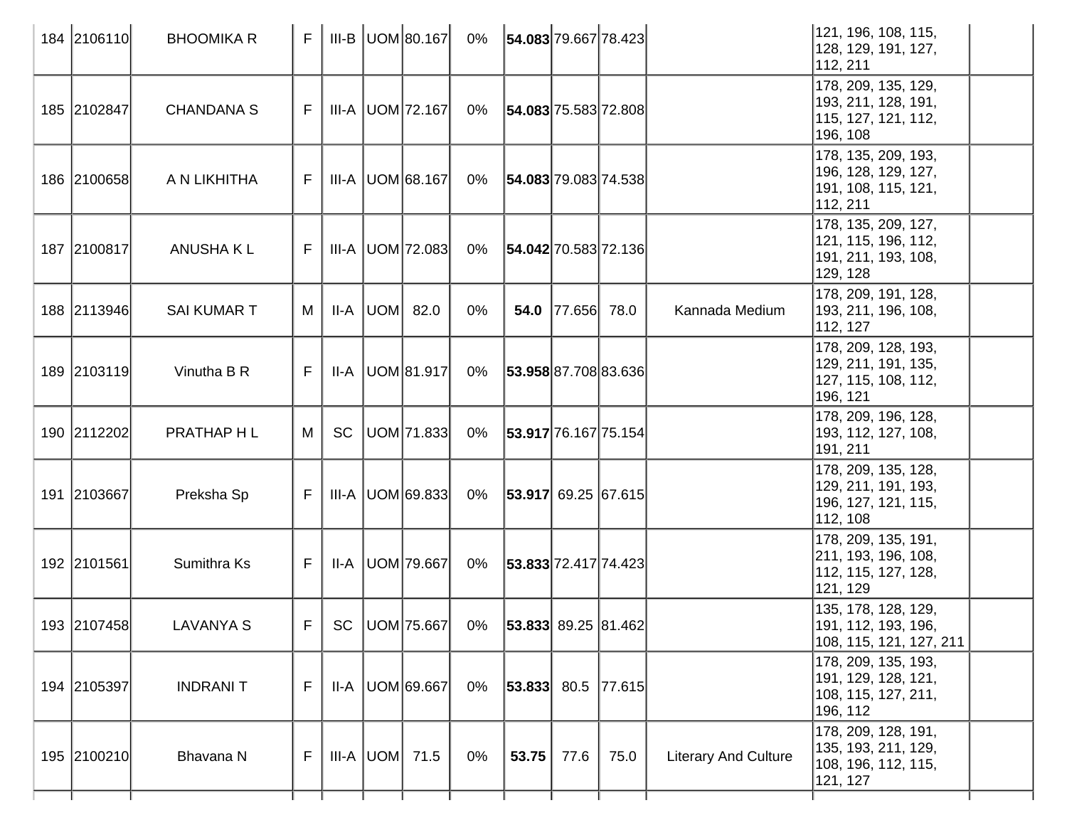| | | | | | | | | | | | | | |
|---|---|---|---|---|---|---|---|---|---|---|---|---|---|
| 184 | 2106110 | BHOOMIKA R | F | III-B | UOM | 80.167 | 0% | **54.083** | 79.667 | 78.423 | | 121, 196, 108, 115, 128, 129, 191, 127, 112, 211 | |
| 185 | 2102847 | CHANDANA S | F | III-A | UOM | 72.167 | 0% | **54.083** | 75.583 | 72.808 | | 178, 209, 135, 129, 193, 211, 128, 191, 115, 127, 121, 112, 196, 108 | |
| 186 | 2100658 | A N LIKHITHA | F | III-A | UOM | 68.167 | 0% | **54.083** | 79.083 | 74.538 | | 178, 135, 209, 193, 196, 128, 129, 127, 191, 108, 115, 121, 112, 211 | |
| 187 | 2100817 | ANUSHA K L | F | III-A | UOM | 72.083 | 0% | **54.042** | 70.583 | 72.136 | | 178, 135, 209, 127, 121, 115, 196, 112, 191, 211, 193, 108, 129, 128 | |
| 188 | 2113946 | SAI KUMAR T | M | II-A | UOM | 82.0 | 0% | **54.0** | 77.656 | 78.0 | Kannada Medium | 178, 209, 191, 128, 193, 211, 196, 108, 112, 127 | |
| 189 | 2103119 | Vinutha B R | F | II-A | UOM | 81.917 | 0% | **53.958** | 87.708 | 83.636 | | 178, 209, 128, 193, 129, 211, 191, 135, 127, 115, 108, 112, 196, 121 | |
| 190 | 2112202 | PRATHAP H L | M | SC | UOM | 71.833 | 0% | **53.917** | 76.167 | 75.154 | | 178, 209, 196, 128, 193, 112, 127, 108, 191, 211 | |
| 191 | 2103667 | Preksha Sp | F | III-A | UOM | 69.833 | 0% | **53.917** | 69.25 | 67.615 | | 178, 209, 135, 128, 129, 211, 191, 193, 196, 127, 121, 115, 112, 108 | |
| 192 | 2101561 | Sumithra Ks | F | II-A | UOM | 79.667 | 0% | **53.833** | 72.417 | 74.423 | | 178, 209, 135, 191, 211, 193, 196, 108, 112, 115, 127, 128, 121, 129 | |
| 193 | 2107458 | LAVANYA S | F | SC | UOM | 75.667 | 0% | **53.833** | 89.25 | 81.462 | | 135, 178, 128, 129, 191, 112, 193, 196, 108, 115, 121, 127, 211 | |
| 194 | 2105397 | INDRANI T | F | II-A | UOM | 69.667 | 0% | **53.833** | 80.5 | 77.615 | | 178, 209, 135, 193, 191, 129, 128, 121, 108, 115, 127, 211, 196, 112 | |
| 195 | 2100210 | Bhavana N | F | III-A | UOM | 71.5 | 0% | **53.75** | 77.6 | 75.0 | Literary And Culture | 178, 209, 128, 191, 135, 193, 211, 129, 108, 196, 112, 115, 121, 127 | |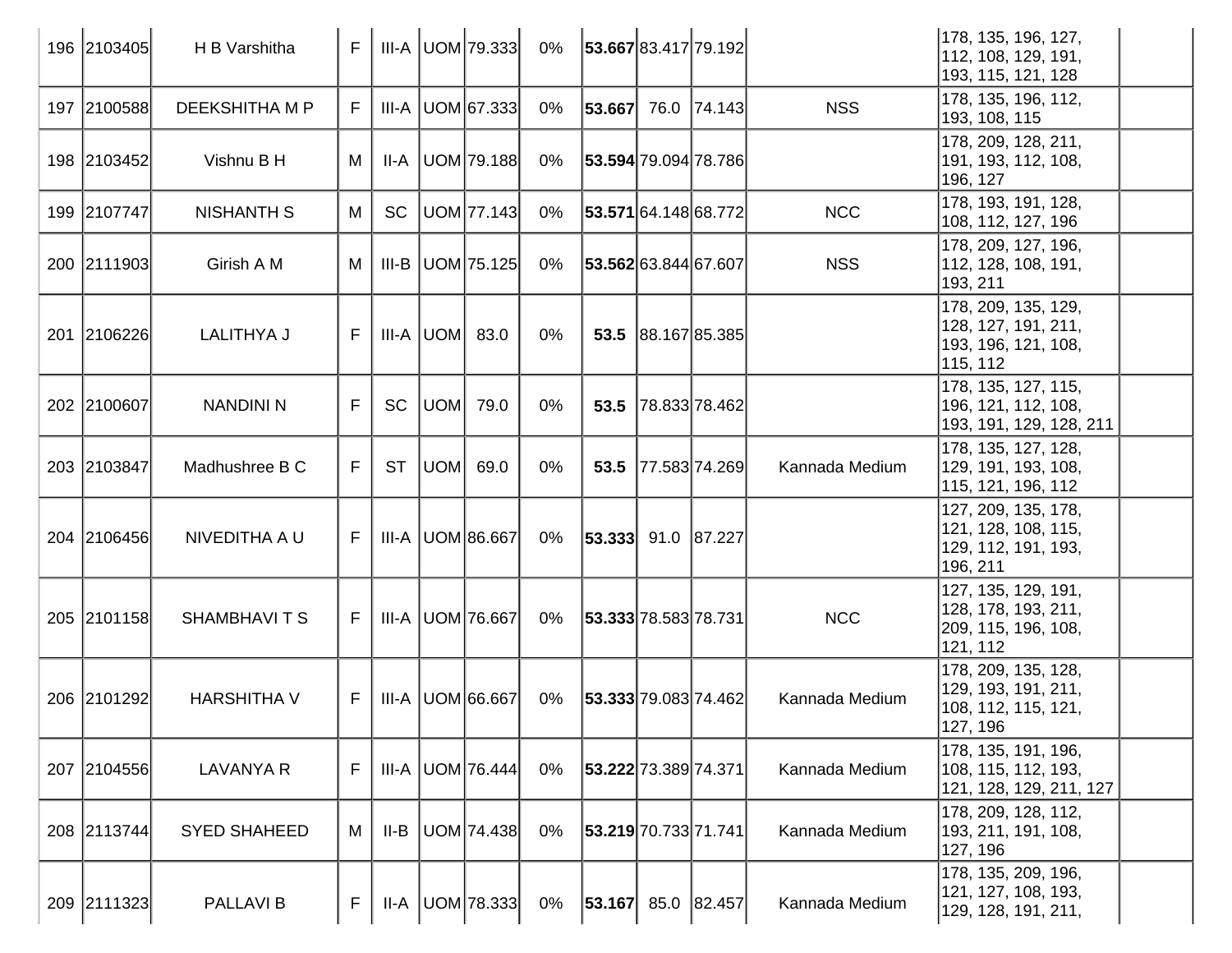| 196 | 2103405 | H B Varshitha | F | III-A | UOM | 79.333 | 0% | **53.667** | 83.417 | 79.192 | | 178, 135, 196, 127, 112, 108, 129, 191, 193, 115, 121, 128 | |
|---|---|---|---|---|---|---|---|---|---|---|---|---|---|
| 197 | 2100588 | DEEKSHITHA M P | F | III-A | UOM | 67.333 | 0% | **53.667** | 76.0 | 74.143 | NSS | 178, 135, 196, 112, 193, 108, 115 | |
| 198 | 2103452 | Vishnu B H | M | II-A | UOM | 79.188 | 0% | **53.594** | 79.094 | 78.786 | | 178, 209, 128, 211, 191, 193, 112, 108, 196, 127 | |
| 199 | 2107747 | NISHANTH S | M | SC | UOM | 77.143 | 0% | **53.571** | 64.148 | 68.772 | NCC | 178, 193, 191, 128, 108, 112, 127, 196 | |
| 200 | 2111903 | Girish A M | M | III-B | UOM | 75.125 | 0% | **53.562** | 63.844 | 67.607 | NSS | 178, 209, 127, 196, 112, 128, 108, 191, 193, 211 | |
| 201 | 2106226 | LALITHYA J | F | III-A | UOM | 83.0 | 0% | **53.5** | 88.167 | 85.385 | | 178, 209, 135, 129, 128, 127, 191, 211, 193, 196, 121, 108, 115, 112 | |
| 202 | 2100607 | NANDINI N | F | SC | UOM | 79.0 | 0% | **53.5** | 78.833 | 78.462 | | 178, 135, 127, 115, 196, 121, 112, 108, 193, 191, 129, 128, 211 | |
| 203 | 2103847 | Madhushree B C | F | ST | UOM | 69.0 | 0% | **53.5** | 77.583 | 74.269 | Kannada Medium | 178, 135, 127, 128, 129, 191, 193, 108, 115, 121, 196, 112 | |
| 204 | 2106456 | NIVEDITHA A U | F | III-A | UOM | 86.667 | 0% | **53.333** | 91.0 | 87.227 | | 127, 209, 135, 178, 121, 128, 108, 115, 129, 112, 191, 193, 196, 211 | |
| 205 | 2101158 | SHAMBHAVI T S | F | III-A | UOM | 76.667 | 0% | **53.333** | 78.583 | 78.731 | NCC | 127, 135, 129, 191, 128, 178, 193, 211, 209, 115, 196, 108, 121, 112 | |
| 206 | 2101292 | HARSHITHA V | F | III-A | UOM | 66.667 | 0% | **53.333** | 79.083 | 74.462 | Kannada Medium | 178, 209, 135, 128, 129, 193, 191, 211, 108, 112, 115, 121, 127, 196 | |
| 207 | 2104556 | LAVANYA R | F | III-A | UOM | 76.444 | 0% | **53.222** | 73.389 | 74.371 | Kannada Medium | 178, 135, 191, 196, 108, 115, 112, 193, 121, 128, 129, 211, 127 | |
| 208 | 2113744 | SYED SHAHEED | M | II-B | UOM | 74.438 | 0% | **53.219** | 70.733 | 71.741 | Kannada Medium | 178, 209, 128, 112, 193, 211, 191, 108, 127, 196 | |
| 209 | 2111323 | PALLAVI B | F | II-A | UOM | 78.333 | 0% | **53.167** | 85.0 | 82.457 | Kannada Medium | 178, 135, 209, 196, 121, 127, 108, 193, 129, 128, 191, 211, | |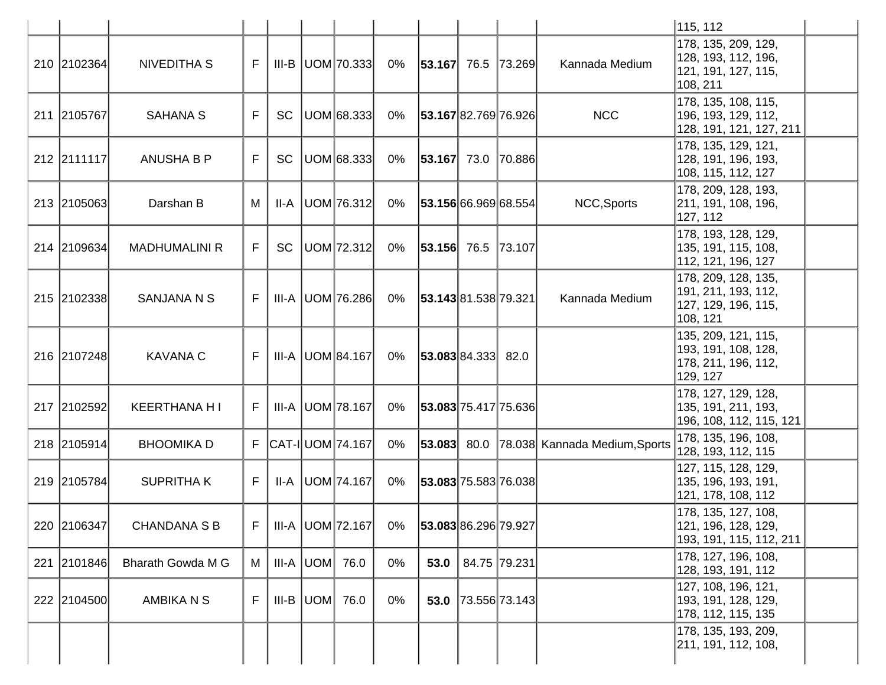| | | | | | | | | | | | | | |
|---|---|---|---|---|---|---|---|---|---|---|---|---|---|
| | | | | | | | | | | | | 115, 112 | |
| 210 | 2102364 | NIVEDITHA S | F | III-B | UOM | 70.333 | 0% | **53.167** | 76.5 | 73.269 | Kannada Medium | 178, 135, 209, 129, 128, 193, 112, 196, 121, 191, 127, 115, 108, 211 | |
| 211 | 2105767 | SAHANA S | F | SC | UOM | 68.333 | 0% | **53.167** | 82.769 | 76.926 | NCC | 178, 135, 108, 115, 196, 193, 129, 112, 128, 191, 121, 127, 211 | |
| 212 | 2111117 | ANUSHA B P | F | SC | UOM | 68.333 | 0% | **53.167** | 73.0 | 70.886 | | 178, 135, 129, 121, 128, 191, 196, 193, 108, 115, 112, 127 | |
| 213 | 2105063 | Darshan B | M | II-A | UOM | 76.312 | 0% | **53.156** | 66.969 | 68.554 | NCC,Sports | 178, 209, 128, 193, 211, 191, 108, 196, 127, 112 | |
| 214 | 2109634 | MADHUMALINI R | F | SC | UOM | 72.312 | 0% | **53.156** | 76.5 | 73.107 | | 178, 193, 128, 129, 135, 191, 115, 108, 112, 121, 196, 127 | |
| 215 | 2102338 | SANJANA N S | F | III-A | UOM | 76.286 | 0% | **53.143** | 81.538 | 79.321 | Kannada Medium | 178, 209, 128, 135, 191, 211, 193, 112, 127, 129, 196, 115, 108, 121 | |
| 216 | 2107248 | KAVANA C | F | III-A | UOM | 84.167 | 0% | **53.083** | 84.333 | 82.0 | | 135, 209, 121, 115, 193, 191, 108, 128, 178, 211, 196, 112, 129, 127 | |
| 217 | 2102592 | KEERTHANA H I | F | III-A | UOM | 78.167 | 0% | **53.083** | 75.417 | 75.636 | | 178, 127, 129, 128, 135, 191, 211, 193, 196, 108, 112, 115, 121 | |
| 218 | 2105914 | BHOOMIKA D | F | CAT-I | UOM | 74.167 | 0% | **53.083** | 80.0 | 78.038 | Kannada Medium,Sports | 178, 135, 196, 108, 128, 193, 112, 115 | |
| 219 | 2105784 | SUPRITHA K | F | II-A | UOM | 74.167 | 0% | **53.083** | 75.583 | 76.038 | | 127, 115, 128, 129, 135, 196, 193, 191, 121, 178, 108, 112 | |
| 220 | 2106347 | CHANDANA S B | F | III-A | UOM | 72.167 | 0% | **53.083** | 86.296 | 79.927 | | 178, 135, 127, 108, 121, 196, 128, 129, 193, 191, 115, 112, 211 | |
| 221 | 2101846 | Bharath Gowda M G | M | III-A | UOM | 76.0 | 0% | **53.0** | 84.75 | 79.231 | | 178, 127, 196, 108, 128, 193, 191, 112 | |
| 222 | 2104500 | AMBIKA N S | F | III-B | UOM | 76.0 | 0% | **53.0** | 73.556 | 73.143 | | 127, 108, 196, 121, 193, 191, 128, 129, 178, 112, 115, 135 | |
| | | | | | | | | | | | | 178, 135, 193, 209, 211, 191, 112, 108, | |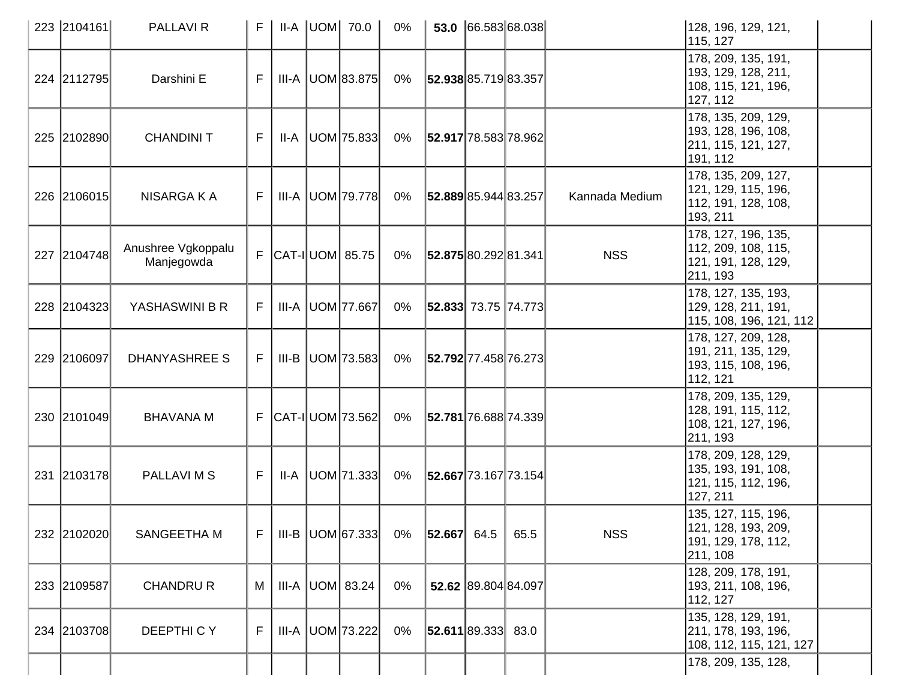| | | | | | | | | | | | | | |
|---|---|---|---|---|---|---|---|---|---|---|---|---|---|
| 223 | 2104161 | PALLAVI R | F | II-A | UOM | 70.0 | 0% | **53.0** | 66.583 | 68.038 | | 128, 196, 129, 121, 115, 127 | |
| 224 | 2112795 | Darshini E | F | III-A | UOM | 83.875 | 0% | **52.938** | 85.719 | 83.357 | | 178, 209, 135, 191, 193, 129, 128, 211, 108, 115, 121, 196, 127, 112 | |
| 225 | 2102890 | CHANDINI T | F | II-A | UOM | 75.833 | 0% | **52.917** | 78.583 | 78.962 | | 178, 135, 209, 129, 193, 128, 196, 108, 211, 115, 121, 127, 191, 112 | |
| 226 | 2106015 | NISARGA K A | F | III-A | UOM | 79.778 | 0% | **52.889** | 85.944 | 83.257 | Kannada Medium | 178, 135, 209, 127, 121, 129, 115, 196, 112, 191, 128, 108, 193, 211 | |
| 227 | 2104748 | Anushree Vgkoppalu Manjegowda | F | CAT-I | UOM | 85.75 | 0% | **52.875** | 80.292 | 81.341 | NSS | 178, 127, 196, 135, 112, 209, 108, 115, 121, 191, 128, 129, 211, 193 | |
| 228 | 2104323 | YASHASWINI B R | F | III-A | UOM | 77.667 | 0% | **52.833** | 73.75 | 74.773 | | 178, 127, 135, 193, 129, 128, 211, 191, 115, 108, 196, 121, 112 | |
| 229 | 2106097 | DHANYASHREE S | F | III-B | UOM | 73.583 | 0% | **52.792** | 77.458 | 76.273 | | 178, 127, 209, 128, 191, 211, 135, 129, 193, 115, 108, 196, 112, 121 | |
| 230 | 2101049 | BHAVANA M | F | CAT-I | UOM | 73.562 | 0% | **52.781** | 76.688 | 74.339 | | 178, 209, 135, 129, 128, 191, 115, 112, 108, 121, 127, 196, 211, 193 | |
| 231 | 2103178 | PALLAVI M S | F | II-A | UOM | 71.333 | 0% | **52.667** | 73.167 | 73.154 | | 178, 209, 128, 129, 135, 193, 191, 108, 121, 115, 112, 196, 127, 211 | |
| 232 | 2102020 | SANGEETHA M | F | III-B | UOM | 67.333 | 0% | **52.667** | 64.5 | 65.5 | NSS | 135, 127, 115, 196, 121, 128, 193, 209, 191, 129, 178, 112, 211, 108 | |
| 233 | 2109587 | CHANDRU R | M | III-A | UOM | 83.24 | 0% | **52.62** | 89.804 | 84.097 | | 128, 209, 178, 191, 193, 211, 108, 196, 112, 127 | |
| 234 | 2103708 | DEEPTHI C Y | F | III-A | UOM | 73.222 | 0% | **52.611** | 89.333 | 83.0 | | 135, 128, 129, 191, 211, 178, 193, 196, 108, 112, 115, 121, 127 | |
| | | | | | | | | | | | | 178, 209, 135, 128, | |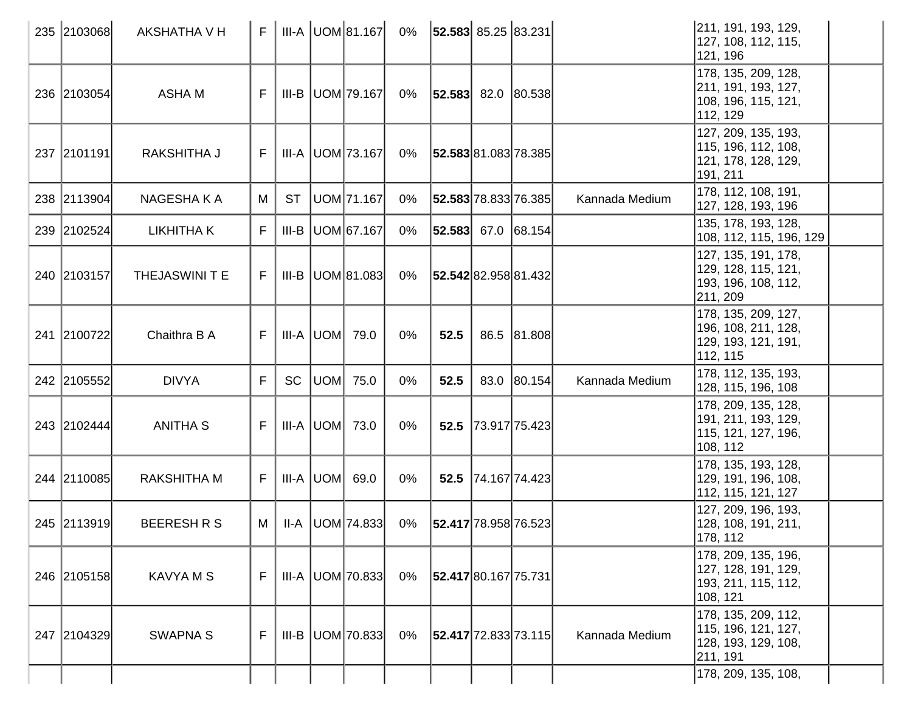| | | | | | | | | | | | | | |
|---|---|---|---|---|---|---|---|---|---|---|---|---|---|
| 235 | 2103068 | AKSHATHA V H | F | III-A | UOM | 81.167 | 0% | **52.583** | 85.25 | 83.231 | | 211, 191, 193, 129, 127, 108, 112, 115, 121, 196 | |
| 236 | 2103054 | ASHA M | F | III-B | UOM | 79.167 | 0% | **52.583** | 82.0 | 80.538 | | 178, 135, 209, 128, 211, 191, 193, 127, 108, 196, 115, 121, 112, 129 | |
| 237 | 2101191 | RAKSHITHA J | F | III-A | UOM | 73.167 | 0% | **52.583** | 81.083 | 78.385 | | 127, 209, 135, 193, 115, 196, 112, 108, 121, 178, 128, 129, 191, 211 | |
| 238 | 2113904 | NAGESHA K A | M | ST | UOM | 71.167 | 0% | **52.583** | 78.833 | 76.385 | Kannada Medium | 178, 112, 108, 191, 127, 128, 193, 196 | |
| 239 | 2102524 | LIKHITHA K | F | III-B | UOM | 67.167 | 0% | **52.583** | 67.0 | 68.154 | | 135, 178, 193, 128, 108, 112, 115, 196, 129 | |
| 240 | 2103157 | THEJASWINI T E | F | III-B | UOM | 81.083 | 0% | **52.542** | 82.958 | 81.432 | | 127, 135, 191, 178, 129, 128, 115, 121, 193, 196, 108, 112, 211, 209 | |
| 241 | 2100722 | Chaithra B A | F | III-A | UOM | 79.0 | 0% | **52.5** | 86.5 | 81.808 | | 178, 135, 209, 127, 196, 108, 211, 128, 129, 193, 121, 191, 112, 115 | |
| 242 | 2105552 | DIVYA | F | SC | UOM | 75.0 | 0% | **52.5** | 83.0 | 80.154 | Kannada Medium | 178, 112, 135, 193, 128, 115, 196, 108 | |
| 243 | 2102444 | ANITHA S | F | III-A | UOM | 73.0 | 0% | **52.5** | 73.917 | 75.423 | | 178, 209, 135, 128, 191, 211, 193, 129, 115, 121, 127, 196, 108, 112 | |
| 244 | 2110085 | RAKSHITHA M | F | III-A | UOM | 69.0 | 0% | **52.5** | 74.167 | 74.423 | | 178, 135, 193, 128, 129, 191, 196, 108, 112, 115, 121, 127 | |
| 245 | 2113919 | BEERESH R S | M | II-A | UOM | 74.833 | 0% | **52.417** | 78.958 | 76.523 | | 127, 209, 196, 193, 128, 108, 191, 211, 178, 112 | |
| 246 | 2105158 | KAVYA M S | F | III-A | UOM | 70.833 | 0% | **52.417** | 80.167 | 75.731 | | 178, 209, 135, 196, 127, 128, 191, 129, 193, 211, 115, 112, 108, 121 | |
| 247 | 2104329 | SWAPNA S | F | III-B | UOM | 70.833 | 0% | **52.417** | 72.833 | 73.115 | Kannada Medium | 178, 135, 209, 112, 115, 196, 121, 127, 128, 193, 129, 108, 211, 191 | |
| | | | | | | | | | | | | 178, 209, 135, 108, | |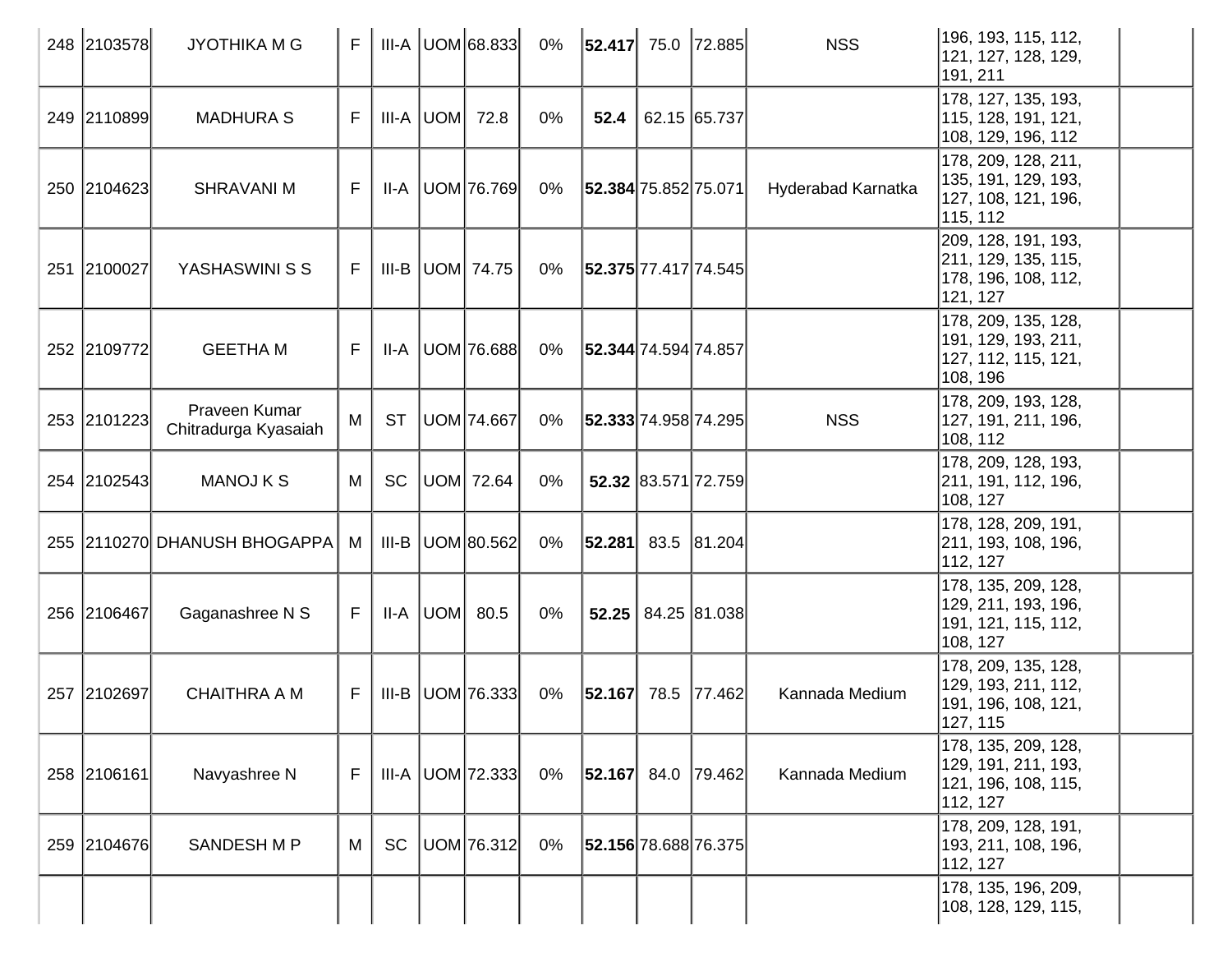| 248 | 2103578 | JYOTHIKA M G | F | III-A | UOM | 68.833 | 0% | **52.417** | 75.0 | 72.885 | NSS | 196, 193, 115, 112, 121, 127, 128, 129, 191, 211 | |
|---|---|---|---|---|---|---|---|---|---|---|---|---|---|
| 249 | 2110899 | MADHURA S | F | III-A | UOM | 72.8 | 0% | **52.4** | 62.15 | 65.737 | | 178, 127, 135, 193, 115, 128, 191, 121, 108, 129, 196, 112 | |
| 250 | 2104623 | SHRAVANI M | F | II-A | UOM | 76.769 | 0% | **52.384** | 75.852 | 75.071 | Hyderabad Karnatka | 178, 209, 128, 211, 135, 191, 129, 193, 127, 108, 121, 196, 115, 112 | |
| 251 | 2100027 | YASHASWINI S S | F | III-B | UOM | 74.75 | 0% | **52.375** | 77.417 | 74.545 | | 209, 128, 191, 193, 211, 129, 135, 115, 178, 196, 108, 112, 121, 127 | |
| 252 | 2109772 | GEETHA M | F | II-A | UOM | 76.688 | 0% | **52.344** | 74.594 | 74.857 | | 178, 209, 135, 128, 191, 129, 193, 211, 127, 112, 115, 121, 108, 196 | |
| 253 | 2101223 | Praveen Kumar Chitradurga Kyasaiah | M | ST | UOM | 74.667 | 0% | **52.333** | 74.958 | 74.295 | NSS | 178, 209, 193, 128, 127, 191, 211, 196, 108, 112 | |
| 254 | 2102543 | MANOJ K S | M | SC | UOM | 72.64 | 0% | **52.32** | 83.571 | 72.759 | | 178, 209, 128, 193, 211, 191, 112, 196, 108, 127 | |
| 255 | 2110270 | DHANUSH BHOGAPPA | M | III-B | UOM | 80.562 | 0% | **52.281** | 83.5 | 81.204 | | 178, 128, 209, 191, 211, 193, 108, 196, 112, 127 | |
| 256 | 2106467 | Gaganashree N S | F | II-A | UOM | 80.5 | 0% | **52.25** | 84.25 | 81.038 | | 178, 135, 209, 128, 129, 211, 193, 196, 191, 121, 115, 112, 108, 127 | |
| 257 | 2102697 | CHAITHRA A M | F | III-B | UOM | 76.333 | 0% | **52.167** | 78.5 | 77.462 | Kannada Medium | 178, 209, 135, 128, 129, 193, 211, 112, 191, 196, 108, 121, 127, 115 | |
| 258 | 2106161 | Navyashree N | F | III-A | UOM | 72.333 | 0% | **52.167** | 84.0 | 79.462 | Kannada Medium | 178, 135, 209, 128, 129, 191, 211, 193, 121, 196, 108, 115, 112, 127 | |
| 259 | 2104676 | SANDESH M P | M | SC | UOM | 76.312 | 0% | **52.156** | 78.688 | 76.375 | | 178, 209, 128, 191, 193, 211, 108, 196, 112, 127 | |
| | | | | | | | | | | | | 178, 135, 196, 209, 108, 128, 129, 115, | |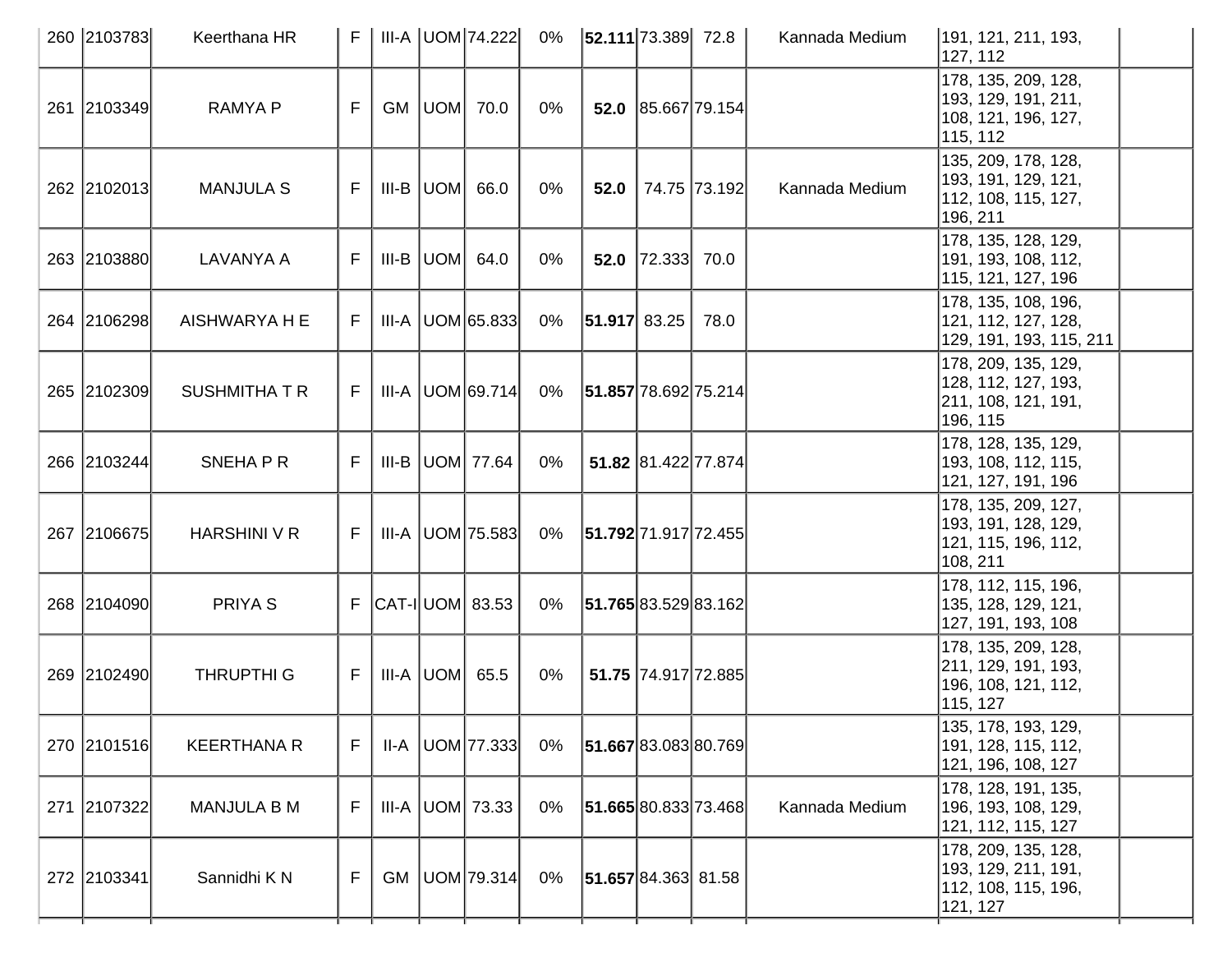| 260 | 2103783 | Keerthana HR | F | III-A | UOM | 74.222 | 0% | **52.111** | 73.389 | 72.8 | Kannada Medium | 191, 121, 211, 193, 127, 112 | |
|---|---|---|---|---|---|---|---|---|---|---|---|---|---|
| 261 | 2103349 | RAMYA P | F | GM | UOM | 70.0 | 0% | **52.0** | 85.667 | 79.154 | | 178, 135, 209, 128, 193, 129, 191, 211, 108, 121, 196, 127, 115, 112 | |
| 262 | 2102013 | MANJULA S | F | III-B | UOM | 66.0 | 0% | **52.0** | 74.75 | 73.192 | Kannada Medium | 135, 209, 178, 128, 193, 191, 129, 121, 112, 108, 115, 127, 196, 211 | |
| 263 | 2103880 | LAVANYA A | F | III-B | UOM | 64.0 | 0% | **52.0** | 72.333 | 70.0 | | 178, 135, 128, 129, 191, 193, 108, 112, 115, 121, 127, 196 | |
| 264 | 2106298 | AISHWARYA H E | F | III-A | UOM | 65.833 | 0% | **51.917** | 83.25 | 78.0 | | 178, 135, 108, 196, 121, 112, 127, 128, 129, 191, 193, 115, 211 | |
| 265 | 2102309 | SUSHMITHA T R | F | III-A | UOM | 69.714 | 0% | **51.857** | 78.692 | 75.214 | | 178, 209, 135, 129, 128, 112, 127, 193, 211, 108, 121, 191, 196, 115 | |
| 266 | 2103244 | SNEHA P R | F | III-B | UOM | 77.64 | 0% | **51.82** | 81.422 | 77.874 | | 178, 128, 135, 129, 193, 108, 112, 115, 121, 127, 191, 196 | |
| 267 | 2106675 | HARSHINI V R | F | III-A | UOM | 75.583 | 0% | **51.792** | 71.917 | 72.455 | | 178, 135, 209, 127, 193, 191, 128, 129, 121, 115, 196, 112, 108, 211 | |
| 268 | 2104090 | PRIYA S | F | CAT-I | UOM | 83.53 | 0% | **51.765** | 83.529 | 83.162 | | 178, 112, 115, 196, 135, 128, 129, 121, 127, 191, 193, 108 | |
| 269 | 2102490 | THRUPTHI G | F | III-A | UOM | 65.5 | 0% | **51.75** | 74.917 | 72.885 | | 178, 135, 209, 128, 211, 129, 191, 193, 196, 108, 121, 112, 115, 127 | |
| 270 | 2101516 | KEERTHANA R | F | II-A | UOM | 77.333 | 0% | **51.667** | 83.083 | 80.769 | | 135, 178, 193, 129, 191, 128, 115, 112, 121, 196, 108, 127 | |
| 271 | 2107322 | MANJULA B M | F | III-A | UOM | 73.33 | 0% | **51.665** | 80.833 | 73.468 | Kannada Medium | 178, 128, 191, 135, 196, 193, 108, 129, 121, 112, 115, 127 | |
| 272 | 2103341 | Sannidhi K N | F | GM | UOM | 79.314 | 0% | **51.657** | 84.363 | 81.58 | | 178, 209, 135, 128, 193, 129, 211, 191, 112, 108, 115, 196, 121, 127 | |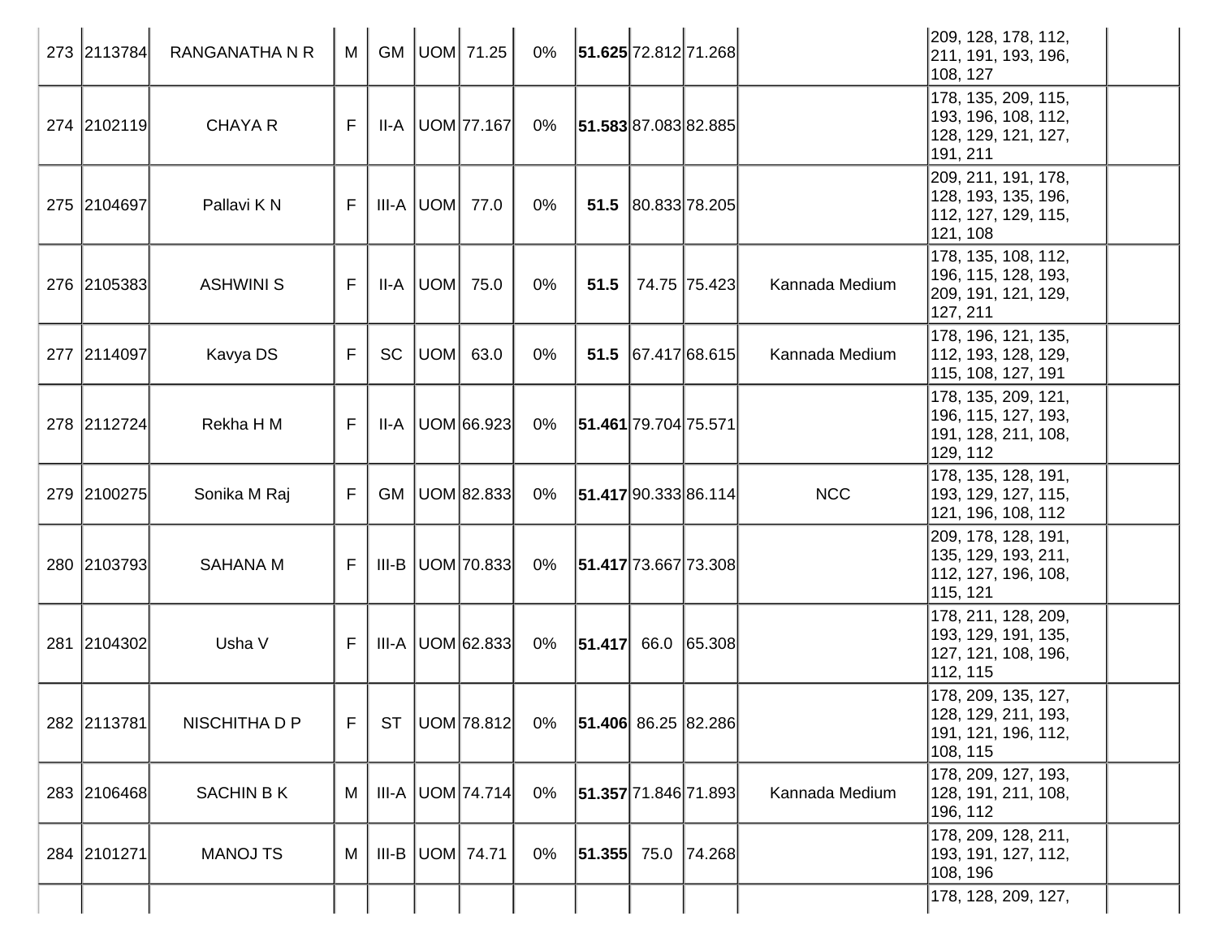| | | | | | | | | | | | | | |
|---|---|---|---|---|---|---|---|---|---|---|---|---|---|
| 273 | 2113784 | RANGANATHA N R | M | GM | UOM | 71.25 | 0% | **51.625** | 72.812 | 71.268 | | 209, 128, 178, 112, 211, 191, 193, 196, 108, 127 | |
| 274 | 2102119 | CHAYA R | F | II-A | UOM | 77.167 | 0% | **51.583** | 87.083 | 82.885 | | 178, 135, 209, 115, 193, 196, 108, 112, 128, 129, 121, 127, 191, 211 | |
| 275 | 2104697 | Pallavi K N | F | III-A | UOM | 77.0 | 0% | **51.5** | 80.833 | 78.205 | | 209, 211, 191, 178, 128, 193, 135, 196, 112, 127, 129, 115, 121, 108 | |
| 276 | 2105383 | ASHWINI S | F | II-A | UOM | 75.0 | 0% | **51.5** | 74.75 | 75.423 | Kannada Medium | 178, 135, 108, 112, 196, 115, 128, 193, 209, 191, 121, 129, 127, 211 | |
| 277 | 2114097 | Kavya DS | F | SC | UOM | 63.0 | 0% | **51.5** | 67.417 | 68.615 | Kannada Medium | 178, 196, 121, 135, 112, 193, 128, 129, 115, 108, 127, 191 | |
| 278 | 2112724 | Rekha H M | F | II-A | UOM | 66.923 | 0% | **51.461** | 79.704 | 75.571 | | 178, 135, 209, 121, 196, 115, 127, 193, 191, 128, 211, 108, 129, 112 | |
| 279 | 2100275 | Sonika M Raj | F | GM | UOM | 82.833 | 0% | **51.417** | 90.333 | 86.114 | NCC | 178, 135, 128, 191, 193, 129, 127, 115, 121, 196, 108, 112 | |
| 280 | 2103793 | SAHANA M | F | III-B | UOM | 70.833 | 0% | **51.417** | 73.667 | 73.308 | | 209, 178, 128, 191, 135, 129, 193, 211, 112, 127, 196, 108, 115, 121 | |
| 281 | 2104302 | Usha V | F | III-A | UOM | 62.833 | 0% | **51.417** | 66.0 | 65.308 | | 178, 211, 128, 209, 193, 129, 191, 135, 127, 121, 108, 196, 112, 115 | |
| 282 | 2113781 | NISCHITHA D P | F | ST | UOM | 78.812 | 0% | **51.406** | 86.25 | 82.286 | | 178, 209, 135, 127, 128, 129, 211, 193, 191, 121, 196, 112, 108, 115 | |
| 283 | 2106468 | SACHIN B K | M | III-A | UOM | 74.714 | 0% | **51.357** | 71.846 | 71.893 | Kannada Medium | 178, 209, 127, 193, 128, 191, 211, 108, 196, 112 | |
| 284 | 2101271 | MANOJ TS | M | III-B | UOM | 74.71 | 0% | **51.355** | 75.0 | 74.268 | | 178, 209, 128, 211, 193, 191, 127, 112, 108, 196 | |
| | | | | | | | | | | | | 178, 128, 209, 127, | |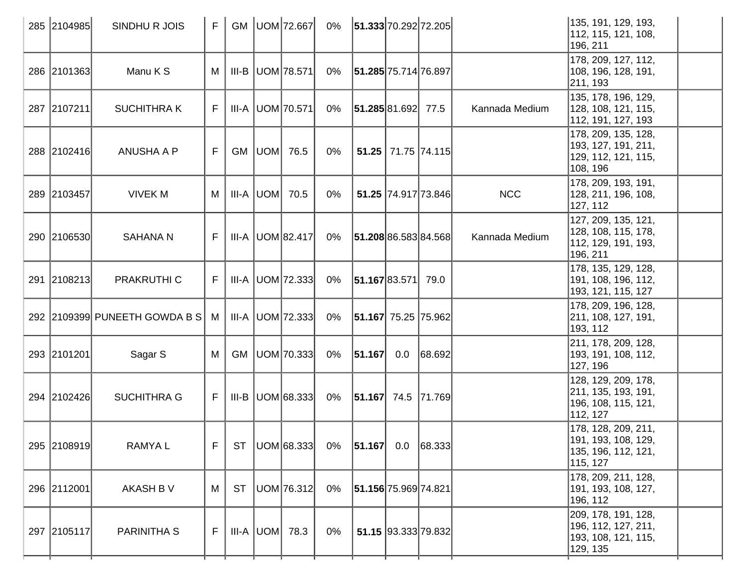| | | | | | | | | | | | | | |
|---|---|---|---|---|---|---|---|---|---|---|---|---|---|
| 285 | 2104985 | SINDHU R JOIS | F | GM | UOM | 72.667 | 0% | **51.333** | 70.292 | 72.205 | | 135, 191, 129, 193, 112, 115, 121, 108, 196, 211 | |
| 286 | 2101363 | Manu K S | M | III-B | UOM | 78.571 | 0% | **51.285** | 75.714 | 76.897 | | 178, 209, 127, 112, 108, 196, 128, 191, 211, 193 | |
| 287 | 2107211 | SUCHITHRA K | F | III-A | UOM | 70.571 | 0% | **51.285** | 81.692 | 77.5 | Kannada Medium | 135, 178, 196, 129, 128, 108, 121, 115, 112, 191, 127, 193 | |
| 288 | 2102416 | ANUSHA A P | F | GM | UOM | 76.5 | 0% | **51.25** | 71.75 | 74.115 | | 178, 209, 135, 128, 193, 127, 191, 211, 129, 112, 121, 115, 108, 196 | |
| 289 | 2103457 | VIVEK M | M | III-A | UOM | 70.5 | 0% | **51.25** | 74.917 | 73.846 | NCC | 178, 209, 193, 191, 128, 211, 196, 108, 127, 112 | |
| 290 | 2106530 | SAHANA N | F | III-A | UOM | 82.417 | 0% | **51.208** | 86.583 | 84.568 | Kannada Medium | 127, 209, 135, 121, 128, 108, 115, 178, 112, 129, 191, 193, 196, 211 | |
| 291 | 2108213 | PRAKRUTHI C | F | III-A | UOM | 72.333 | 0% | **51.167** | 83.571 | 79.0 | | 178, 135, 129, 128, 191, 108, 196, 112, 193, 121, 115, 127 | |
| 292 | 2109399 | PUNEETH GOWDA B S | M | III-A | UOM | 72.333 | 0% | **51.167** | 75.25 | 75.962 | | 178, 209, 196, 128, 211, 108, 127, 191, 193, 112 | |
| 293 | 2101201 | Sagar S | M | GM | UOM | 70.333 | 0% | **51.167** | 0.0 | 68.692 | | 211, 178, 209, 128, 193, 191, 108, 112, 127, 196 | |
| 294 | 2102426 | SUCHITHRA G | F | III-B | UOM | 68.333 | 0% | **51.167** | 74.5 | 71.769 | | 128, 129, 209, 178, 211, 135, 193, 191, 196, 108, 115, 121, 112, 127 | |
| 295 | 2108919 | RAMYA L | F | ST | UOM | 68.333 | 0% | **51.167** | 0.0 | 68.333 | | 178, 128, 209, 211, 191, 193, 108, 129, 135, 196, 112, 121, 115, 127 | |
| 296 | 2112001 | AKASH B V | M | ST | UOM | 76.312 | 0% | **51.156** | 75.969 | 74.821 | | 178, 209, 211, 128, 191, 193, 108, 127, 196, 112 | |
| 297 | 2105117 | PARINITHA S | F | III-A | UOM | 78.3 | 0% | **51.15** | 93.333 | 79.832 | | 209, 178, 191, 128, 196, 112, 127, 211, 193, 108, 121, 115, 129, 135 | |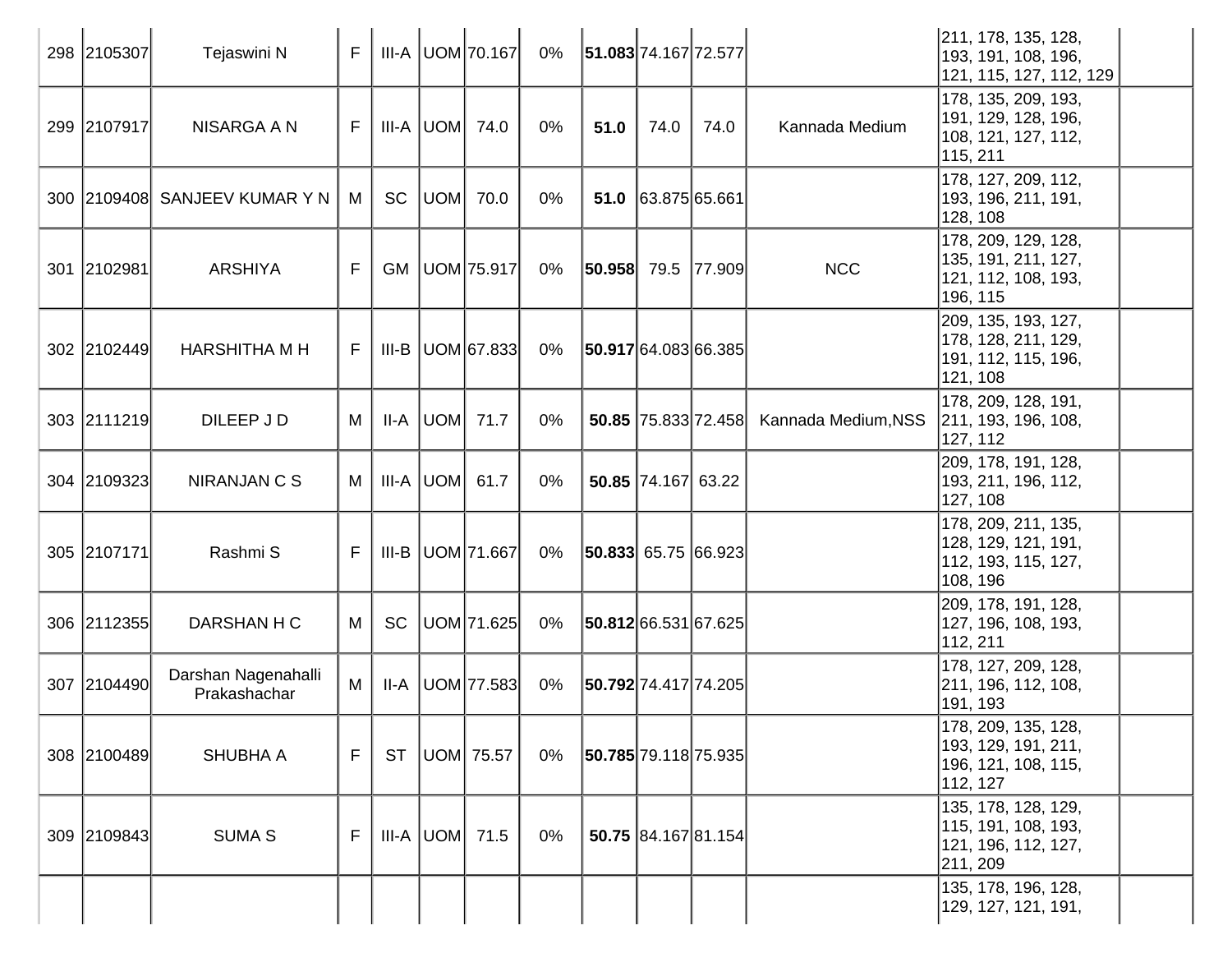| 298 | 2105307 | Tejaswini N | F | III-A | UOM | 70.167 | 0% | **51.083** | 74.167 | 72.577 | | 211, 178, 135, 128, 193, 191, 108, 196, 121, 115, 127, 112, 129 | |
|---|---|---|---|---|---|---|---|---|---|---|---|---|---|
| 299 | 2107917 | NISARGA A N | F | III-A | UOM | 74.0 | 0% | **51.0** | 74.0 | 74.0 | Kannada Medium | 178, 135, 209, 193, 191, 129, 128, 196, 108, 121, 127, 112, 115, 211 | |
| 300 | 2109408 | SANJEEV KUMAR Y N | M | SC | UOM | 70.0 | 0% | **51.0** | 63.875 | 65.661 | | 178, 127, 209, 112, 193, 196, 211, 191, 128, 108 | |
| 301 | 2102981 | ARSHIYA | F | GM | UOM | 75.917 | 0% | **50.958** | 79.5 | 77.909 | NCC | 178, 209, 129, 128, 135, 191, 211, 127, 121, 112, 108, 193, 196, 115 | |
| 302 | 2102449 | HARSHITHA M H | F | III-B | UOM | 67.833 | 0% | **50.917** | 64.083 | 66.385 | | 209, 135, 193, 127, 178, 128, 211, 129, 191, 112, 115, 196, 121, 108 | |
| 303 | 2111219 | DILEEP J D | M | II-A | UOM | 71.7 | 0% | **50.85** | 75.833 | 72.458 | Kannada Medium,NSS | 178, 209, 128, 191, 211, 193, 196, 108, 127, 112 | |
| 304 | 2109323 | NIRANJAN C S | M | III-A | UOM | 61.7 | 0% | **50.85** | 74.167 | 63.22 | | 209, 178, 191, 128, 193, 211, 196, 112, 127, 108 | |
| 305 | 2107171 | Rashmi S | F | III-B | UOM | 71.667 | 0% | **50.833** | 65.75 | 66.923 | | 178, 209, 211, 135, 128, 129, 121, 191, 112, 193, 115, 127, 108, 196 | |
| 306 | 2112355 | DARSHAN H C | M | SC | UOM | 71.625 | 0% | **50.812** | 66.531 | 67.625 | | 209, 178, 191, 128, 127, 196, 108, 193, 112, 211 | |
| 307 | 2104490 | Darshan Nagenahalli Prakashachar | M | II-A | UOM | 77.583 | 0% | **50.792** | 74.417 | 74.205 | | 178, 127, 209, 128, 211, 196, 112, 108, 191, 193 | |
| 308 | 2100489 | SHUBHA A | F | ST | UOM | 75.57 | 0% | **50.785** | 79.118 | 75.935 | | 178, 209, 135, 128, 193, 129, 191, 211, 196, 121, 108, 115, 112, 127 | |
| 309 | 2109843 | SUMA S | F | III-A | UOM | 71.5 | 0% | **50.75** | 84.167 | 81.154 | | 135, 178, 128, 129, 115, 191, 108, 193, 121, 196, 112, 127, 211, 209 | |
| | | | | | | | | | | | | 135, 178, 196, 128, 129, 127, 121, 191, | |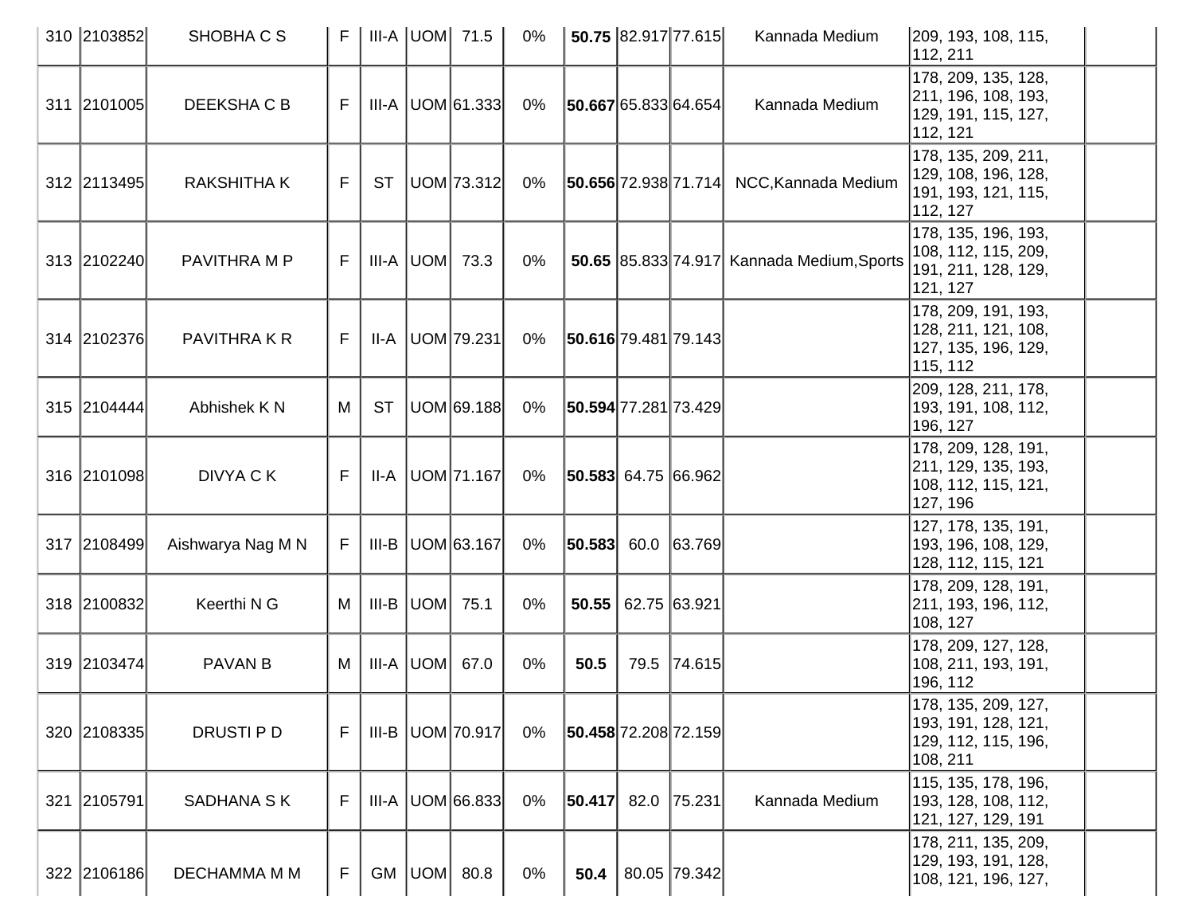| 310 | 2103852 | SHOBHA C S | F | III-A | UOM | 71.5 | 0% | **50.75** | 82.917 | 77.615 | Kannada Medium | 209, 193, 108, 115, 112, 211 | |
|---|---|---|---|---|---|---|---|---|---|---|---|---|---|
| 311 | 2101005 | DEEKSHA C B | F | III-A | UOM | 61.333 | 0% | **50.667** | 65.833 | 64.654 | Kannada Medium | 178, 209, 135, 128, 211, 196, 108, 193, 129, 191, 115, 127, 112, 121 | |
| 312 | 2113495 | RAKSHITHA K | F | ST | UOM | 73.312 | 0% | **50.656** | 72.938 | 71.714 | NCC,Kannada Medium | 178, 135, 209, 211, 129, 108, 196, 128, 191, 193, 121, 115, 112, 127 | |
| 313 | 2102240 | PAVITHRA M P | F | III-A | UOM | 73.3 | 0% | **50.65** | 85.833 | 74.917 | Kannada Medium,Sports | 178, 135, 196, 193, 108, 112, 115, 209, 191, 211, 128, 129, 121, 127 | |
| 314 | 2102376 | PAVITHRA K R | F | II-A | UOM | 79.231 | 0% | **50.616** | 79.481 | 79.143 | | 178, 209, 191, 193, 128, 211, 121, 108, 127, 135, 196, 129, 115, 112 | |
| 315 | 2104444 | Abhishek K N | M | ST | UOM | 69.188 | 0% | **50.594** | 77.281 | 73.429 | | 209, 128, 211, 178, 193, 191, 108, 112, 196, 127 | |
| 316 | 2101098 | DIVYA C K | F | II-A | UOM | 71.167 | 0% | **50.583** | 64.75 | 66.962 | | 178, 209, 128, 191, 211, 129, 135, 193, 108, 112, 115, 121, 127, 196 | |
| 317 | 2108499 | Aishwarya Nag M N | F | III-B | UOM | 63.167 | 0% | **50.583** | 60.0 | 63.769 | | 127, 178, 135, 191, 193, 196, 108, 129, 128, 112, 115, 121 | |
| 318 | 2100832 | Keerthi N G | M | III-B | UOM | 75.1 | 0% | **50.55** | 62.75 | 63.921 | | 178, 209, 128, 191, 211, 193, 196, 112, 108, 127 | |
| 319 | 2103474 | PAVAN B | M | III-A | UOM | 67.0 | 0% | **50.5** | 79.5 | 74.615 | | 178, 209, 127, 128, 108, 211, 193, 191, 196, 112 | |
| 320 | 2108335 | DRUSTI P D | F | III-B | UOM | 70.917 | 0% | **50.458** | 72.208 | 72.159 | | 178, 135, 209, 127, 193, 191, 128, 121, 129, 112, 115, 196, 108, 211 | |
| 321 | 2105791 | SADHANA S K | F | III-A | UOM | 66.833 | 0% | **50.417** | 82.0 | 75.231 | Kannada Medium | 115, 135, 178, 196, 193, 128, 108, 112, 121, 127, 129, 191 | |
| 322 | 2106186 | DECHAMMA M M | F | GM | UOM | 80.8 | 0% | **50.4** | 80.05 | 79.342 | | 178, 211, 135, 209, 129, 193, 191, 128, 108, 121, 196, 127, | |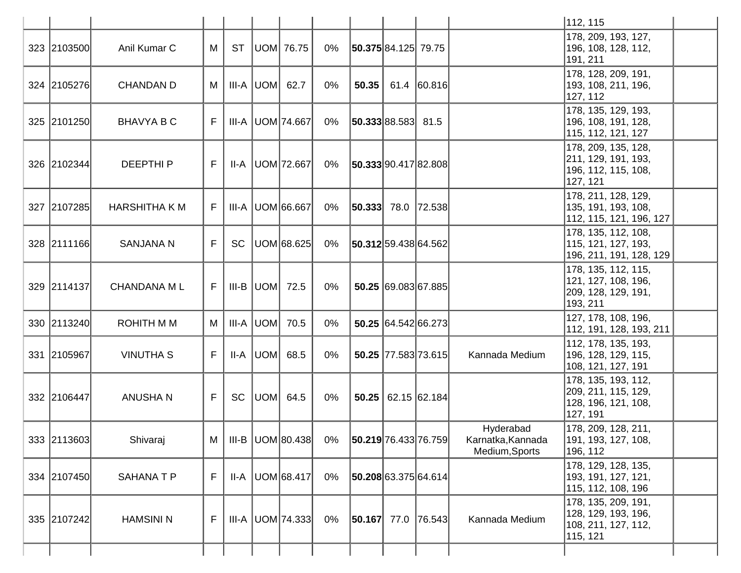| | | | | | | | | | | | | | |
|---|---|---|---|---|---|---|---|---|---|---|---|---|---|
| | | | | | | | | | | | | 112, 115 | |
| 323 | 2103500 | Anil Kumar C | M | ST | UOM | 76.75 | 0% | **50.375** | 84.125 | 79.75 | | 178, 209, 193, 127, 196, 108, 128, 112, 191, 211 | |
| 324 | 2105276 | CHANDAN D | M | III-A | UOM | 62.7 | 0% | **50.35** | 61.4 | 60.816 | | 178, 128, 209, 191, 193, 108, 211, 196, 127, 112 | |
| 325 | 2101250 | BHAVYA B C | F | III-A | UOM | 74.667 | 0% | **50.333** | 88.583 | 81.5 | | 178, 135, 129, 193, 196, 108, 191, 128, 115, 112, 121, 127 | |
| 326 | 2102344 | DEEPTHI P | F | II-A | UOM | 72.667 | 0% | **50.333** | 90.417 | 82.808 | | 178, 209, 135, 128, 211, 129, 191, 193, 196, 112, 115, 108, 127, 121 | |
| 327 | 2107285 | HARSHITHA K M | F | III-A | UOM | 66.667 | 0% | **50.333** | 78.0 | 72.538 | | 178, 211, 128, 129, 135, 191, 193, 108, 112, 115, 121, 196, 127 | |
| 328 | 2111166 | SANJANA N | F | SC | UOM | 68.625 | 0% | **50.312** | 59.438 | 64.562 | | 178, 135, 112, 108, 115, 121, 127, 193, 196, 211, 191, 128, 129 | |
| 329 | 2114137 | CHANDANA M L | F | III-B | UOM | 72.5 | 0% | **50.25** | 69.083 | 67.885 | | 178, 135, 112, 115, 121, 127, 108, 196, 209, 128, 129, 191, 193, 211 | |
| 330 | 2113240 | ROHITH M M | M | III-A | UOM | 70.5 | 0% | **50.25** | 64.542 | 66.273 | | 127, 178, 108, 196, 112, 191, 128, 193, 211 | |
| 331 | 2105967 | VINUTHA S | F | II-A | UOM | 68.5 | 0% | **50.25** | 77.583 | 73.615 | Kannada Medium | 112, 178, 135, 193, 196, 128, 129, 115, 108, 121, 127, 191 | |
| 332 | 2106447 | ANUSHA N | F | SC | UOM | 64.5 | 0% | **50.25** | 62.15 | 62.184 | | 178, 135, 193, 112, 209, 211, 115, 129, 128, 196, 121, 108, 127, 191 | |
| 333 | 2113603 | Shivaraj | M | III-B | UOM | 80.438 | 0% | **50.219** | 76.433 | 76.759 | Hyderabad Karnatka,Kannada Medium,Sports | 178, 209, 128, 211, 191, 193, 127, 108, 196, 112 | |
| 334 | 2107450 | SAHANA T P | F | II-A | UOM | 68.417 | 0% | **50.208** | 63.375 | 64.614 | | 178, 129, 128, 135, 193, 191, 127, 121, 115, 112, 108, 196 | |
| 335 | 2107242 | HAMSINI N | F | III-A | UOM | 74.333 | 0% | **50.167** | 77.0 | 76.543 | Kannada Medium | 178, 135, 209, 191, 128, 129, 193, 196, 108, 211, 127, 112, 115, 121 | |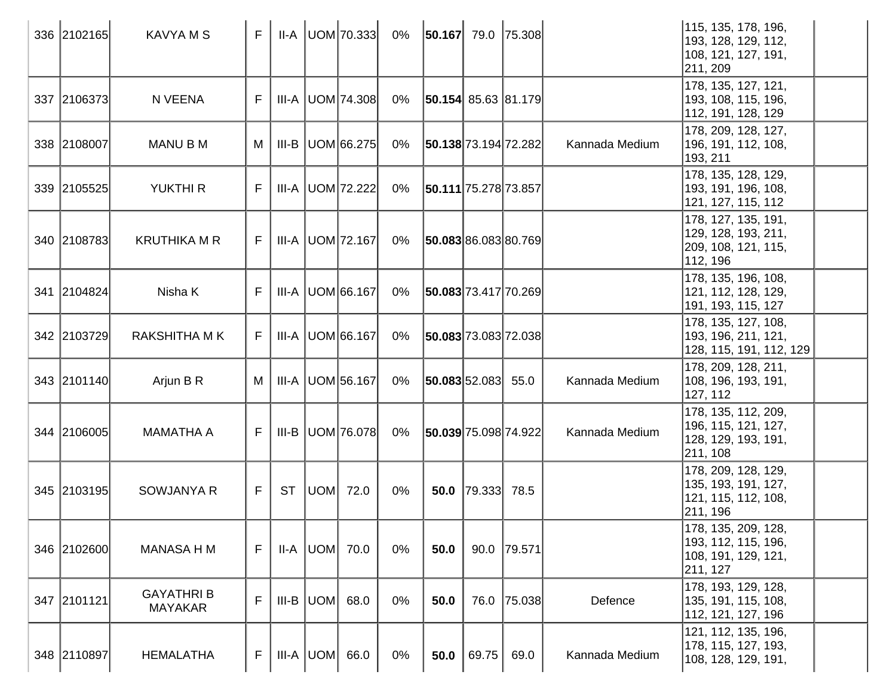| | | | | | | | | | | | | | |
|---|---|---|---|---|---|---|---|---|---|---|---|---|---|
| 336 | 2102165 | KAVYA M S | F | II-A | UOM | 70.333 | 0% | **50.167** | 79.0 | 75.308 | | 115, 135, 178, 196, 193, 128, 129, 112, 108, 121, 127, 191, 211, 209 | |
| 337 | 2106373 | N VEENA | F | III-A | UOM | 74.308 | 0% | **50.154** | 85.63 | 81.179 | | 178, 135, 127, 121, 193, 108, 115, 196, 112, 191, 128, 129 | |
| 338 | 2108007 | MANU B M | M | III-B | UOM | 66.275 | 0% | **50.138** | 73.194 | 72.282 | Kannada Medium | 178, 209, 128, 127, 196, 191, 112, 108, 193, 211 | |
| 339 | 2105525 | YUKTHI R | F | III-A | UOM | 72.222 | 0% | **50.111** | 75.278 | 73.857 | | 178, 135, 128, 129, 193, 191, 196, 108, 121, 127, 115, 112 | |
| 340 | 2108783 | KRUTHIKA M R | F | III-A | UOM | 72.167 | 0% | **50.083** | 86.083 | 80.769 | | 178, 127, 135, 191, 129, 128, 193, 211, 209, 108, 121, 115, 112, 196 | |
| 341 | 2104824 | Nisha K | F | III-A | UOM | 66.167 | 0% | **50.083** | 73.417 | 70.269 | | 178, 135, 196, 108, 121, 112, 128, 129, 191, 193, 115, 127 | |
| 342 | 2103729 | RAKSHITHA M K | F | III-A | UOM | 66.167 | 0% | **50.083** | 73.083 | 72.038 | | 178, 135, 127, 108, 193, 196, 211, 121, 128, 115, 191, 112, 129 | |
| 343 | 2101140 | Arjun B R | M | III-A | UOM | 56.167 | 0% | **50.083** | 52.083 | 55.0 | Kannada Medium | 178, 209, 128, 211, 108, 196, 193, 191, 127, 112 | |
| 344 | 2106005 | MAMATHA A | F | III-B | UOM | 76.078 | 0% | **50.039** | 75.098 | 74.922 | Kannada Medium | 178, 135, 112, 209, 196, 115, 121, 127, 128, 129, 193, 191, 211, 108 | |
| 345 | 2103195 | SOWJANYA R | F | ST | UOM | 72.0 | 0% | **50.0** | 79.333 | 78.5 | | 178, 209, 128, 129, 135, 193, 191, 127, 121, 115, 112, 108, 211, 196 | |
| 346 | 2102600 | MANASA H M | F | II-A | UOM | 70.0 | 0% | **50.0** | 90.0 | 79.571 | | 178, 135, 209, 128, 193, 112, 115, 196, 108, 191, 129, 121, 211, 127 | |
| 347 | 2101121 | GAYATHRI B MAYAKAR | F | III-B | UOM | 68.0 | 0% | **50.0** | 76.0 | 75.038 | Defence | 178, 193, 129, 128, 135, 191, 115, 108, 112, 121, 127, 196 | |
| 348 | 2110897 | HEMALATHA | F | III-A | UOM | 66.0 | 0% | **50.0** | 69.75 | 69.0 | Kannada Medium | 121, 112, 135, 196, 178, 115, 127, 193, 108, 128, 129, 191, | |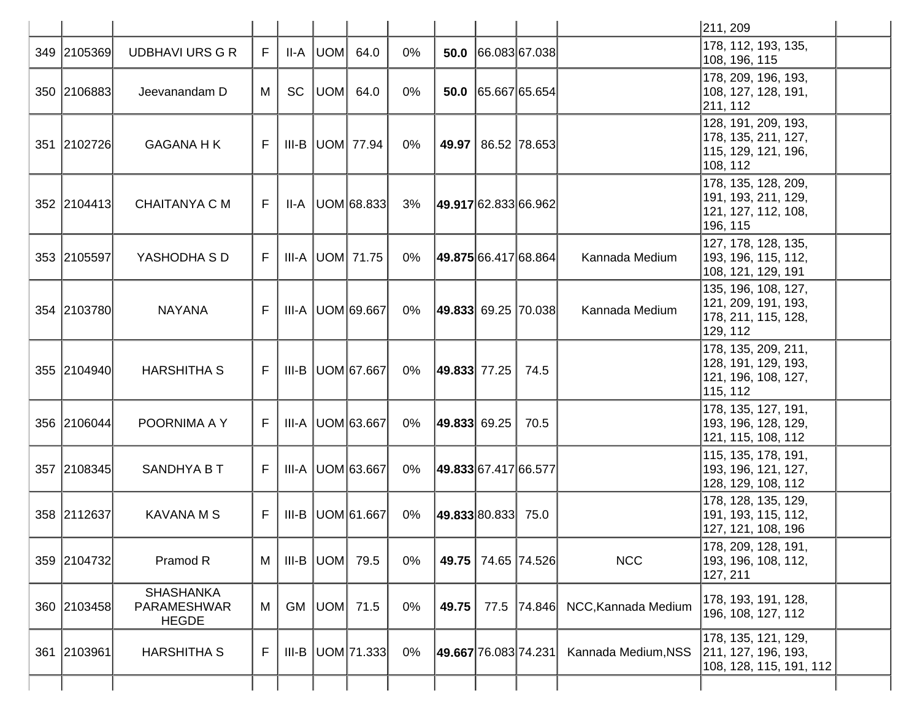| | | | | | | | | | | | | | |
|---|---|---|---|---|---|---|---|---|---|---|---|---|---|
| | | | | | | | | | | | | 211, 209 | |
| 349 | 2105369 | UDBHAVI URS G R | F | II-A | UOM | 64.0 | 0% | **50.0** | 66.083 | 67.038 | | 178, 112, 193, 135, 108, 196, 115 | |
| 350 | 2106883 | Jeevanandam D | M | SC | UOM | 64.0 | 0% | **50.0** | 65.667 | 65.654 | | 178, 209, 196, 193, 108, 127, 128, 191, 211, 112 | |
| 351 | 2102726 | GAGANA H K | F | III-B | UOM | 77.94 | 0% | **49.97** | 86.52 | 78.653 | | 128, 191, 209, 193, 178, 135, 211, 127, 115, 129, 121, 196, 108, 112 | |
| 352 | 2104413 | CHAITANYA C M | F | II-A | UOM | 68.833 | 3% | **49.917** | 62.833 | 66.962 | | 178, 135, 128, 209, 191, 193, 211, 129, 121, 127, 112, 108, 196, 115 | |
| 353 | 2105597 | YASHODHA S D | F | III-A | UOM | 71.75 | 0% | **49.875** | 66.417 | 68.864 | Kannada Medium | 127, 178, 128, 135, 193, 196, 115, 112, 108, 121, 129, 191 | |
| 354 | 2103780 | NAYANA | F | III-A | UOM | 69.667 | 0% | **49.833** | 69.25 | 70.038 | Kannada Medium | 135, 196, 108, 127, 121, 209, 191, 193, 178, 211, 115, 128, 129, 112 | |
| 355 | 2104940 | HARSHITHA S | F | III-B | UOM | 67.667 | 0% | **49.833** | 77.25 | 74.5 | | 178, 135, 209, 211, 128, 191, 129, 193, 121, 196, 108, 127, 115, 112 | |
| 356 | 2106044 | POORNIMA A Y | F | III-A | UOM | 63.667 | 0% | **49.833** | 69.25 | 70.5 | | 178, 135, 127, 191, 193, 196, 128, 129, 121, 115, 108, 112 | |
| 357 | 2108345 | SANDHYA B T | F | III-A | UOM | 63.667 | 0% | **49.833** | 67.417 | 66.577 | | 115, 135, 178, 191, 193, 196, 121, 127, 128, 129, 108, 112 | |
| 358 | 2112637 | KAVANA M S | F | III-B | UOM | 61.667 | 0% | **49.833** | 80.833 | 75.0 | | 178, 128, 135, 129, 191, 193, 115, 112, 127, 121, 108, 196 | |
| 359 | 2104732 | Pramod R | M | III-B | UOM | 79.5 | 0% | **49.75** | 74.65 | 74.526 | NCC | 178, 209, 128, 191, 193, 196, 108, 112, 127, 211 | |
| 360 | 2103458 | SHASHANKA PARAMESHWAR HEGDE | M | GM | UOM | 71.5 | 0% | **49.75** | 77.5 | 74.846 | NCC,Kannada Medium | 178, 193, 191, 128, 196, 108, 127, 112 | |
| 361 | 2103961 | HARSHITHA S | F | III-B | UOM | 71.333 | 0% | **49.667** | 76.083 | 74.231 | Kannada Medium,NSS | 178, 135, 121, 129, 211, 127, 196, 193, 108, 128, 115, 191, 112 | |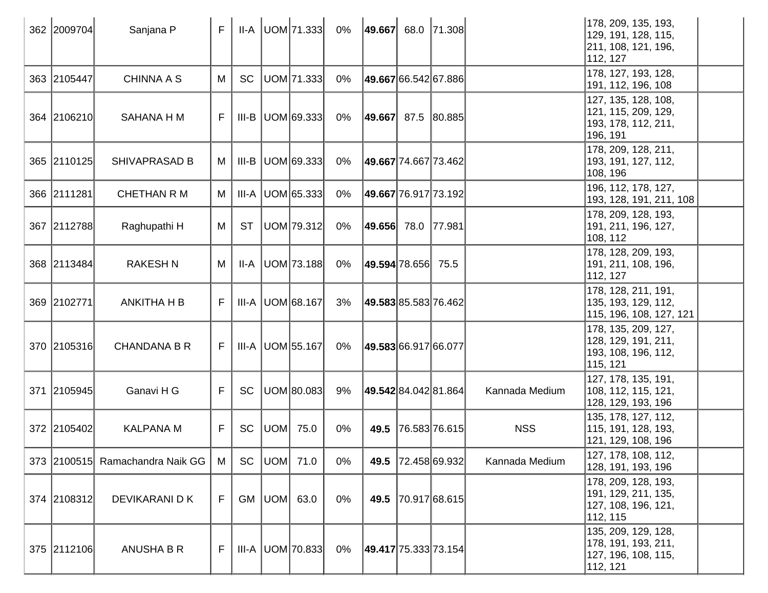| 362 | 2009704 | Sanjana P | F | II-A | UOM | 71.333 | 0% | **49.667** | 68.0 | 71.308 | | 178, 209, 135, 193, 129, 191, 128, 115, 211, 108, 121, 196, 112, 127 | |
|---|---|---|---|---|---|---|---|---|---|---|---|---|---|
| 363 | 2105447 | CHINNA A S | M | SC | UOM | 71.333 | 0% | **49.667** | 66.542 | 67.886 | | 178, 127, 193, 128, 191, 112, 196, 108 | |
| 364 | 2106210 | SAHANA H M | F | III-B | UOM | 69.333 | 0% | **49.667** | 87.5 | 80.885 | | 127, 135, 128, 108, 121, 115, 209, 129, 193, 178, 112, 211, 196, 191 | |
| 365 | 2110125 | SHIVAPRASAD B | M | III-B | UOM | 69.333 | 0% | **49.667** | 74.667 | 73.462 | | 178, 209, 128, 211, 193, 191, 127, 112, 108, 196 | |
| 366 | 2111281 | CHETHAN R M | M | III-A | UOM | 65.333 | 0% | **49.667** | 76.917 | 73.192 | | 196, 112, 178, 127, 193, 128, 191, 211, 108 | |
| 367 | 2112788 | Raghupathi H | M | ST | UOM | 79.312 | 0% | **49.656** | 78.0 | 77.981 | | 178, 209, 128, 193, 191, 211, 196, 127, 108, 112 | |
| 368 | 2113484 | RAKESH N | M | II-A | UOM | 73.188 | 0% | **49.594** | 78.656 | 75.5 | | 178, 128, 209, 193, 191, 211, 108, 196, 112, 127 | |
| 369 | 2102771 | ANKITHA H B | F | III-A | UOM | 68.167 | 3% | **49.583** | 85.583 | 76.462 | | 178, 128, 211, 191, 135, 193, 129, 112, 115, 196, 108, 127, 121 | |
| 370 | 2105316 | CHANDANA B R | F | III-A | UOM | 55.167 | 0% | **49.583** | 66.917 | 66.077 | | 178, 135, 209, 127, 128, 129, 191, 211, 193, 108, 196, 112, 115, 121 | |
| 371 | 2105945 | Ganavi H G | F | SC | UOM | 80.083 | 9% | **49.542** | 84.042 | 81.864 | Kannada Medium | 127, 178, 135, 191, 108, 112, 115, 121, 128, 129, 193, 196 | |
| 372 | 2105402 | KALPANA M | F | SC | UOM | 75.0 | 0% | **49.5** | 76.583 | 76.615 | NSS | 135, 178, 127, 112, 115, 191, 128, 193, 121, 129, 108, 196 | |
| 373 | 2100515 | Ramachandra Naik GG | M | SC | UOM | 71.0 | 0% | **49.5** | 72.458 | 69.932 | Kannada Medium | 127, 178, 108, 112, 128, 191, 193, 196 | |
| 374 | 2108312 | DEVIKARANI D K | F | GM | UOM | 63.0 | 0% | **49.5** | 70.917 | 68.615 | | 178, 209, 128, 193, 191, 129, 211, 135, 127, 108, 196, 121, 112, 115 | |
| 375 | 2112106 | ANUSHA B R | F | III-A | UOM | 70.833 | 0% | **49.417** | 75.333 | 73.154 | | 135, 209, 129, 128, 178, 191, 193, 211, 127, 196, 108, 115, 112, 121 | |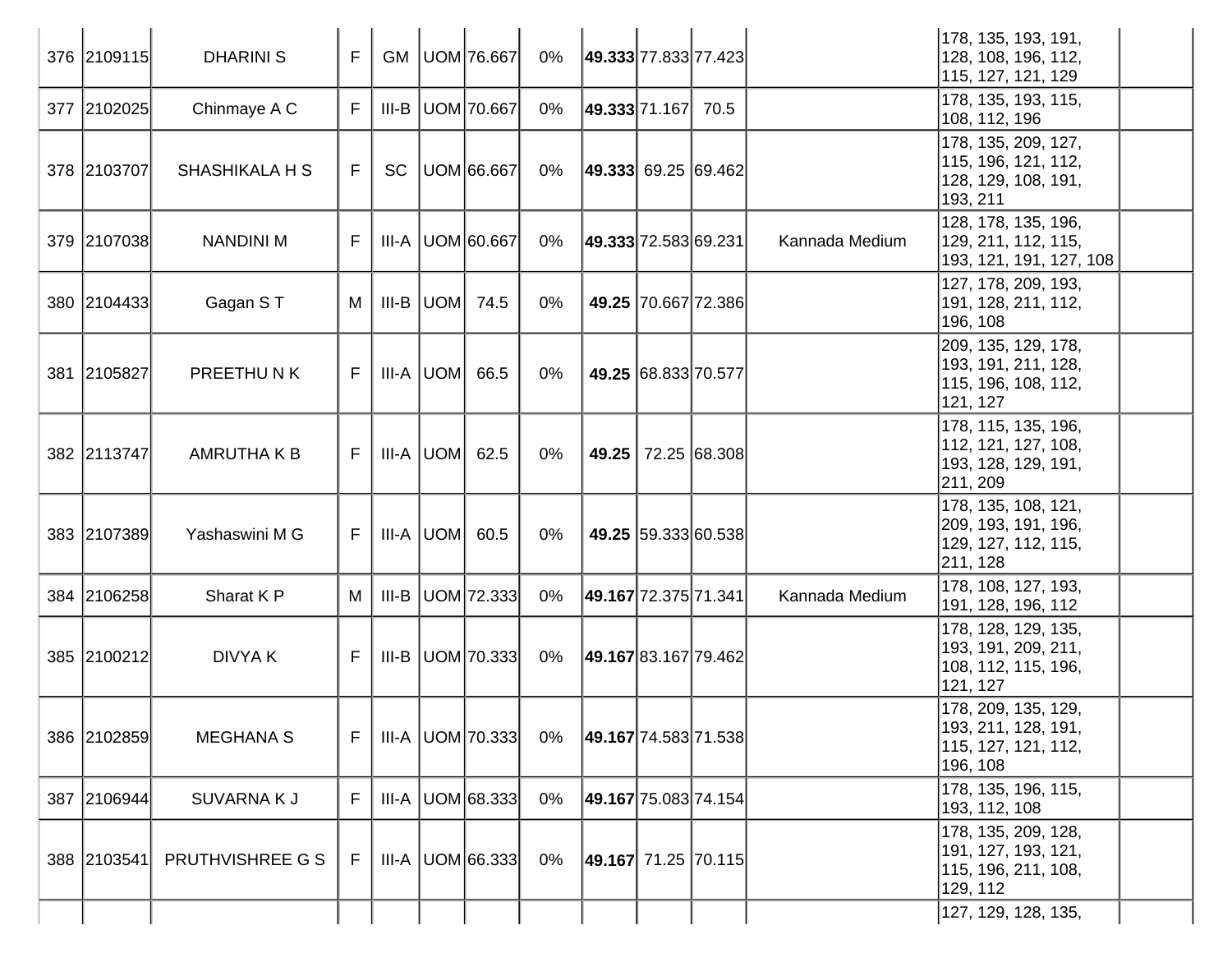| | | | | | | | | | | | | | |
|---|---|---|---|---|---|---|---|---|---|---|---|---|---|
| 376 | 2109115 | DHARINI S | F | GM | UOM | 76.667 | 0% | **49.333** | 77.833 | 77.423 | | 178, 135, 193, 191, 128, 108, 196, 112, 115, 127, 121, 129 | |
| 377 | 2102025 | Chinmaye A C | F | III-B | UOM | 70.667 | 0% | **49.333** | 71.167 | 70.5 | | 178, 135, 193, 115, 108, 112, 196 | |
| 378 | 2103707 | SHASHIKALA H S | F | SC | UOM | 66.667 | 0% | **49.333** | 69.25 | 69.462 | | 178, 135, 209, 127, 115, 196, 121, 112, 128, 129, 108, 191, 193, 211 | |
| 379 | 2107038 | NANDINI M | F | III-A | UOM | 60.667 | 0% | **49.333** | 72.583 | 69.231 | Kannada Medium | 128, 178, 135, 196, 129, 211, 112, 115, 193, 121, 191, 127, 108 | |
| 380 | 2104433 | Gagan S T | M | III-B | UOM | 74.5 | 0% | **49.25** | 70.667 | 72.386 | | 127, 178, 209, 193, 191, 128, 211, 112, 196, 108 | |
| 381 | 2105827 | PREETHU N K | F | III-A | UOM | 66.5 | 0% | **49.25** | 68.833 | 70.577 | | 209, 135, 129, 178, 193, 191, 211, 128, 115, 196, 108, 112, 121, 127 | |
| 382 | 2113747 | AMRUTHA K B | F | III-A | UOM | 62.5 | 0% | **49.25** | 72.25 | 68.308 | | 178, 115, 135, 196, 112, 121, 127, 108, 193, 128, 129, 191, 211, 209 | |
| 383 | 2107389 | Yashaswini M G | F | III-A | UOM | 60.5 | 0% | **49.25** | 59.333 | 60.538 | | 178, 135, 108, 121, 209, 193, 191, 196, 129, 127, 112, 115, 211, 128 | |
| 384 | 2106258 | Sharat K P | M | III-B | UOM | 72.333 | 0% | **49.167** | 72.375 | 71.341 | Kannada Medium | 178, 108, 127, 193, 191, 128, 196, 112 | |
| 385 | 2100212 | DIVYA K | F | III-B | UOM | 70.333 | 0% | **49.167** | 83.167 | 79.462 | | 178, 128, 129, 135, 193, 191, 209, 211, 108, 112, 115, 196, 121, 127 | |
| 386 | 2102859 | MEGHANA S | F | III-A | UOM | 70.333 | 0% | **49.167** | 74.583 | 71.538 | | 178, 209, 135, 129, 193, 211, 128, 191, 115, 127, 121, 112, 196, 108 | |
| 387 | 2106944 | SUVARNA K J | F | III-A | UOM | 68.333 | 0% | **49.167** | 75.083 | 74.154 | | 178, 135, 196, 115, 193, 112, 108 | |
| 388 | 2103541 | PRUTHVISHREE G S | F | III-A | UOM | 66.333 | 0% | **49.167** | 71.25 | 70.115 | | 178, 135, 209, 128, 191, 127, 193, 121, 115, 196, 211, 108, 129, 112 | |
| | | | | | | | | | | | | 127, 129, 128, 135, | |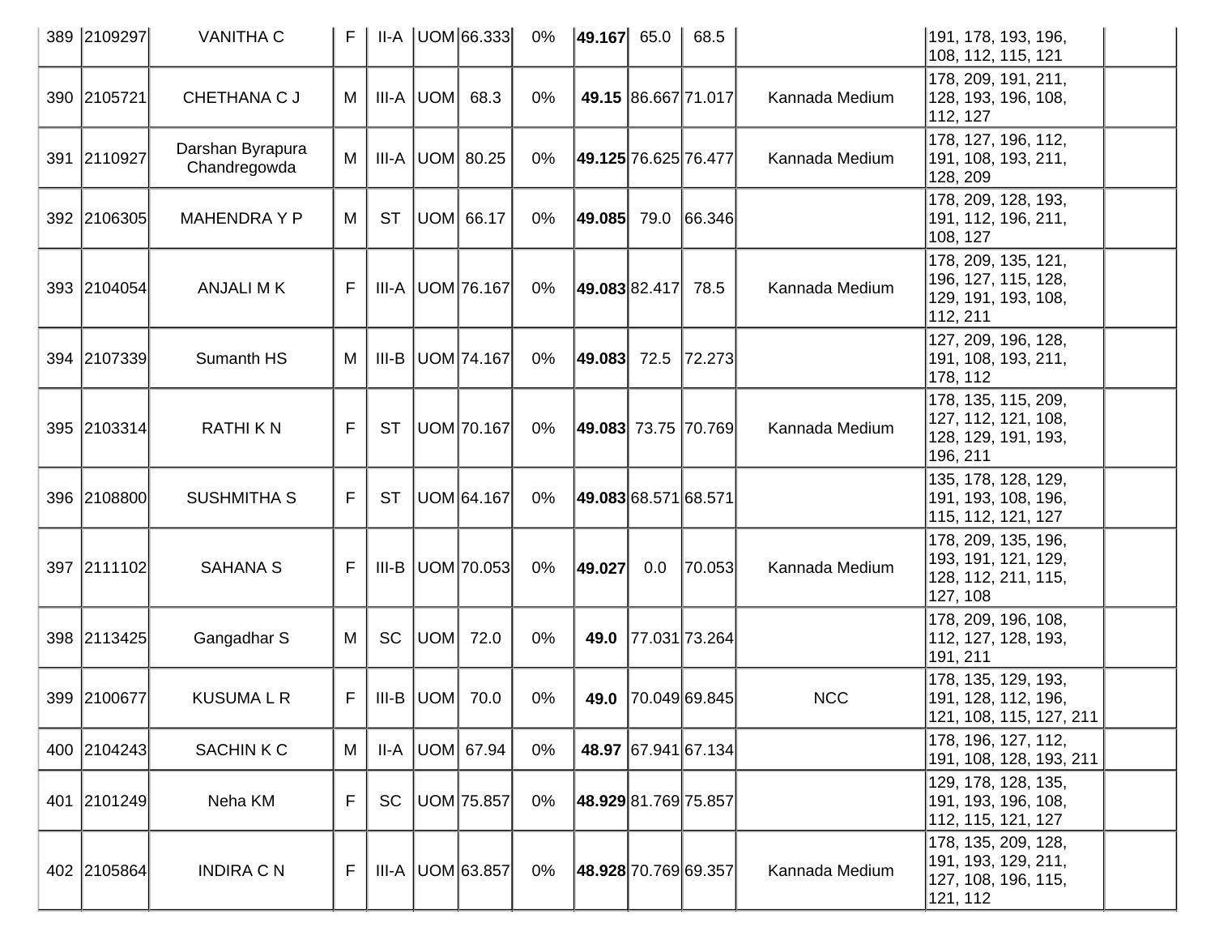| 389 | 2109297 | VANITHA C | F | II-A | UOM | 66.333 | 0% | **49.167** | 65.0 | 68.5 | | 191, 178, 193, 196, 108, 112, 115, 121 | |
|---|---|---|---|---|---|---|---|---|---|---|---|---|---|
| 390 | 2105721 | CHETHANA C J | M | III-A | UOM | 68.3 | 0% | **49.15** | 86.667 | 71.017 | Kannada Medium | 178, 209, 191, 211, 128, 193, 196, 108, 112, 127 | |
| 391 | 2110927 | Darshan Byrapura Chandregowda | M | III-A | UOM | 80.25 | 0% | **49.125** | 76.625 | 76.477 | Kannada Medium | 178, 127, 196, 112, 191, 108, 193, 211, 128, 209 | |
| 392 | 2106305 | MAHENDRA Y P | M | ST | UOM | 66.17 | 0% | **49.085** | 79.0 | 66.346 | | 178, 209, 128, 193, 191, 112, 196, 211, 108, 127 | |
| 393 | 2104054 | ANJALI M K | F | III-A | UOM | 76.167 | 0% | **49.083** | 82.417 | 78.5 | Kannada Medium | 178, 209, 135, 121, 196, 127, 115, 128, 129, 191, 193, 108, 112, 211 | |
| 394 | 2107339 | Sumanth HS | M | III-B | UOM | 74.167 | 0% | **49.083** | 72.5 | 72.273 | | 127, 209, 196, 128, 191, 108, 193, 211, 178, 112 | |
| 395 | 2103314 | RATHI K N | F | ST | UOM | 70.167 | 0% | **49.083** | 73.75 | 70.769 | Kannada Medium | 178, 135, 115, 209, 127, 112, 121, 108, 128, 129, 191, 193, 196, 211 | |
| 396 | 2108800 | SUSHMITHA S | F | ST | UOM | 64.167 | 0% | **49.083** | 68.571 | 68.571 | | 135, 178, 128, 129, 191, 193, 108, 196, 115, 112, 121, 127 | |
| 397 | 2111102 | SAHANA S | F | III-B | UOM | 70.053 | 0% | **49.027** | 0.0 | 70.053 | Kannada Medium | 178, 209, 135, 196, 193, 191, 121, 129, 128, 112, 211, 115, 127, 108 | |
| 398 | 2113425 | Gangadhar S | M | SC | UOM | 72.0 | 0% | **49.0** | 77.031 | 73.264 | | 178, 209, 196, 108, 112, 127, 128, 193, 191, 211 | |
| 399 | 2100677 | KUSUMA L R | F | III-B | UOM | 70.0 | 0% | **49.0** | 70.049 | 69.845 | NCC | 178, 135, 129, 193, 191, 128, 112, 196, 121, 108, 115, 127, 211 | |
| 400 | 2104243 | SACHIN K C | M | II-A | UOM | 67.94 | 0% | **48.97** | 67.941 | 67.134 | | 178, 196, 127, 112, 191, 108, 128, 193, 211 | |
| 401 | 2101249 | Neha KM | F | SC | UOM | 75.857 | 0% | **48.929** | 81.769 | 75.857 | | 129, 178, 128, 135, 191, 193, 196, 108, 112, 115, 121, 127 | |
| 402 | 2105864 | INDIRA C N | F | III-A | UOM | 63.857 | 0% | **48.928** | 70.769 | 69.357 | Kannada Medium | 178, 135, 209, 128, 191, 193, 129, 211, 127, 108, 196, 115, 121, 112 | |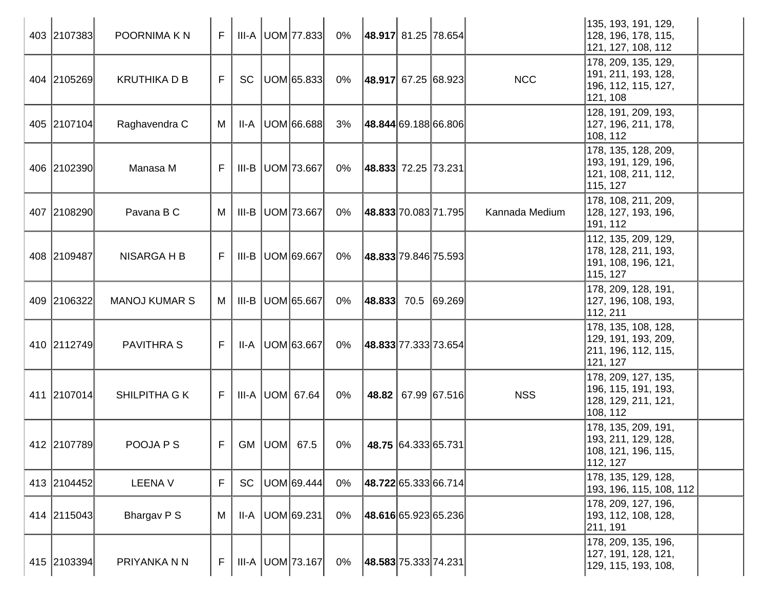| | | | | | | | | | | | | | |
|---|---|---|---|---|---|---|---|---|---|---|---|---|---|
| 403 | 2107383 | POORNIMA K N | F | III-A | UOM | 77.833 | 0% | **48.917** | 81.25 | 78.654 | | 135, 193, 191, 129, 128, 196, 178, 115, 121, 127, 108, 112 | |
| 404 | 2105269 | KRUTHIKA D B | F | SC | UOM | 65.833 | 0% | **48.917** | 67.25 | 68.923 | NCC | 178, 209, 135, 129, 191, 211, 193, 128, 196, 112, 115, 127, 121, 108 | |
| 405 | 2107104 | Raghavendra C | M | II-A | UOM | 66.688 | 3% | **48.844** | 69.188 | 66.806 | | 128, 191, 209, 193, 127, 196, 211, 178, 108, 112 | |
| 406 | 2102390 | Manasa M | F | III-B | UOM | 73.667 | 0% | **48.833** | 72.25 | 73.231 | | 178, 135, 128, 209, 193, 191, 129, 196, 121, 108, 211, 112, 115, 127 | |
| 407 | 2108290 | Pavana B C | M | III-B | UOM | 73.667 | 0% | **48.833** | 70.083 | 71.795 | Kannada Medium | 178, 108, 211, 209, 128, 127, 193, 196, 191, 112 | |
| 408 | 2109487 | NISARGA H B | F | III-B | UOM | 69.667 | 0% | **48.833** | 79.846 | 75.593 | | 112, 135, 209, 129, 178, 128, 211, 193, 191, 108, 196, 121, 115, 127 | |
| 409 | 2106322 | MANOJ KUMAR S | M | III-B | UOM | 65.667 | 0% | **48.833** | 70.5 | 69.269 | | 178, 209, 128, 191, 127, 196, 108, 193, 112, 211 | |
| 410 | 2112749 | PAVITHRA S | F | II-A | UOM | 63.667 | 0% | **48.833** | 77.333 | 73.654 | | 178, 135, 108, 128, 129, 191, 193, 209, 211, 196, 112, 115, 121, 127 | |
| 411 | 2107014 | SHILPITHA G K | F | III-A | UOM | 67.64 | 0% | **48.82** | 67.99 | 67.516 | NSS | 178, 209, 127, 135, 196, 115, 191, 193, 128, 129, 211, 121, 108, 112 | |
| 412 | 2107789 | POOJA P S | F | GM | UOM | 67.5 | 0% | **48.75** | 64.333 | 65.731 | | 178, 135, 209, 191, 193, 211, 129, 128, 108, 121, 196, 115, 112, 127 | |
| 413 | 2104452 | LEENA V | F | SC | UOM | 69.444 | 0% | **48.722** | 65.333 | 66.714 | | 178, 135, 129, 128, 193, 196, 115, 108, 112 | |
| 414 | 2115043 | Bhargav P S | M | II-A | UOM | 69.231 | 0% | **48.616** | 65.923 | 65.236 | | 178, 209, 127, 196, 193, 112, 108, 128, 211, 191 | |
| 415 | 2103394 | PRIYANKA N N | F | III-A | UOM | 73.167 | 0% | **48.583** | 75.333 | 74.231 | | 178, 209, 135, 196, 127, 191, 128, 121, 129, 115, 193, 108, | |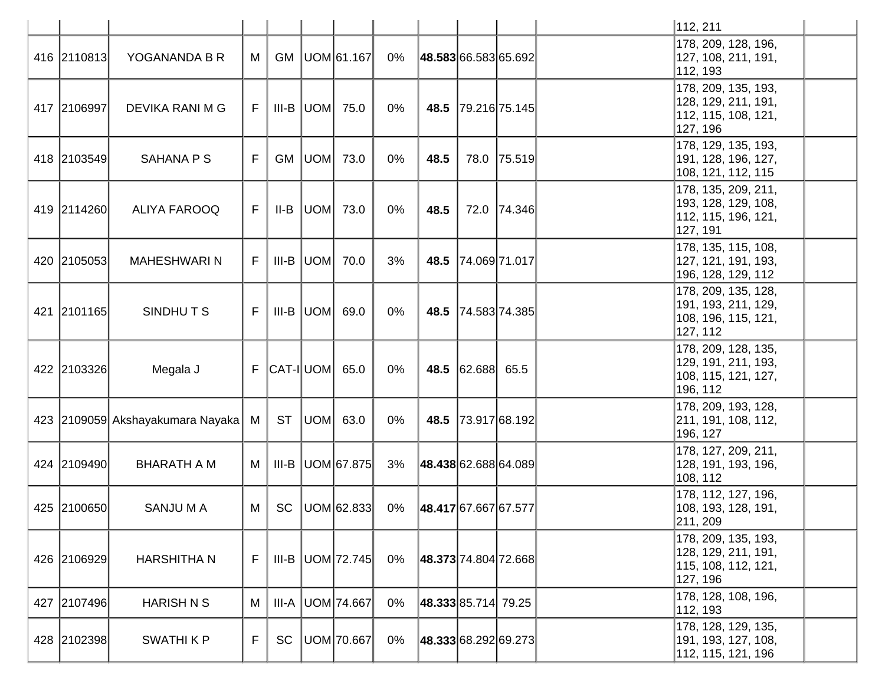| | | | | | | | | | | | | | |
|---|---|---|---|---|---|---|---|---|---|---|---|---|---|
| | | | | | | | | | | | | 112, 211 | |
| 416 | 2110813 | YOGANANDA B R | M | GM | UOM | 61.167 | 0% | **48.583** | 66.583 | 65.692 | | 178, 209, 128, 196, 127, 108, 211, 191, 112, 193 | |
| 417 | 2106997 | DEVIKA RANI M G | F | III-B | UOM | 75.0 | 0% | **48.5** | 79.216 | 75.145 | | 178, 209, 135, 193, 128, 129, 211, 191, 112, 115, 108, 121, 127, 196 | |
| 418 | 2103549 | SAHANA P S | F | GM | UOM | 73.0 | 0% | **48.5** | 78.0 | 75.519 | | 178, 129, 135, 193, 191, 128, 196, 127, 108, 121, 112, 115 | |
| 419 | 2114260 | ALIYA FAROOQ | F | II-B | UOM | 73.0 | 0% | **48.5** | 72.0 | 74.346 | | 178, 135, 209, 211, 193, 128, 129, 108, 112, 115, 196, 121, 127, 191 | |
| 420 | 2105053 | MAHESHWARI N | F | III-B | UOM | 70.0 | 3% | **48.5** | 74.069 | 71.017 | | 178, 135, 115, 108, 127, 121, 191, 193, 196, 128, 129, 112 | |
| 421 | 2101165 | SINDHU T S | F | III-B | UOM | 69.0 | 0% | **48.5** | 74.583 | 74.385 | | 178, 209, 135, 128, 191, 193, 211, 129, 108, 196, 115, 121, 127, 112 | |
| 422 | 2103326 | Megala J | F | CAT-I | UOM | 65.0 | 0% | **48.5** | 62.688 | 65.5 | | 178, 209, 128, 135, 129, 191, 211, 193, 108, 115, 121, 127, 196, 112 | |
| 423 | 2109059 | Akshayakumara Nayaka | M | ST | UOM | 63.0 | 0% | **48.5** | 73.917 | 68.192 | | 178, 209, 193, 128, 211, 191, 108, 112, 196, 127 | |
| 424 | 2109490 | BHARATH A M | M | III-B | UOM | 67.875 | 3% | **48.438** | 62.688 | 64.089 | | 178, 127, 209, 211, 128, 191, 193, 196, 108, 112 | |
| 425 | 2100650 | SANJU M A | M | SC | UOM | 62.833 | 0% | **48.417** | 67.667 | 67.577 | | 178, 112, 127, 196, 108, 193, 128, 191, 211, 209 | |
| 426 | 2106929 | HARSHITHA N | F | III-B | UOM | 72.745 | 0% | **48.373** | 74.804 | 72.668 | | 178, 209, 135, 193, 128, 129, 211, 191, 115, 108, 112, 121, 127, 196 | |
| 427 | 2107496 | HARISH N S | M | III-A | UOM | 74.667 | 0% | **48.333** | 85.714 | 79.25 | | 178, 128, 108, 196, 112, 193 | |
| 428 | 2102398 | SWATHI K P | F | SC | UOM | 70.667 | 0% | **48.333** | 68.292 | 69.273 | | 178, 128, 129, 135, 191, 193, 127, 108, 112, 115, 121, 196 | |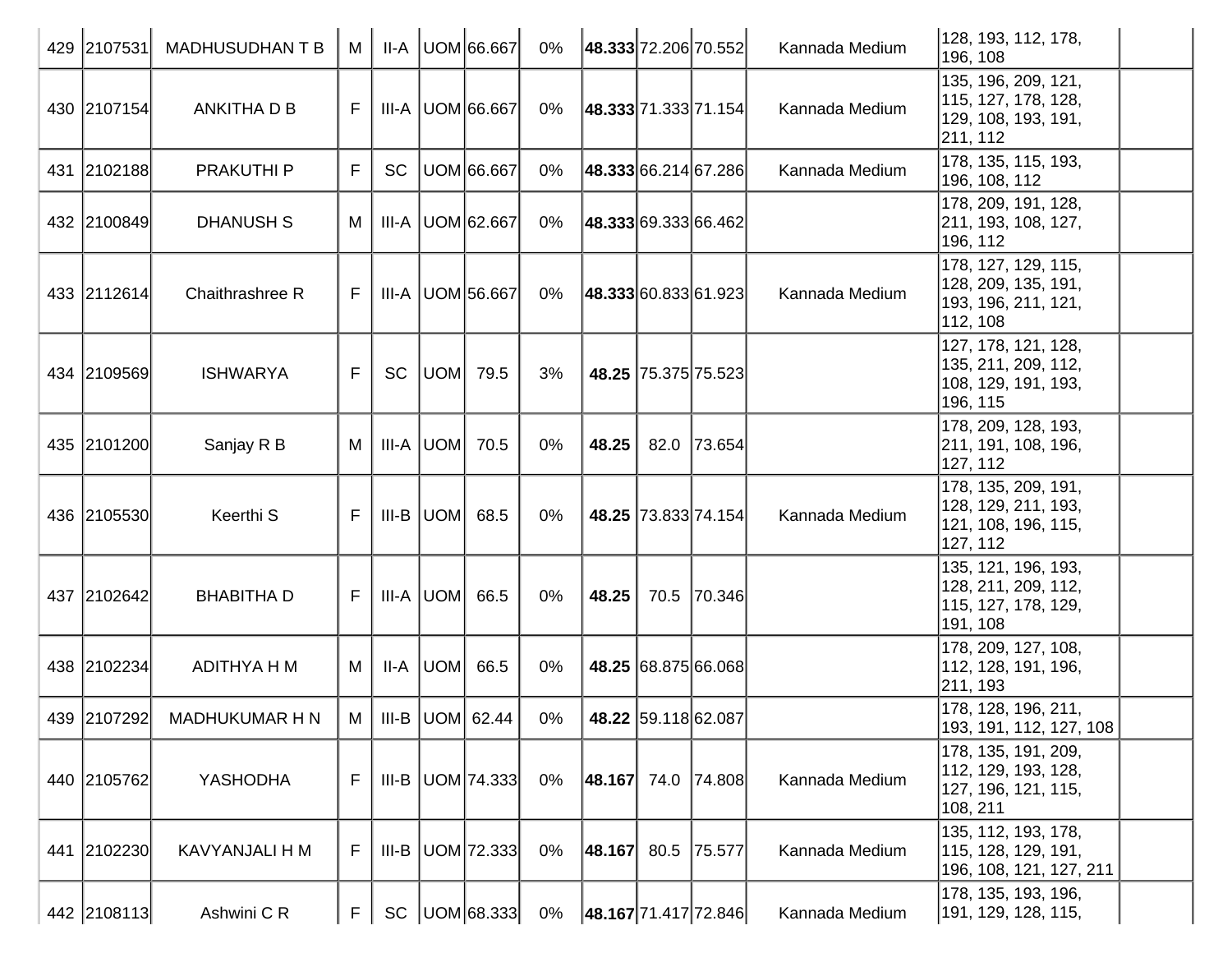| 429 | 2107531 | MADHUSUDHAN T B | M | II-A | UOM | 66.667 | 0% | **48.333** | 72.206 | 70.552 | Kannada Medium | 128, 193, 112, 178, 196, 108 | |
|---|---|---|---|---|---|---|---|---|---|---|---|---|---|
| 430 | 2107154 | ANKITHA D B | F | III-A | UOM | 66.667 | 0% | **48.333** | 71.333 | 71.154 | Kannada Medium | 135, 196, 209, 121, 115, 127, 178, 128, 129, 108, 193, 191, 211, 112 | |
| 431 | 2102188 | PRAKUTHI P | F | SC | UOM | 66.667 | 0% | **48.333** | 66.214 | 67.286 | Kannada Medium | 178, 135, 115, 193, 196, 108, 112 | |
| 432 | 2100849 | DHANUSH S | M | III-A | UOM | 62.667 | 0% | **48.333** | 69.333 | 66.462 | | 178, 209, 191, 128, 211, 193, 108, 127, 196, 112 | |
| 433 | 2112614 | Chaithrashree R | F | III-A | UOM | 56.667 | 0% | **48.333** | 60.833 | 61.923 | Kannada Medium | 178, 127, 129, 115, 128, 209, 135, 191, 193, 196, 211, 121, 112, 108 | |
| 434 | 2109569 | ISHWARYA | F | SC | UOM | 79.5 | 3% | **48.25** | 75.375 | 75.523 | | 127, 178, 121, 128, 135, 211, 209, 112, 108, 129, 191, 193, 196, 115 | |
| 435 | 2101200 | Sanjay R B | M | III-A | UOM | 70.5 | 0% | **48.25** | 82.0 | 73.654 | | 178, 209, 128, 193, 211, 191, 108, 196, 127, 112 | |
| 436 | 2105530 | Keerthi S | F | III-B | UOM | 68.5 | 0% | **48.25** | 73.833 | 74.154 | Kannada Medium | 178, 135, 209, 191, 128, 129, 211, 193, 121, 108, 196, 115, 127, 112 | |
| 437 | 2102642 | BHABITHA D | F | III-A | UOM | 66.5 | 0% | **48.25** | 70.5 | 70.346 | | 135, 121, 196, 193, 128, 211, 209, 112, 115, 127, 178, 129, 191, 108 | |
| 438 | 2102234 | ADITHYA H M | M | II-A | UOM | 66.5 | 0% | **48.25** | 68.875 | 66.068 | | 178, 209, 127, 108, 112, 128, 191, 196, 211, 193 | |
| 439 | 2107292 | MADHUKUMAR H N | M | III-B | UOM | 62.44 | 0% | **48.22** | 59.118 | 62.087 | | 178, 128, 196, 211, 193, 191, 112, 127, 108 | |
| 440 | 2105762 | YASHODHA | F | III-B | UOM | 74.333 | 0% | **48.167** | 74.0 | 74.808 | Kannada Medium | 178, 135, 191, 209, 112, 129, 193, 128, 127, 196, 121, 115, 108, 211 | |
| 441 | 2102230 | KAVYANJALI H M | F | III-B | UOM | 72.333 | 0% | **48.167** | 80.5 | 75.577 | Kannada Medium | 135, 112, 193, 178, 115, 128, 129, 191, 196, 108, 121, 127, 211 | |
| 442 | 2108113 | Ashwini C R | F | SC | UOM | 68.333 | 0% | **48.167** | 71.417 | 72.846 | Kannada Medium | 178, 135, 193, 196, 191, 129, 128, 115, | |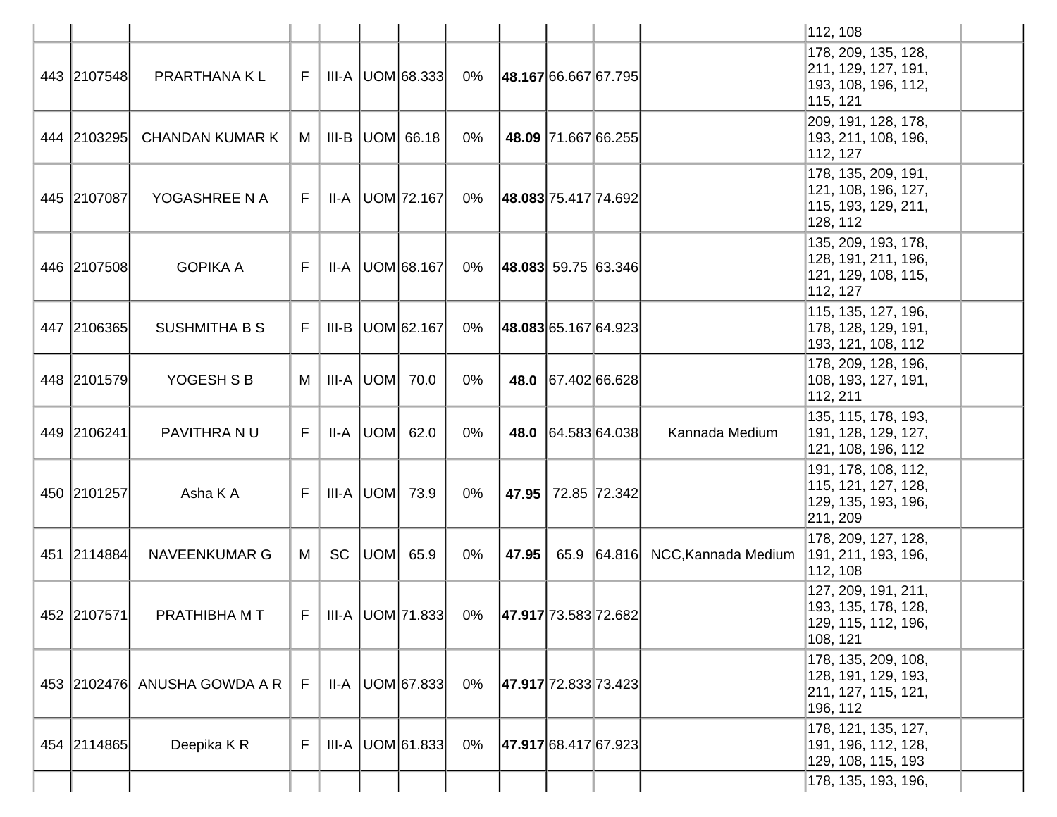| | | | | | | | | | | | | | |
|---|---|---|---|---|---|---|---|---|---|---|---|---|---|
| | | | | | | | | | | | | 112, 108 | |
| 443 | 2107548 | PRARTHANA K L | F | III-A | UOM | 68.333 | 0% | **48.167** | 66.667 | 67.795 | | 178, 209, 135, 128, 211, 129, 127, 191, 193, 108, 196, 112, 115, 121 | |
| 444 | 2103295 | CHANDAN KUMAR K | M | III-B | UOM | 66.18 | 0% | **48.09** | 71.667 | 66.255 | | 209, 191, 128, 178, 193, 211, 108, 196, 112, 127 | |
| 445 | 2107087 | YOGASHREE N A | F | II-A | UOM | 72.167 | 0% | **48.083** | 75.417 | 74.692 | | 178, 135, 209, 191, 121, 108, 196, 127, 115, 193, 129, 211, 128, 112 | |
| 446 | 2107508 | GOPIKA A | F | II-A | UOM | 68.167 | 0% | **48.083** | 59.75 | 63.346 | | 135, 209, 193, 178, 128, 191, 211, 196, 121, 129, 108, 115, 112, 127 | |
| 447 | 2106365 | SUSHMITHA B S | F | III-B | UOM | 62.167 | 0% | **48.083** | 65.167 | 64.923 | | 115, 135, 127, 196, 178, 128, 129, 191, 193, 121, 108, 112 | |
| 448 | 2101579 | YOGESH S B | M | III-A | UOM | 70.0 | 0% | **48.0** | 67.402 | 66.628 | | 178, 209, 128, 196, 108, 193, 127, 191, 112, 211 | |
| 449 | 2106241 | PAVITHRA N U | F | II-A | UOM | 62.0 | 0% | **48.0** | 64.583 | 64.038 | Kannada Medium | 135, 115, 178, 193, 191, 128, 129, 127, 121, 108, 196, 112 | |
| 450 | 2101257 | Asha K A | F | III-A | UOM | 73.9 | 0% | **47.95** | 72.85 | 72.342 | | 191, 178, 108, 112, 115, 121, 127, 128, 129, 135, 193, 196, 211, 209 | |
| 451 | 2114884 | NAVEENKUMAR G | M | SC | UOM | 65.9 | 0% | **47.95** | 65.9 | 64.816 | NCC,Kannada Medium | 178, 209, 127, 128, 191, 211, 193, 196, 112, 108 | |
| 452 | 2107571 | PRATHIBHA M T | F | III-A | UOM | 71.833 | 0% | **47.917** | 73.583 | 72.682 | | 127, 209, 191, 211, 193, 135, 178, 128, 129, 115, 112, 196, 108, 121 | |
| 453 | 2102476 | ANUSHA GOWDA A R | F | II-A | UOM | 67.833 | 0% | **47.917** | 72.833 | 73.423 | | 178, 135, 209, 108, 128, 191, 129, 193, 211, 127, 115, 121, 196, 112 | |
| 454 | 2114865 | Deepika K R | F | III-A | UOM | 61.833 | 0% | **47.917** | 68.417 | 67.923 | | 178, 121, 135, 127, 191, 196, 112, 128, 129, 108, 115, 193 | |
| | | | | | | | | | | | | 178, 135, 193, 196, | |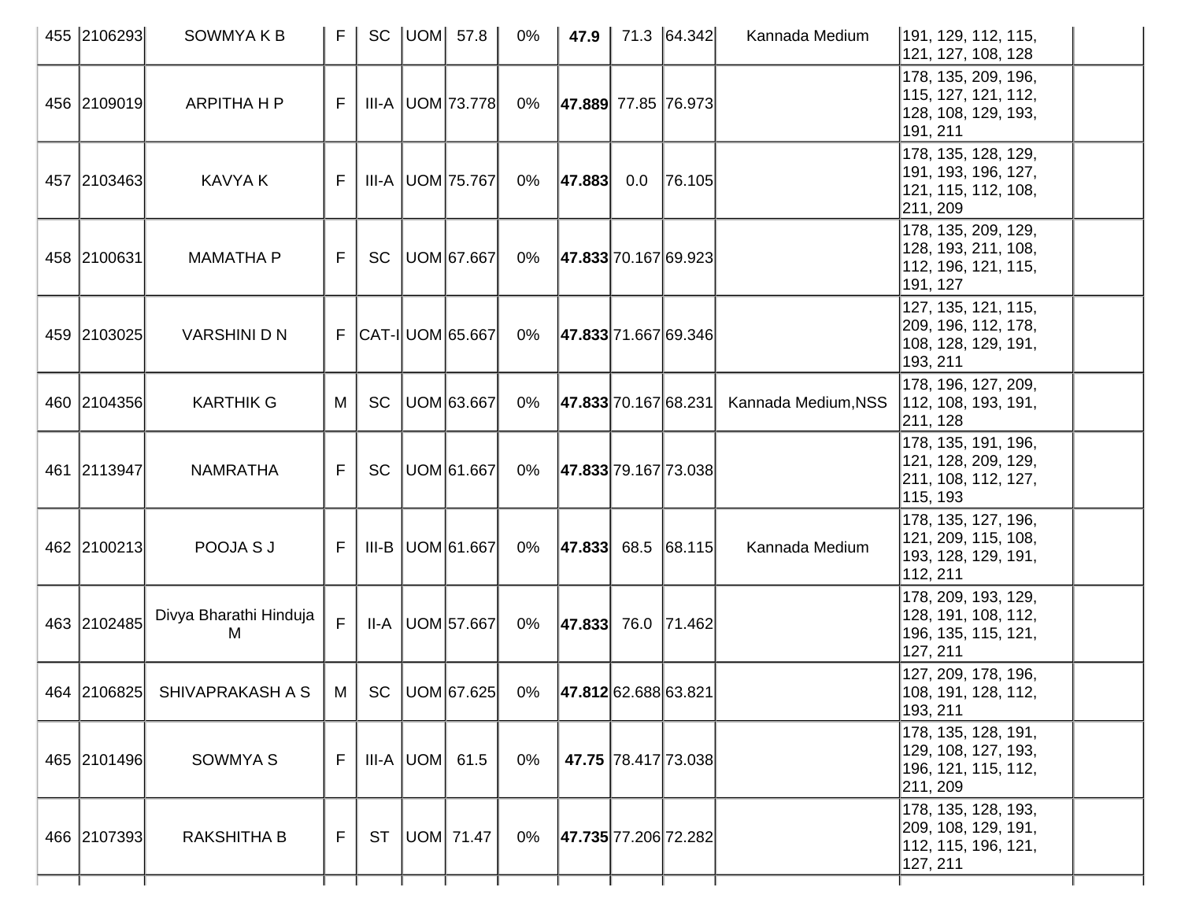| 455 | 2106293 | SOWMYA K B | F | SC | UOM | 57.8 | 0% | **47.9** | 71.3 | 64.342 | Kannada Medium | 191, 129, 112, 115, 121, 127, 108, 128 | |
|---|---|---|---|---|---|---|---|---|---|---|---|---|---|
| 456 | 2109019 | ARPITHA H P | F | III-A | UOM | 73.778 | 0% | **47.889** | 77.85 | 76.973 | | 178, 135, 209, 196, 115, 127, 121, 112, 128, 108, 129, 193, 191, 211 | |
| 457 | 2103463 | KAVYA K | F | III-A | UOM | 75.767 | 0% | **47.883** | 0.0 | 76.105 | | 178, 135, 128, 129, 191, 193, 196, 127, 121, 115, 112, 108, 211, 209 | |
| 458 | 2100631 | MAMATHA P | F | SC | UOM | 67.667 | 0% | **47.833** | 70.167 | 69.923 | | 178, 135, 209, 129, 128, 193, 211, 108, 112, 196, 121, 115, 191, 127 | |
| 459 | 2103025 | VARSHINI D N | F | CAT-I | UOM | 65.667 | 0% | **47.833** | 71.667 | 69.346 | | 127, 135, 121, 115, 209, 196, 112, 178, 108, 128, 129, 191, 193, 211 | |
| 460 | 2104356 | KARTHIK G | M | SC | UOM | 63.667 | 0% | **47.833** | 70.167 | 68.231 | Kannada Medium,NSS | 178, 196, 127, 209, 112, 108, 193, 191, 211, 128 | |
| 461 | 2113947 | NAMRATHA | F | SC | UOM | 61.667 | 0% | **47.833** | 79.167 | 73.038 | | 178, 135, 191, 196, 121, 128, 209, 129, 211, 108, 112, 127, 115, 193 | |
| 462 | 2100213 | POOJA S J | F | III-B | UOM | 61.667 | 0% | **47.833** | 68.5 | 68.115 | Kannada Medium | 178, 135, 127, 196, 121, 209, 115, 108, 193, 128, 129, 191, 112, 211 | |
| 463 | 2102485 | Divya Bharathi Hinduja M | F | II-A | UOM | 57.667 | 0% | **47.833** | 76.0 | 71.462 | | 178, 209, 193, 129, 128, 191, 108, 112, 196, 135, 115, 121, 127, 211 | |
| 464 | 2106825 | SHIVAPRAKASH A S | M | SC | UOM | 67.625 | 0% | **47.812** | 62.688 | 63.821 | | 127, 209, 178, 196, 108, 191, 128, 112, 193, 211 | |
| 465 | 2101496 | SOWMYA S | F | III-A | UOM | 61.5 | 0% | **47.75** | 78.417 | 73.038 | | 178, 135, 128, 191, 129, 108, 127, 193, 196, 121, 115, 112, 211, 209 | |
| 466 | 2107393 | RAKSHITHA B | F | ST | UOM | 71.47 | 0% | **47.735** | 77.206 | 72.282 | | 178, 135, 128, 193, 209, 108, 129, 191, 112, 115, 196, 121, 127, 211 | |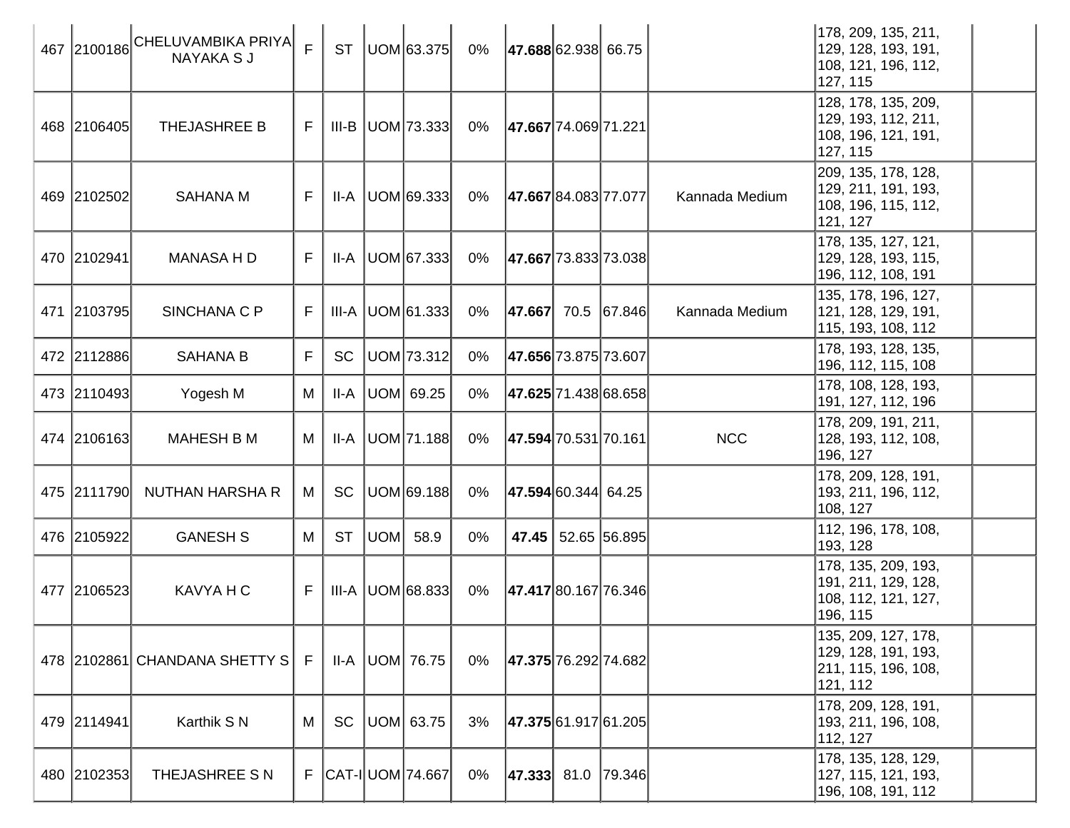| | | | | | | | | | | | | | |
|---|---|---|---|---|---|---|---|---|---|---|---|---|---|
| 467 | 2100186 | CHELUVAMBIKA PRIYA NAYAKA S J | F | ST | UOM | 63.375 | 0% | **47.688** | 62.938 | 66.75 | | 178, 209, 135, 211, 129, 128, 193, 191, 108, 121, 196, 112, 127, 115 | |
| 468 | 2106405 | THEJASHREE B | F | III-B | UOM | 73.333 | 0% | **47.667** | 74.069 | 71.221 | | 128, 178, 135, 209, 129, 193, 112, 211, 108, 196, 121, 191, 127, 115 | |
| 469 | 2102502 | SAHANA M | F | II-A | UOM | 69.333 | 0% | **47.667** | 84.083 | 77.077 | Kannada Medium | 209, 135, 178, 128, 129, 211, 191, 193, 108, 196, 115, 112, 121, 127 | |
| 470 | 2102941 | MANASA H D | F | II-A | UOM | 67.333 | 0% | **47.667** | 73.833 | 73.038 | | 178, 135, 127, 121, 129, 128, 193, 115, 196, 112, 108, 191 | |
| 471 | 2103795 | SINCHANA C P | F | III-A | UOM | 61.333 | 0% | **47.667** | 70.5 | 67.846 | Kannada Medium | 135, 178, 196, 127, 121, 128, 129, 191, 115, 193, 108, 112 | |
| 472 | 2112886 | SAHANA B | F | SC | UOM | 73.312 | 0% | **47.656** | 73.875 | 73.607 | | 178, 193, 128, 135, 196, 112, 115, 108 | |
| 473 | 2110493 | Yogesh M | M | II-A | UOM | 69.25 | 0% | **47.625** | 71.438 | 68.658 | | 178, 108, 128, 193, 191, 127, 112, 196 | |
| 474 | 2106163 | MAHESH B M | M | II-A | UOM | 71.188 | 0% | **47.594** | 70.531 | 70.161 | NCC | 178, 209, 191, 211, 128, 193, 112, 108, 196, 127 | |
| 475 | 2111790 | NUTHAN HARSHA R | M | SC | UOM | 69.188 | 0% | **47.594** | 60.344 | 64.25 | | 178, 209, 128, 191, 193, 211, 196, 112, 108, 127 | |
| 476 | 2105922 | GANESH S | M | ST | UOM | 58.9 | 0% | **47.45** | 52.65 | 56.895 | | 112, 196, 178, 108, 193, 128 | |
| 477 | 2106523 | KAVYA H C | F | III-A | UOM | 68.833 | 0% | **47.417** | 80.167 | 76.346 | | 178, 135, 209, 193, 191, 211, 129, 128, 108, 112, 121, 127, 196, 115 | |
| 478 | 2102861 | CHANDANA SHETTY S | F | II-A | UOM | 76.75 | 0% | **47.375** | 76.292 | 74.682 | | 135, 209, 127, 178, 129, 128, 191, 193, 211, 115, 196, 108, 121, 112 | |
| 479 | 2114941 | Karthik S N | M | SC | UOM | 63.75 | 3% | **47.375** | 61.917 | 61.205 | | 178, 209, 128, 191, 193, 211, 196, 108, 112, 127 | |
| 480 | 2102353 | THEJASHREE S N | F | CAT-I | UOM | 74.667 | 0% | **47.333** | 81.0 | 79.346 | | 178, 135, 128, 129, 127, 115, 121, 193, 196, 108, 191, 112 | |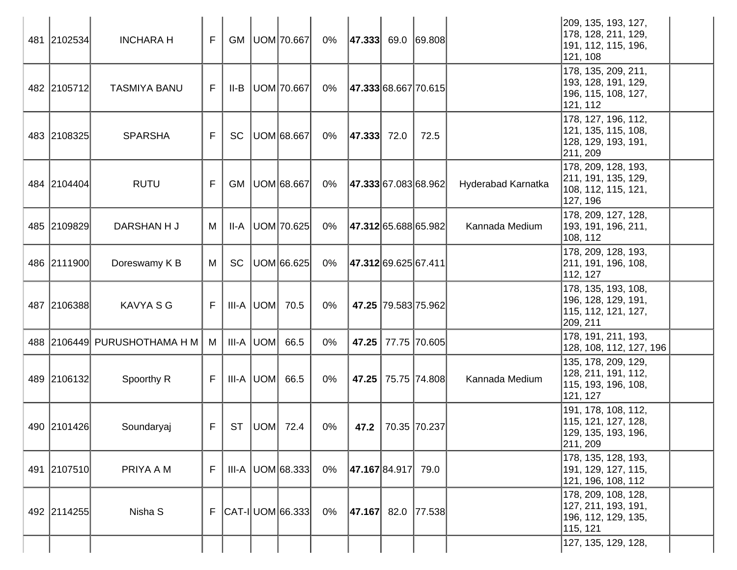| | | | | | | | | | | | | | |
|---|---|---|---|---|---|---|---|---|---|---|---|---|---|
| 481 | 2102534 | INCHARA H | F | GM | UOM | 70.667 | 0% | **47.333** | 69.0 | 69.808 | | 209, 135, 193, 127, 178, 128, 211, 129, 191, 112, 115, 196, 121, 108 | |
| 482 | 2105712 | TASMIYA BANU | F | II-B | UOM | 70.667 | 0% | **47.333** | 68.667 | 70.615 | | 178, 135, 209, 211, 193, 128, 191, 129, 196, 115, 108, 127, 121, 112 | |
| 483 | 2108325 | SPARSHA | F | SC | UOM | 68.667 | 0% | **47.333** | 72.0 | 72.5 | | 178, 127, 196, 112, 121, 135, 115, 108, 128, 129, 193, 191, 211, 209 | |
| 484 | 2104404 | RUTU | F | GM | UOM | 68.667 | 0% | **47.333** | 67.083 | 68.962 | Hyderabad Karnatka | 178, 209, 128, 193, 211, 191, 135, 129, 108, 112, 115, 121, 127, 196 | |
| 485 | 2109829 | DARSHAN H J | M | II-A | UOM | 70.625 | 0% | **47.312** | 65.688 | 65.982 | Kannada Medium | 178, 209, 127, 128, 193, 191, 196, 211, 108, 112 | |
| 486 | 2111900 | Doreswamy K B | M | SC | UOM | 66.625 | 0% | **47.312** | 69.625 | 67.411 | | 178, 209, 128, 193, 211, 191, 196, 108, 112, 127 | |
| 487 | 2106388 | KAVYA S G | F | III-A | UOM | 70.5 | 0% | **47.25** | 79.583 | 75.962 | | 178, 135, 193, 108, 196, 128, 129, 191, 115, 112, 121, 127, 209, 211 | |
| 488 | 2106449 | PURUSHOTHAMA H M | M | III-A | UOM | 66.5 | 0% | **47.25** | 77.75 | 70.605 | | 178, 191, 211, 193, 128, 108, 112, 127, 196 | |
| 489 | 2106132 | Spoorthy R | F | III-A | UOM | 66.5 | 0% | **47.25** | 75.75 | 74.808 | Kannada Medium | 135, 178, 209, 129, 128, 211, 191, 112, 115, 193, 196, 108, 121, 127 | |
| 490 | 2101426 | Soundaryaj | F | ST | UOM | 72.4 | 0% | **47.2** | 70.35 | 70.237 | | 191, 178, 108, 112, 115, 121, 127, 128, 129, 135, 193, 196, 211, 209 | |
| 491 | 2107510 | PRIYA A M | F | III-A | UOM | 68.333 | 0% | **47.167** | 84.917 | 79.0 | | 178, 135, 128, 193, 191, 129, 127, 115, 121, 196, 108, 112 | |
| 492 | 2114255 | Nisha S | F | CAT-I | UOM | 66.333 | 0% | **47.167** | 82.0 | 77.538 | | 178, 209, 108, 128, 127, 211, 193, 191, 196, 112, 129, 135, 115, 121 | |
| | | | | | | | | | | | | 127, 135, 129, 128, | |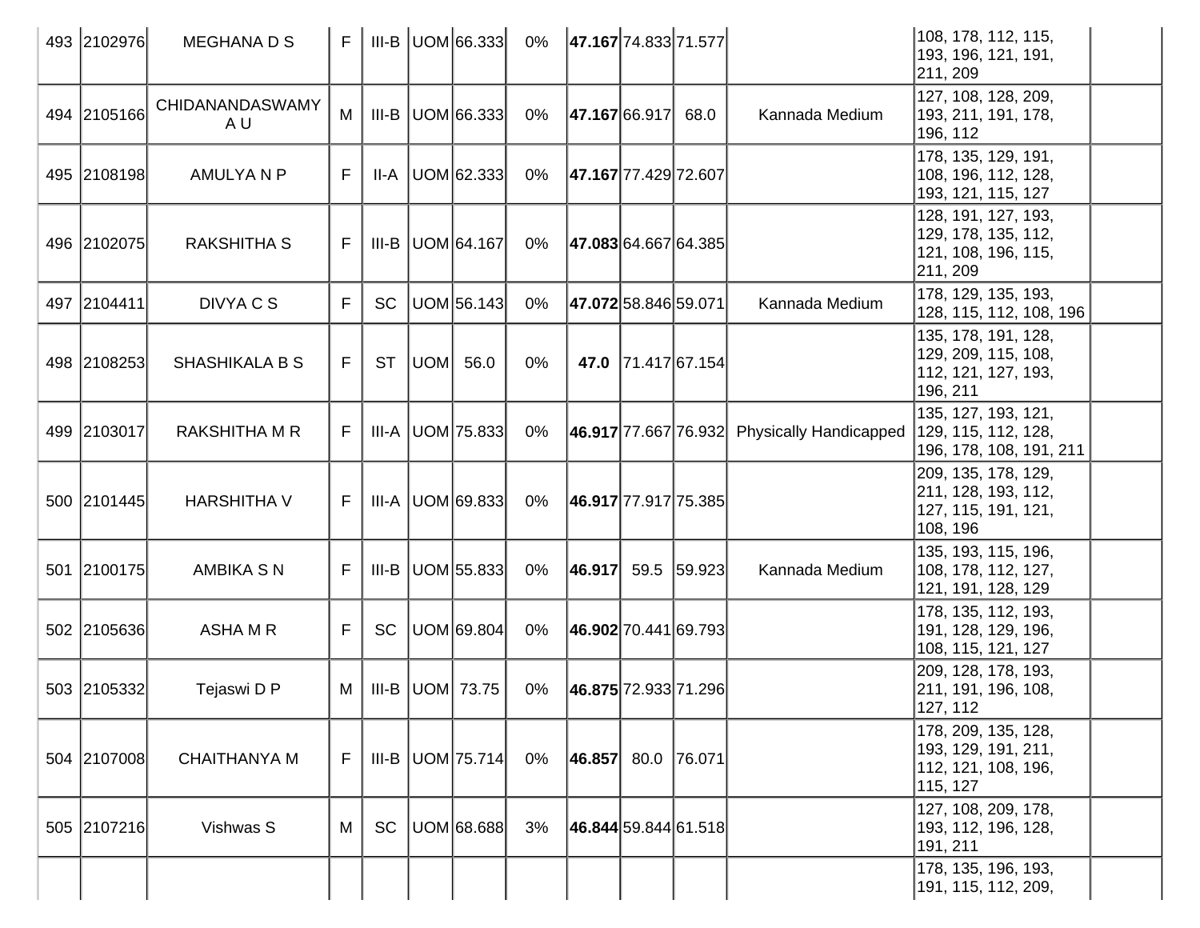| | | | | | | | | | | | | | |
|---|---|---|---|---|---|---|---|---|---|---|---|---|---|
| 493 | 2102976 | MEGHANA D S | F | III-B | UOM | 66.333 | 0% | **47.167** | 74.833 | 71.577 | | 108, 178, 112, 115, 193, 196, 121, 191, 211, 209 | |
| 494 | 2105166 | CHIDANANDASWAMY A U | M | III-B | UOM | 66.333 | 0% | **47.167** | 66.917 | 68.0 | Kannada Medium | 127, 108, 128, 209, 193, 211, 191, 178, 196, 112 | |
| 495 | 2108198 | AMULYA N P | F | II-A | UOM | 62.333 | 0% | **47.167** | 77.429 | 72.607 | | 178, 135, 129, 191, 108, 196, 112, 128, 193, 121, 115, 127 | |
| 496 | 2102075 | RAKSHITHA S | F | III-B | UOM | 64.167 | 0% | **47.083** | 64.667 | 64.385 | | 128, 191, 127, 193, 129, 178, 135, 112, 121, 108, 196, 115, 211, 209 | |
| 497 | 2104411 | DIVYA C S | F | SC | UOM | 56.143 | 0% | **47.072** | 58.846 | 59.071 | Kannada Medium | 178, 129, 135, 193, 128, 115, 112, 108, 196 | |
| 498 | 2108253 | SHASHIKALA B S | F | ST | UOM | 56.0 | 0% | **47.0** | 71.417 | 67.154 | | 135, 178, 191, 128, 129, 209, 115, 108, 112, 121, 127, 193, 196, 211 | |
| 499 | 2103017 | RAKSHITHA M R | F | III-A | UOM | 75.833 | 0% | **46.917** | 77.667 | 76.932 | Physically Handicapped | 135, 127, 193, 121, 129, 115, 112, 128, 196, 178, 108, 191, 211 | |
| 500 | 2101445 | HARSHITHA V | F | III-A | UOM | 69.833 | 0% | **46.917** | 77.917 | 75.385 | | 209, 135, 178, 129, 211, 128, 193, 112, 127, 115, 191, 121, 108, 196 | |
| 501 | 2100175 | AMBIKA S N | F | III-B | UOM | 55.833 | 0% | **46.917** | 59.5 | 59.923 | Kannada Medium | 135, 193, 115, 196, 108, 178, 112, 127, 121, 191, 128, 129 | |
| 502 | 2105636 | ASHA M R | F | SC | UOM | 69.804 | 0% | **46.902** | 70.441 | 69.793 | | 178, 135, 112, 193, 191, 128, 129, 196, 108, 115, 121, 127 | |
| 503 | 2105332 | Tejaswi D P | M | III-B | UOM | 73.75 | 0% | **46.875** | 72.933 | 71.296 | | 209, 128, 178, 193, 211, 191, 196, 108, 127, 112 | |
| 504 | 2107008 | CHAITHANYA M | F | III-B | UOM | 75.714 | 0% | **46.857** | 80.0 | 76.071 | | 178, 209, 135, 128, 193, 129, 191, 211, 112, 121, 108, 196, 115, 127 | |
| 505 | 2107216 | Vishwas S | M | SC | UOM | 68.688 | 3% | **46.844** | 59.844 | 61.518 | | 127, 108, 209, 178, 193, 112, 196, 128, 191, 211 | |
| | | | | | | | | | | | | 178, 135, 196, 193, 191, 115, 112, 209, | |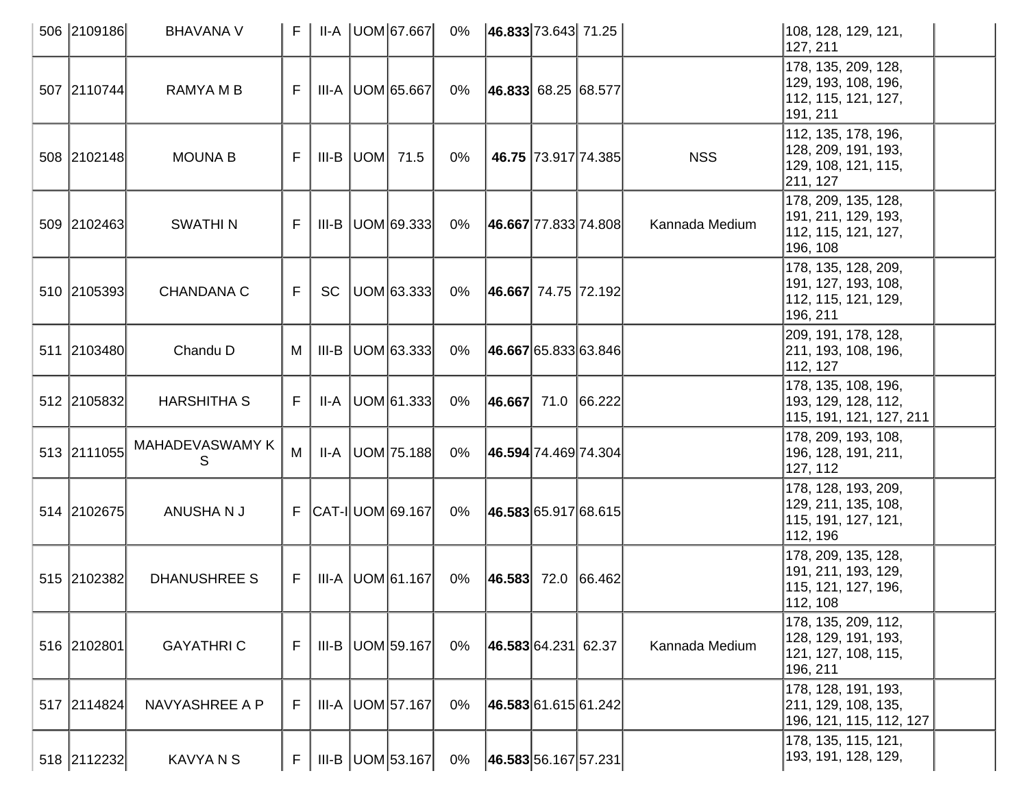| 506 | 2109186 | BHAVANA V | F | II-A | UOM | 67.667 | 0% | **46.833** | 73.643 | 71.25 | | 108, 128, 129, 121, 127, 211 | |
|---|---|---|---|---|---|---|---|---|---|---|---|---|---|
| 507 | 2110744 | RAMYA M B | F | III-A | UOM | 65.667 | 0% | **46.833** | 68.25 | 68.577 | | 178, 135, 209, 128, 129, 193, 108, 196, 112, 115, 121, 127, 191, 211 | |
| 508 | 2102148 | MOUNA B | F | III-B | UOM | 71.5 | 0% | **46.75** | 73.917 | 74.385 | NSS | 112, 135, 178, 196, 128, 209, 191, 193, 129, 108, 121, 115, 211, 127 | |
| 509 | 2102463 | SWATHI N | F | III-B | UOM | 69.333 | 0% | **46.667** | 77.833 | 74.808 | Kannada Medium | 178, 209, 135, 128, 191, 211, 129, 193, 112, 115, 121, 127, 196, 108 | |
| 510 | 2105393 | CHANDANA C | F | SC | UOM | 63.333 | 0% | **46.667** | 74.75 | 72.192 | | 178, 135, 128, 209, 191, 127, 193, 108, 112, 115, 121, 129, 196, 211 | |
| 511 | 2103480 | Chandu D | M | III-B | UOM | 63.333 | 0% | **46.667** | 65.833 | 63.846 | | 209, 191, 178, 128, 211, 193, 108, 196, 112, 127 | |
| 512 | 2105832 | HARSHITHA S | F | II-A | UOM | 61.333 | 0% | **46.667** | 71.0 | 66.222 | | 178, 135, 108, 196, 193, 129, 128, 112, 115, 191, 121, 127, 211 | |
| 513 | 2111055 | MAHADEVASWAMY K S | M | II-A | UOM | 75.188 | 0% | **46.594** | 74.469 | 74.304 | | 178, 209, 193, 108, 196, 128, 191, 211, 127, 112 | |
| 514 | 2102675 | ANUSHA N J | F | CAT-I | UOM | 69.167 | 0% | **46.583** | 65.917 | 68.615 | | 178, 128, 193, 209, 129, 211, 135, 108, 115, 191, 127, 121, 112, 196 | |
| 515 | 2102382 | DHANUSHREE S | F | III-A | UOM | 61.167 | 0% | **46.583** | 72.0 | 66.462 | | 178, 209, 135, 128, 191, 211, 193, 129, 115, 121, 127, 196, 112, 108 | |
| 516 | 2102801 | GAYATHRI C | F | III-B | UOM | 59.167 | 0% | **46.583** | 64.231 | 62.37 | Kannada Medium | 178, 135, 209, 112, 128, 129, 191, 193, 121, 127, 108, 115, 196, 211 | |
| 517 | 2114824 | NAVYASHREE A P | F | III-A | UOM | 57.167 | 0% | **46.583** | 61.615 | 61.242 | | 178, 128, 191, 193, 211, 129, 108, 135, 196, 121, 115, 112, 127 | |
| 518 | 2112232 | KAVYA N S | F | III-B | UOM | 53.167 | 0% | **46.583** | 56.167 | 57.231 | | 178, 135, 115, 121, 193, 191, 128, 129, | |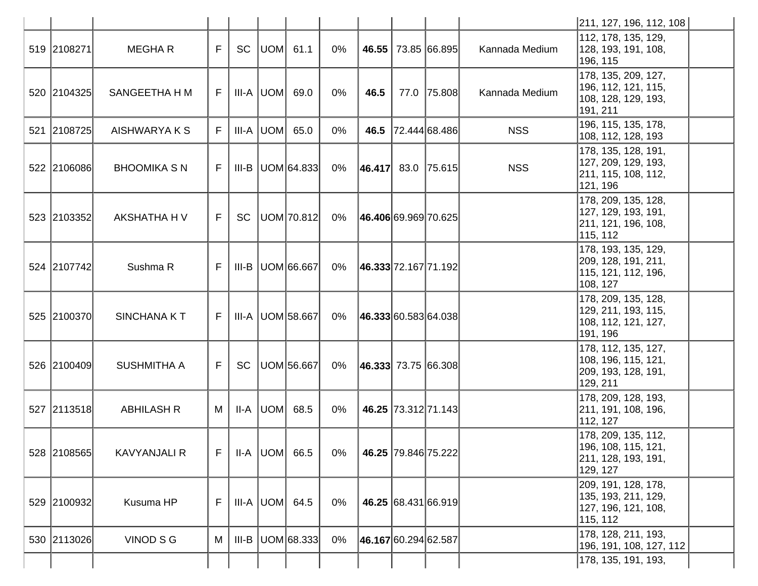| | | | | | | | | | | | | | |
|---|---|---|---|---|---|---|---|---|---|---|---|---|---|
| | | | | | | | | | | | | 211, 127, 196, 112, 108 | |
| 519 | 2108271 | MEGHA R | F | SC | UOM | 61.1 | 0% | **46.55** | 73.85 | 66.895 | Kannada Medium | 112, 178, 135, 129, 128, 193, 191, 108, 196, 115 | |
| 520 | 2104325 | SANGEETHA H M | F | III-A | UOM | 69.0 | 0% | **46.5** | 77.0 | 75.808 | Kannada Medium | 178, 135, 209, 127, 196, 112, 121, 115, 108, 128, 129, 193, 191, 211 | |
| 521 | 2108725 | AISHWARYA K S | F | III-A | UOM | 65.0 | 0% | **46.5** | 72.444 | 68.486 | NSS | 196, 115, 135, 178, 108, 112, 128, 193 | |
| 522 | 2106086 | BHOOMIKA S N | F | III-B | UOM | 64.833 | 0% | **46.417** | 83.0 | 75.615 | NSS | 178, 135, 128, 191, 127, 209, 129, 193, 211, 115, 108, 112, 121, 196 | |
| 523 | 2103352 | AKSHATHA H V | F | SC | UOM | 70.812 | 0% | **46.406** | 69.969 | 70.625 | | 178, 209, 135, 128, 127, 129, 193, 191, 211, 121, 196, 108, 115, 112 | |
| 524 | 2107742 | Sushma R | F | III-B | UOM | 66.667 | 0% | **46.333** | 72.167 | 71.192 | | 178, 193, 135, 129, 209, 128, 191, 211, 115, 121, 112, 196, 108, 127 | |
| 525 | 2100370 | SINCHANA K T | F | III-A | UOM | 58.667 | 0% | **46.333** | 60.583 | 64.038 | | 178, 209, 135, 128, 129, 211, 193, 115, 108, 112, 121, 127, 191, 196 | |
| 526 | 2100409 | SUSHMITHA A | F | SC | UOM | 56.667 | 0% | **46.333** | 73.75 | 66.308 | | 178, 112, 135, 127, 108, 196, 115, 121, 209, 193, 128, 191, 129, 211 | |
| 527 | 2113518 | ABHILASH R | M | II-A | UOM | 68.5 | 0% | **46.25** | 73.312 | 71.143 | | 178, 209, 128, 193, 211, 191, 108, 196, 112, 127 | |
| 528 | 2108565 | KAVYANJALI R | F | II-A | UOM | 66.5 | 0% | **46.25** | 79.846 | 75.222 | | 178, 209, 135, 112, 196, 108, 115, 121, 211, 128, 193, 191, 129, 127 | |
| 529 | 2100932 | Kusuma HP | F | III-A | UOM | 64.5 | 0% | **46.25** | 68.431 | 66.919 | | 209, 191, 128, 178, 135, 193, 211, 129, 127, 196, 121, 108, 115, 112 | |
| 530 | 2113026 | VINOD S G | M | III-B | UOM | 68.333 | 0% | **46.167** | 60.294 | 62.587 | | 178, 128, 211, 193, 196, 191, 108, 127, 112 | |
| | | | | | | | | | | | | 178, 135, 191, 193, | |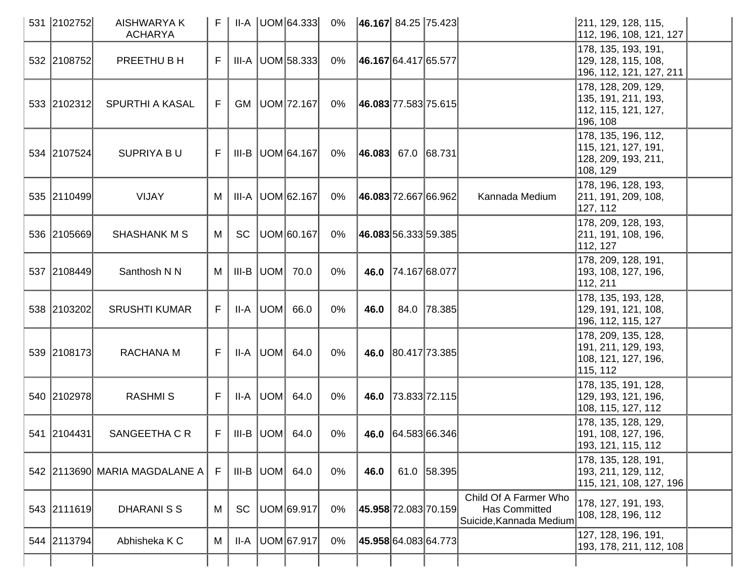| 531 | 2102752 | AISHWARYA K ACHARYA | F | II-A | UOM | 64.333 | 0% | **46.167** | 84.25 | 75.423 | | 211, 129, 128, 115, 112, 196, 108, 121, 127 | |
|---|---|---|---|---|---|---|---|---|---|---|---|---|---|
| 532 | 2108752 | PREETHU B H | F | III-A | UOM | 58.333 | 0% | **46.167** | 64.417 | 65.577 | | 178, 135, 193, 191, 129, 128, 115, 108, 196, 112, 121, 127, 211 | |
| 533 | 2102312 | SPURTHI A KASAL | F | GM | UOM | 72.167 | 0% | **46.083** | 77.583 | 75.615 | | 178, 128, 209, 129, 135, 191, 211, 193, 112, 115, 121, 127, 196, 108 | |
| 534 | 2107524 | SUPRIYA B U | F | III-B | UOM | 64.167 | 0% | **46.083** | 67.0 | 68.731 | | 178, 135, 196, 112, 115, 121, 127, 191, 128, 209, 193, 211, 108, 129 | |
| 535 | 2110499 | VIJAY | M | III-A | UOM | 62.167 | 0% | **46.083** | 72.667 | 66.962 | Kannada Medium | 178, 196, 128, 193, 211, 191, 209, 108, 127, 112 | |
| 536 | 2105669 | SHASHANK M S | M | SC | UOM | 60.167 | 0% | **46.083** | 56.333 | 59.385 | | 178, 209, 128, 193, 211, 191, 108, 196, 112, 127 | |
| 537 | 2108449 | Santhosh N N | M | III-B | UOM | 70.0 | 0% | **46.0** | 74.167 | 68.077 | | 178, 209, 128, 191, 193, 108, 127, 196, 112, 211 | |
| 538 | 2103202 | SRUSHTI KUMAR | F | II-A | UOM | 66.0 | 0% | **46.0** | 84.0 | 78.385 | | 178, 135, 193, 128, 129, 191, 121, 108, 196, 112, 115, 127 | |
| 539 | 2108173 | RACHANA M | F | II-A | UOM | 64.0 | 0% | **46.0** | 80.417 | 73.385 | | 178, 209, 135, 128, 191, 211, 129, 193, 108, 121, 127, 196, 115, 112 | |
| 540 | 2102978 | RASHMI S | F | II-A | UOM | 64.0 | 0% | **46.0** | 73.833 | 72.115 | | 178, 135, 191, 128, 129, 193, 121, 196, 108, 115, 127, 112 | |
| 541 | 2104431 | SANGEETHA C R | F | III-B | UOM | 64.0 | 0% | **46.0** | 64.583 | 66.346 | | 178, 135, 128, 129, 191, 108, 127, 196, 193, 121, 115, 112 | |
| 542 | 2113690 | MARIA MAGDALANE A | F | III-B | UOM | 64.0 | 0% | **46.0** | 61.0 | 58.395 | | 178, 135, 128, 191, 193, 211, 129, 112, 115, 121, 108, 127, 196 | |
| 543 | 2111619 | DHARANI S S | M | SC | UOM | 69.917 | 0% | **45.958** | 72.083 | 70.159 | Child Of A Farmer Who Has Committed Suicide,Kannada Medium | 178, 127, 191, 193, 108, 128, 196, 112 | |
| 544 | 2113794 | Abhisheka K C | M | II-A | UOM | 67.917 | 0% | **45.958** | 64.083 | 64.773 | | 127, 128, 196, 191, 193, 178, 211, 112, 108 | |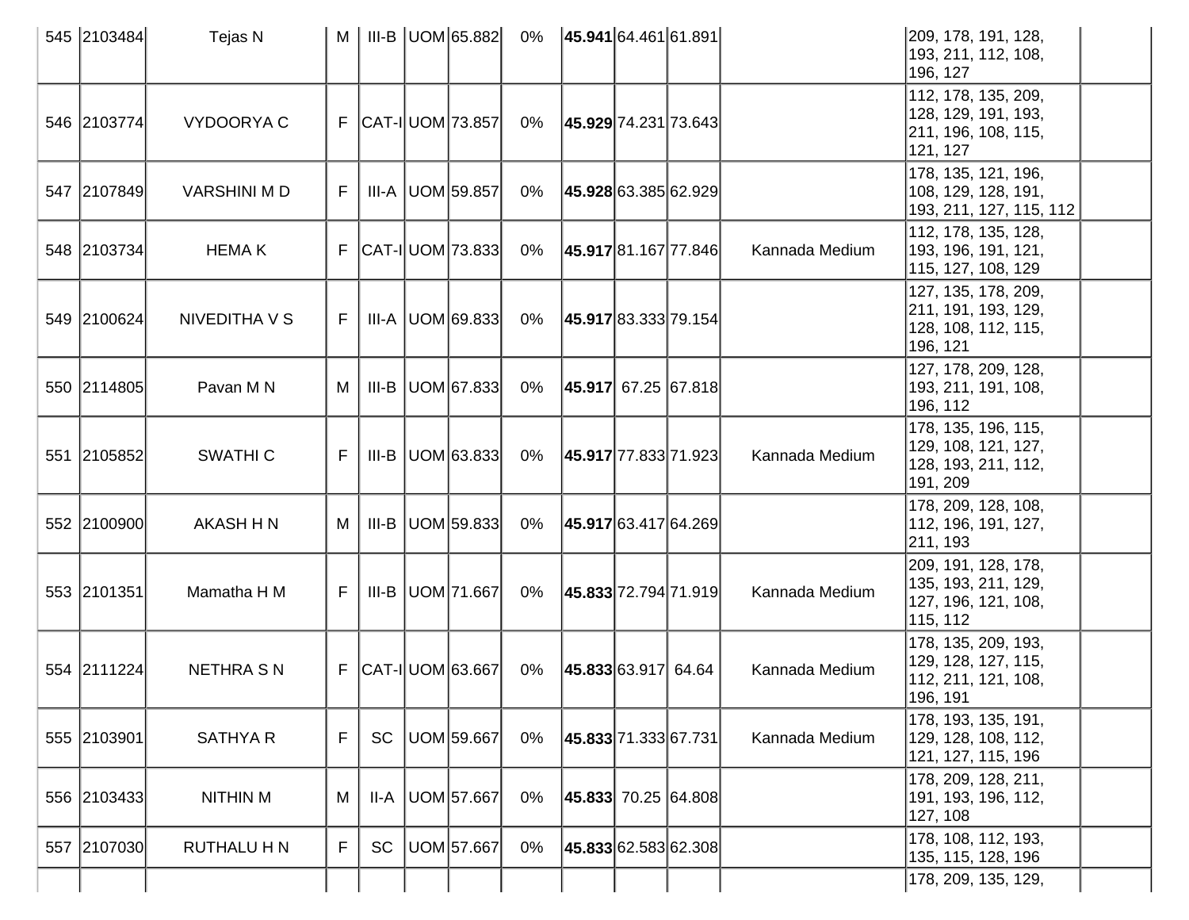| | | | | | | | | | | | | | |
|---|---|---|---|---|---|---|---|---|---|---|---|---|---|
| 545 | 2103484 | Tejas N | M | III-B | UOM | 65.882 | 0% | **45.941** | 64.461 | 61.891 | | 209, 178, 191, 128, 193, 211, 112, 108, 196, 127 | |
| 546 | 2103774 | VYDOORYA C | F | CAT-I | UOM | 73.857 | 0% | **45.929** | 74.231 | 73.643 | | 112, 178, 135, 209, 128, 129, 191, 193, 211, 196, 108, 115, 121, 127 | |
| 547 | 2107849 | VARSHINI M D | F | III-A | UOM | 59.857 | 0% | **45.928** | 63.385 | 62.929 | | 178, 135, 121, 196, 108, 129, 128, 191, 193, 211, 127, 115, 112 | |
| 548 | 2103734 | HEMA K | F | CAT-I | UOM | 73.833 | 0% | **45.917** | 81.167 | 77.846 | Kannada Medium | 112, 178, 135, 128, 193, 196, 191, 121, 115, 127, 108, 129 | |
| 549 | 2100624 | NIVEDITHA V S | F | III-A | UOM | 69.833 | 0% | **45.917** | 83.333 | 79.154 | | 127, 135, 178, 209, 211, 191, 193, 129, 128, 108, 112, 115, 196, 121 | |
| 550 | 2114805 | Pavan M N | M | III-B | UOM | 67.833 | 0% | **45.917** | 67.25 | 67.818 | | 127, 178, 209, 128, 193, 211, 191, 108, 196, 112 | |
| 551 | 2105852 | SWATHI C | F | III-B | UOM | 63.833 | 0% | **45.917** | 77.833 | 71.923 | Kannada Medium | 178, 135, 196, 115, 129, 108, 121, 127, 128, 193, 211, 112, 191, 209 | |
| 552 | 2100900 | AKASH H N | M | III-B | UOM | 59.833 | 0% | **45.917** | 63.417 | 64.269 | | 178, 209, 128, 108, 112, 196, 191, 127, 211, 193 | |
| 553 | 2101351 | Mamatha H M | F | III-B | UOM | 71.667 | 0% | **45.833** | 72.794 | 71.919 | Kannada Medium | 209, 191, 128, 178, 135, 193, 211, 129, 127, 196, 121, 108, 115, 112 | |
| 554 | 2111224 | NETHRA S N | F | CAT-I | UOM | 63.667 | 0% | **45.833** | 63.917 | 64.64 | Kannada Medium | 178, 135, 209, 193, 129, 128, 127, 115, 112, 211, 121, 108, 196, 191 | |
| 555 | 2103901 | SATHYA R | F | SC | UOM | 59.667 | 0% | **45.833** | 71.333 | 67.731 | Kannada Medium | 178, 193, 135, 191, 129, 128, 108, 112, 121, 127, 115, 196 | |
| 556 | 2103433 | NITHIN M | M | II-A | UOM | 57.667 | 0% | **45.833** | 70.25 | 64.808 | | 178, 209, 128, 211, 191, 193, 196, 112, 127, 108 | |
| 557 | 2107030 | RUTHALU H N | F | SC | UOM | 57.667 | 0% | **45.833** | 62.583 | 62.308 | | 178, 108, 112, 193, 135, 115, 128, 196 | |
| | | | | | | | | | | | | 178, 209, 135, 129, | |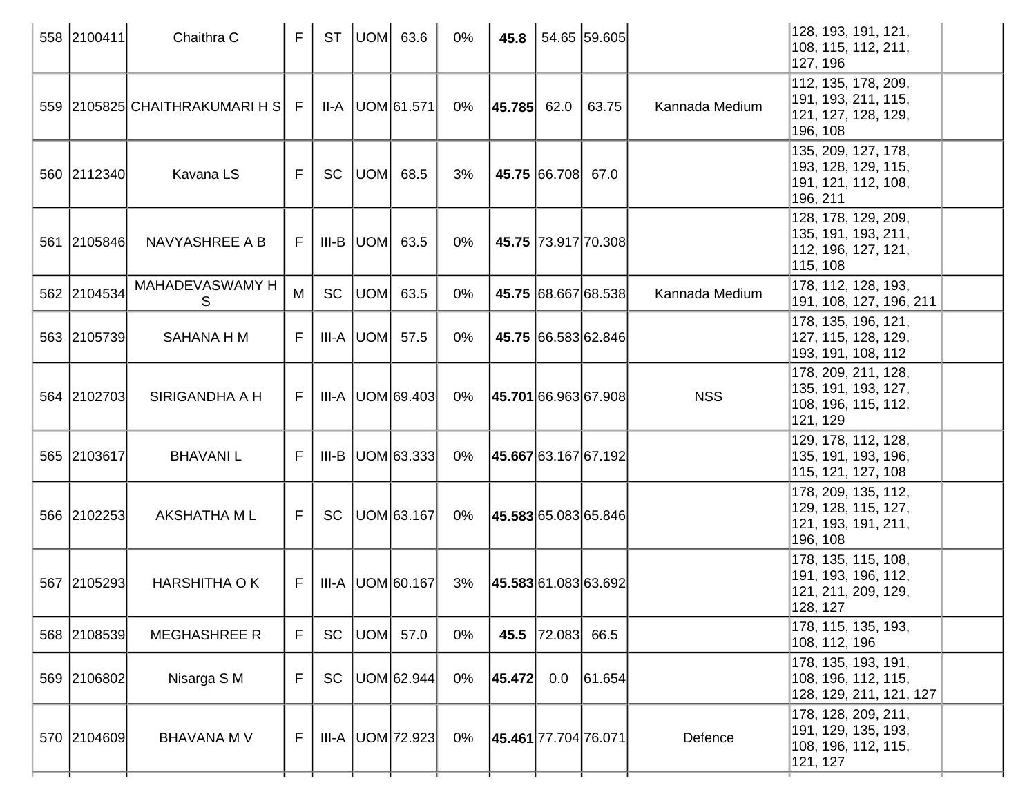| | | | | | | | | | | | | | |
|---|---|---|---|---|---|---|---|---|---|---|---|---|---|
| 558 | 2100411 | Chaithra C | F | ST | UOM | 63.6 | 0% | **45.8** | 54.65 | 59.605 | | 128, 193, 191, 121, 108, 115, 112, 211, 127, 196 | |
| 559 | 2105825 | CHAITHRAKUMARI H S | F | II-A | UOM | 61.571 | 0% | **45.785** | 62.0 | 63.75 | Kannada Medium | 112, 135, 178, 209, 191, 193, 211, 115, 121, 127, 128, 129, 196, 108 | |
| 560 | 2112340 | Kavana LS | F | SC | UOM | 68.5 | 3% | **45.75** | 66.708 | 67.0 | | 135, 209, 127, 178, 193, 128, 129, 115, 191, 121, 112, 108, 196, 211 | |
| 561 | 2105846 | NAVYASHREE A B | F | III-B | UOM | 63.5 | 0% | **45.75** | 73.917 | 70.308 | | 128, 178, 129, 209, 135, 191, 193, 211, 112, 196, 127, 121, 115, 108 | |
| 562 | 2104534 | MAHADEVASWAMY H S | M | SC | UOM | 63.5 | 0% | **45.75** | 68.667 | 68.538 | Kannada Medium | 178, 112, 128, 193, 191, 108, 127, 196, 211 | |
| 563 | 2105739 | SAHANA H M | F | III-A | UOM | 57.5 | 0% | **45.75** | 66.583 | 62.846 | | 178, 135, 196, 121, 127, 115, 128, 129, 193, 191, 108, 112 | |
| 564 | 2102703 | SIRIGANDHA A H | F | III-A | UOM | 69.403 | 0% | **45.701** | 66.963 | 67.908 | NSS | 178, 209, 211, 128, 135, 191, 193, 127, 108, 196, 115, 112, 121, 129 | |
| 565 | 2103617 | BHAVANI L | F | III-B | UOM | 63.333 | 0% | **45.667** | 63.167 | 67.192 | | 129, 178, 112, 128, 135, 191, 193, 196, 115, 121, 127, 108 | |
| 566 | 2102253 | AKSHATHA M L | F | SC | UOM | 63.167 | 0% | **45.583** | 65.083 | 65.846 | | 178, 209, 135, 112, 129, 128, 115, 127, 121, 193, 191, 211, 196, 108 | |
| 567 | 2105293 | HARSHITHA O K | F | III-A | UOM | 60.167 | 3% | **45.583** | 61.083 | 63.692 | | 178, 135, 115, 108, 191, 193, 196, 112, 121, 211, 209, 129, 128, 127 | |
| 568 | 2108539 | MEGHASHREE R | F | SC | UOM | 57.0 | 0% | **45.5** | 72.083 | 66.5 | | 178, 115, 135, 193, 108, 112, 196 | |
| 569 | 2106802 | Nisarga S M | F | SC | UOM | 62.944 | 0% | **45.472** | 0.0 | 61.654 | | 178, 135, 193, 191, 108, 196, 112, 115, 128, 129, 211, 121, 127 | |
| 570 | 2104609 | BHAVANA M V | F | III-A | UOM | 72.923 | 0% | **45.461** | 77.704 | 76.071 | Defence | 178, 128, 209, 211, 191, 129, 135, 193, 108, 196, 112, 115, 121, 127 | |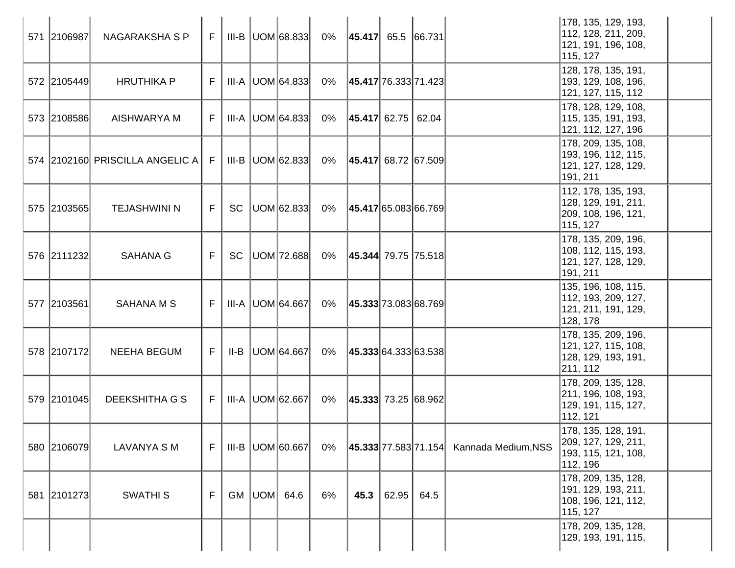| | | | | | | | | | | | | | |
|---|---|---|---|---|---|---|---|---|---|---|---|---|---|
| 571 | 2106987 | NAGARAKSHA S P | F | III-B | UOM | 68.833 | 0% | **45.417** | 65.5 | 66.731 | | 178, 135, 129, 193, 112, 128, 211, 209, 121, 191, 196, 108, 115, 127 | |
| 572 | 2105449 | HRUTHIKA P | F | III-A | UOM | 64.833 | 0% | **45.417** | 76.333 | 71.423 | | 128, 178, 135, 191, 193, 129, 108, 196, 121, 127, 115, 112 | |
| 573 | 2108586 | AISHWARYA M | F | III-A | UOM | 64.833 | 0% | **45.417** | 62.75 | 62.04 | | 178, 128, 129, 108, 115, 135, 191, 193, 121, 112, 127, 196 | |
| 574 | 2102160 | PRISCILLA ANGELIC A | F | III-B | UOM | 62.833 | 0% | **45.417** | 68.72 | 67.509 | | 178, 209, 135, 108, 193, 196, 112, 115, 121, 127, 128, 129, 191, 211 | |
| 575 | 2103565 | TEJASHWINI N | F | SC | UOM | 62.833 | 0% | **45.417** | 65.083 | 66.769 | | 112, 178, 135, 193, 128, 129, 191, 211, 209, 108, 196, 121, 115, 127 | |
| 576 | 2111232 | SAHANA G | F | SC | UOM | 72.688 | 0% | **45.344** | 79.75 | 75.518 | | 178, 135, 209, 196, 108, 112, 115, 193, 121, 127, 128, 129, 191, 211 | |
| 577 | 2103561 | SAHANA M S | F | III-A | UOM | 64.667 | 0% | **45.333** | 73.083 | 68.769 | | 135, 196, 108, 115, 112, 193, 209, 127, 121, 211, 191, 129, 128, 178 | |
| 578 | 2107172 | NEEHA BEGUM | F | II-B | UOM | 64.667 | 0% | **45.333** | 64.333 | 63.538 | | 178, 135, 209, 196, 121, 127, 115, 108, 128, 129, 193, 191, 211, 112 | |
| 579 | 2101045 | DEEKSHITHA G S | F | III-A | UOM | 62.667 | 0% | **45.333** | 73.25 | 68.962 | | 178, 209, 135, 128, 211, 196, 108, 193, 129, 191, 115, 127, 112, 121 | |
| 580 | 2106079 | LAVANYA S M | F | III-B | UOM | 60.667 | 0% | **45.333** | 77.583 | 71.154 | Kannada Medium,NSS | 178, 135, 128, 191, 209, 127, 129, 211, 193, 115, 121, 108, 112, 196 | |
| 581 | 2101273 | SWATHI S | F | GM | UOM | 64.6 | 6% | **45.3** | 62.95 | 64.5 | | 178, 209, 135, 128, 191, 129, 193, 211, 108, 196, 121, 112, 115, 127 | |
| | | | | | | | | | | | | 178, 209, 135, 128, 129, 193, 191, 115, | |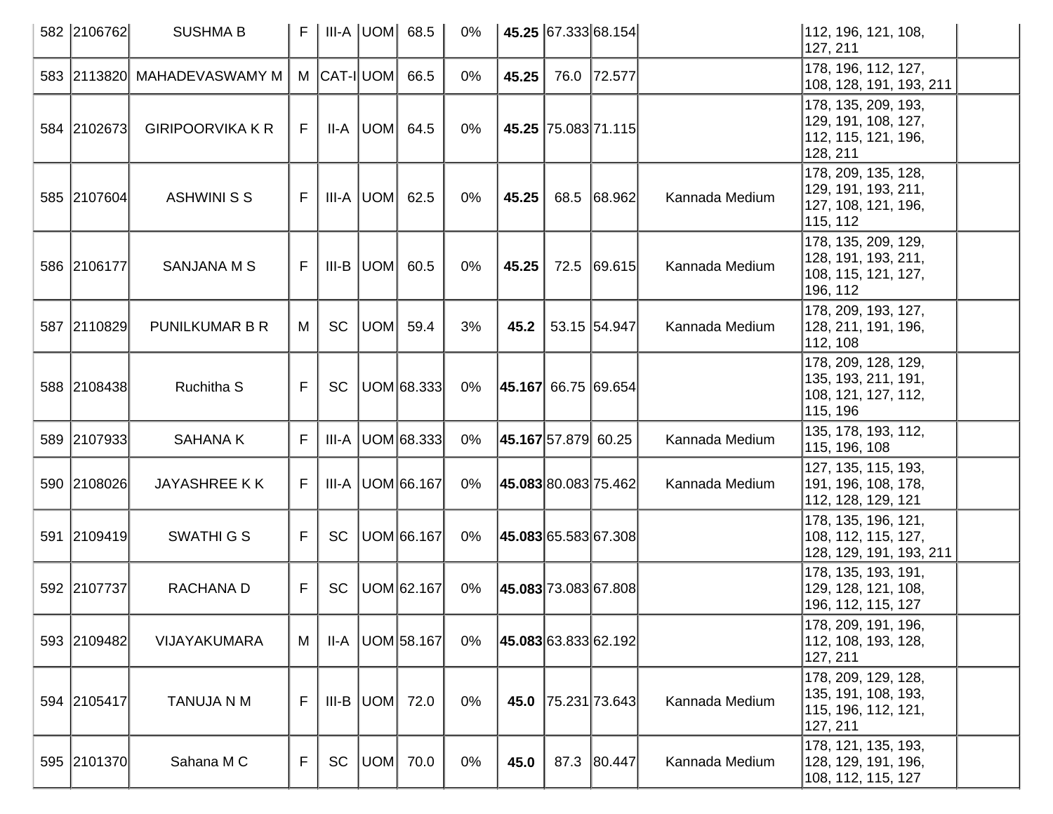| 582 | 2106762 | SUSHMA B | F | III-A | UOM | 68.5 | 0% | **45.25** | 67.333 | 68.154 | | 112, 196, 121, 108, 127, 211 | |
|---|---|---|---|---|---|---|---|---|---|---|---|---|---|
| 583 | 2113820 | MAHADEVASWAMY M | M | CAT-I | UOM | 66.5 | 0% | **45.25** | 76.0 | 72.577 | | 178, 196, 112, 127, 108, 128, 191, 193, 211 | |
| 584 | 2102673 | GIRIPOORVIKA K R | F | II-A | UOM | 64.5 | 0% | **45.25** | 75.083 | 71.115 | | 178, 135, 209, 193, 129, 191, 108, 127, 112, 115, 121, 196, 128, 211 | |
| 585 | 2107604 | ASHWINI S S | F | III-A | UOM | 62.5 | 0% | **45.25** | 68.5 | 68.962 | Kannada Medium | 178, 209, 135, 128, 129, 191, 193, 211, 127, 108, 121, 196, 115, 112 | |
| 586 | 2106177 | SANJANA M S | F | III-B | UOM | 60.5 | 0% | **45.25** | 72.5 | 69.615 | Kannada Medium | 178, 135, 209, 129, 128, 191, 193, 211, 108, 115, 121, 127, 196, 112 | |
| 587 | 2110829 | PUNILKUMAR B R | M | SC | UOM | 59.4 | 3% | **45.2** | 53.15 | 54.947 | Kannada Medium | 178, 209, 193, 127, 128, 211, 191, 196, 112, 108 | |
| 588 | 2108438 | Ruchitha S | F | SC | UOM | 68.333 | 0% | **45.167** | 66.75 | 69.654 | | 178, 209, 128, 129, 135, 193, 211, 191, 108, 121, 127, 112, 115, 196 | |
| 589 | 2107933 | SAHANA K | F | III-A | UOM | 68.333 | 0% | **45.167** | 57.879 | 60.25 | Kannada Medium | 135, 178, 193, 112, 115, 196, 108 | |
| 590 | 2108026 | JAYASHREE K K | F | III-A | UOM | 66.167 | 0% | **45.083** | 80.083 | 75.462 | Kannada Medium | 127, 135, 115, 193, 191, 196, 108, 178, 112, 128, 129, 121 | |
| 591 | 2109419 | SWATHI G S | F | SC | UOM | 66.167 | 0% | **45.083** | 65.583 | 67.308 | | 178, 135, 196, 121, 108, 112, 115, 127, 128, 129, 191, 193, 211 | |
| 592 | 2107737 | RACHANA D | F | SC | UOM | 62.167 | 0% | **45.083** | 73.083 | 67.808 | | 178, 135, 193, 191, 129, 128, 121, 108, 196, 112, 115, 127 | |
| 593 | 2109482 | VIJAYAKUMARA | M | II-A | UOM | 58.167 | 0% | **45.083** | 63.833 | 62.192 | | 178, 209, 191, 196, 112, 108, 193, 128, 127, 211 | |
| 594 | 2105417 | TANUJA N M | F | III-B | UOM | 72.0 | 0% | **45.0** | 75.231 | 73.643 | Kannada Medium | 178, 209, 129, 128, 135, 191, 108, 193, 115, 196, 112, 121, 127, 211 | |
| 595 | 2101370 | Sahana M C | F | SC | UOM | 70.0 | 0% | **45.0** | 87.3 | 80.447 | Kannada Medium | 178, 121, 135, 193, 128, 129, 191, 196, 108, 112, 115, 127 | |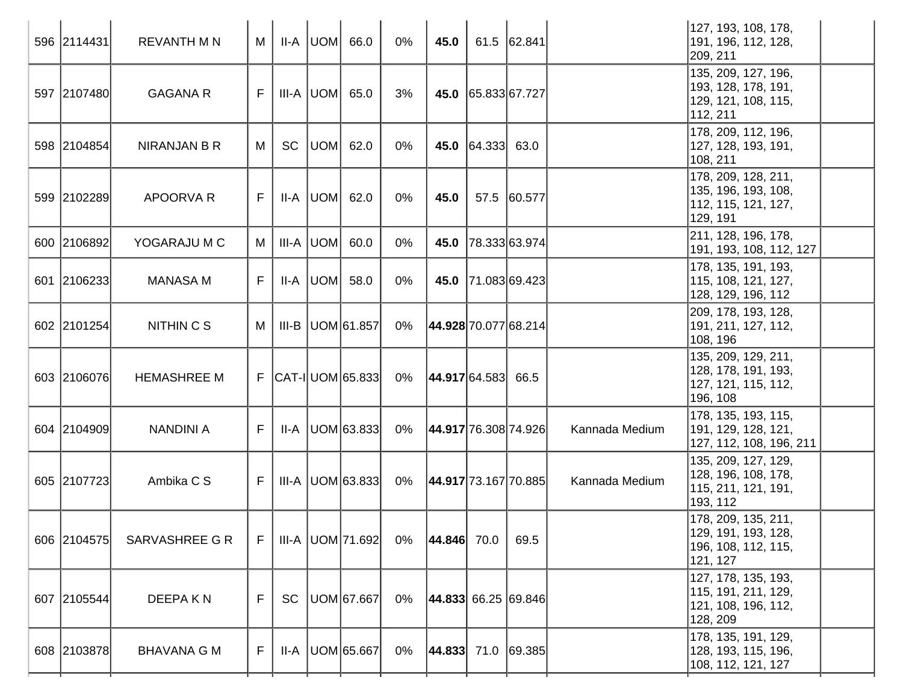| | | | | | | | | | | | | | |
|---|---|---|---|---|---|---|---|---|---|---|---|---|---|
| 596 | 2114431 | REVANTH M N | M | II-A | UOM | 66.0 | 0% | **45.0** | 61.5 | 62.841 | | 127, 193, 108, 178, 191, 196, 112, 128, 209, 211 | |
| 597 | 2107480 | GAGANA R | F | III-A | UOM | 65.0 | 3% | **45.0** | 65.833 | 67.727 | | 135, 209, 127, 196, 193, 128, 178, 191, 129, 121, 108, 115, 112, 211 | |
| 598 | 2104854 | NIRANJAN B R | M | SC | UOM | 62.0 | 0% | **45.0** | 64.333 | 63.0 | | 178, 209, 112, 196, 127, 128, 193, 191, 108, 211 | |
| 599 | 2102289 | APOORVA R | F | II-A | UOM | 62.0 | 0% | **45.0** | 57.5 | 60.577 | | 178, 209, 128, 211, 135, 196, 193, 108, 112, 115, 121, 127, 129, 191 | |
| 600 | 2106892 | YOGARAJU M C | M | III-A | UOM | 60.0 | 0% | **45.0** | 78.333 | 63.974 | | 211, 128, 196, 178, 191, 193, 108, 112, 127 | |
| 601 | 2106233 | MANASA M | F | II-A | UOM | 58.0 | 0% | **45.0** | 71.083 | 69.423 | | 178, 135, 191, 193, 115, 108, 121, 127, 128, 129, 196, 112 | |
| 602 | 2101254 | NITHIN C S | M | III-B | UOM | 61.857 | 0% | **44.928** | 70.077 | 68.214 | | 209, 178, 193, 128, 191, 211, 127, 112, 108, 196 | |
| 603 | 2106076 | HEMASHREE M | F | CAT-I | UOM | 65.833 | 0% | **44.917** | 64.583 | 66.5 | | 135, 209, 129, 211, 128, 178, 191, 193, 127, 121, 115, 112, 196, 108 | |
| 604 | 2104909 | NANDINI A | F | II-A | UOM | 63.833 | 0% | **44.917** | 76.308 | 74.926 | Kannada Medium | 178, 135, 193, 115, 191, 129, 128, 121, 127, 112, 108, 196, 211 | |
| 605 | 2107723 | Ambika C S | F | III-A | UOM | 63.833 | 0% | **44.917** | 73.167 | 70.885 | Kannada Medium | 135, 209, 127, 129, 128, 196, 108, 178, 115, 211, 121, 191, 193, 112 | |
| 606 | 2104575 | SARVASHREE G R | F | III-A | UOM | 71.692 | 0% | **44.846** | 70.0 | 69.5 | | 178, 209, 135, 211, 129, 191, 193, 128, 196, 108, 112, 115, 121, 127 | |
| 607 | 2105544 | DEEPA K N | F | SC | UOM | 67.667 | 0% | **44.833** | 66.25 | 69.846 | | 127, 178, 135, 193, 115, 191, 211, 129, 121, 108, 196, 112, 128, 209 | |
| 608 | 2103878 | BHAVANA G M | F | II-A | UOM | 65.667 | 0% | **44.833** | 71.0 | 69.385 | | 178, 135, 191, 129, 128, 193, 115, 196, 108, 112, 121, 127 | |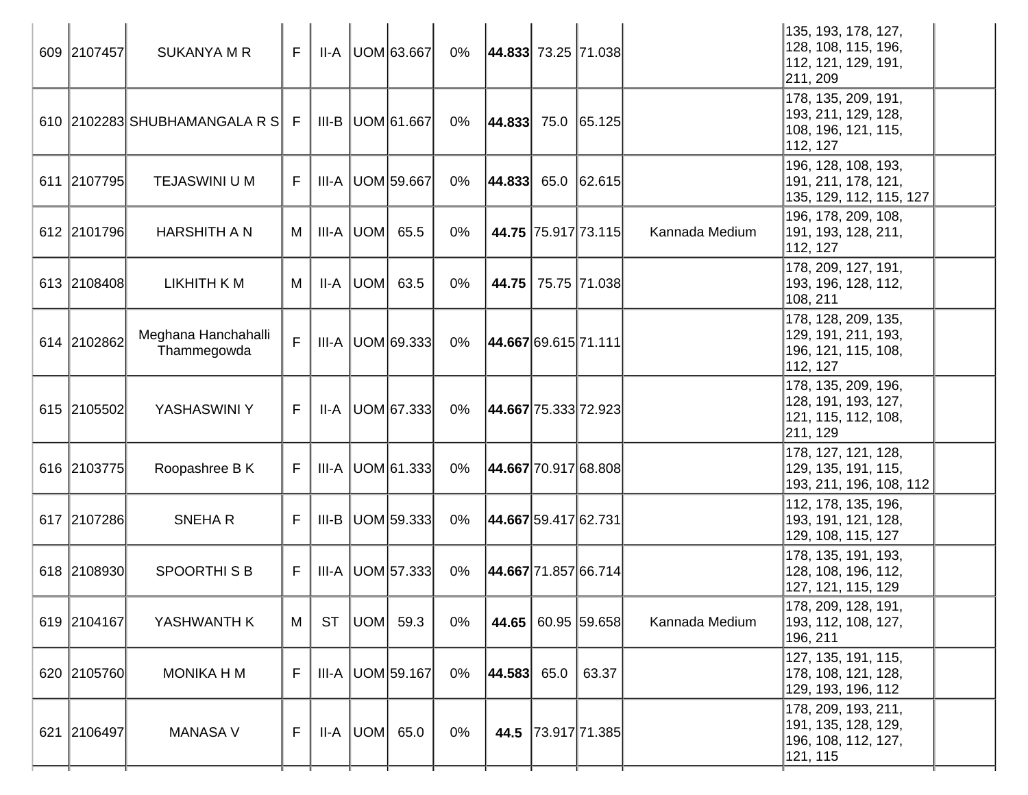| 609 | 2107457 | SUKANYA M R | F | II-A | UOM | 63.667 | 0% | **44.833** | 73.25 | 71.038 | | 135, 193, 178, 127, 128, 108, 115, 196, 112, 121, 129, 191, 211, 209 | |
|---|---|---|---|---|---|---|---|---|---|---|---|---|---|
| 610 | 2102283 | SHUBHAMANGALA R S | F | III-B | UOM | 61.667 | 0% | **44.833** | 75.0 | 65.125 | | 178, 135, 209, 191, 193, 211, 129, 128, 108, 196, 121, 115, 112, 127 | |
| 611 | 2107795 | TEJASWINI U M | F | III-A | UOM | 59.667 | 0% | **44.833** | 65.0 | 62.615 | | 196, 128, 108, 193, 191, 211, 178, 121, 135, 129, 112, 115, 127 | |
| 612 | 2101796 | HARSHITH A N | M | III-A | UOM | 65.5 | 0% | **44.75** | 75.917 | 73.115 | Kannada Medium | 196, 178, 209, 108, 191, 193, 128, 211, 112, 127 | |
| 613 | 2108408 | LIKHITH K M | M | II-A | UOM | 63.5 | 0% | **44.75** | 75.75 | 71.038 | | 178, 209, 127, 191, 193, 196, 128, 112, 108, 211 | |
| 614 | 2102862 | Meghana Hanchahalli Thammegowda | F | III-A | UOM | 69.333 | 0% | **44.667** | 69.615 | 71.111 | | 178, 128, 209, 135, 129, 191, 211, 193, 196, 121, 115, 108, 112, 127 | |
| 615 | 2105502 | YASHASWINI Y | F | II-A | UOM | 67.333 | 0% | **44.667** | 75.333 | 72.923 | | 178, 135, 209, 196, 128, 191, 193, 127, 121, 115, 112, 108, 211, 129 | |
| 616 | 2103775 | Roopashree B K | F | III-A | UOM | 61.333 | 0% | **44.667** | 70.917 | 68.808 | | 178, 127, 121, 128, 129, 135, 191, 115, 193, 211, 196, 108, 112 | |
| 617 | 2107286 | SNEHA R | F | III-B | UOM | 59.333 | 0% | **44.667** | 59.417 | 62.731 | | 112, 178, 135, 196, 193, 191, 121, 128, 129, 108, 115, 127 | |
| 618 | 2108930 | SPOORTHI S B | F | III-A | UOM | 57.333 | 0% | **44.667** | 71.857 | 66.714 | | 178, 135, 191, 193, 128, 108, 196, 112, 127, 121, 115, 129 | |
| 619 | 2104167 | YASHWANTH K | M | ST | UOM | 59.3 | 0% | **44.65** | 60.95 | 59.658 | Kannada Medium | 178, 209, 128, 191, 193, 112, 108, 127, 196, 211 | |
| 620 | 2105760 | MONIKA H M | F | III-A | UOM | 59.167 | 0% | **44.583** | 65.0 | 63.37 | | 127, 135, 191, 115, 178, 108, 121, 128, 129, 193, 196, 112 | |
| 621 | 2106497 | MANASA V | F | II-A | UOM | 65.0 | 0% | **44.5** | 73.917 | 71.385 | | 178, 209, 193, 211, 191, 135, 128, 129, 196, 108, 112, 127, 121, 115 | |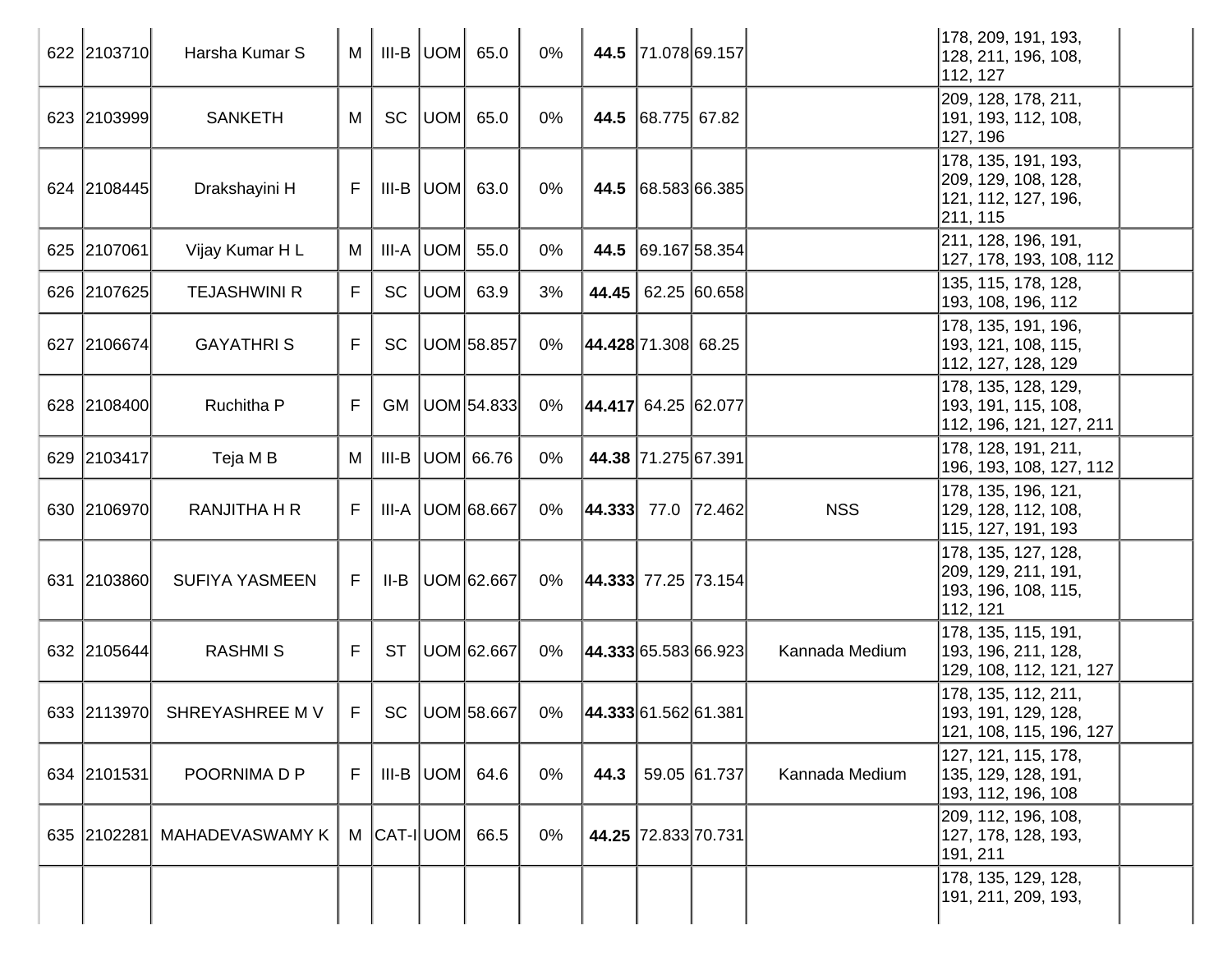| | | | | | | | | | | | | | |
|---|---|---|---|---|---|---|---|---|---|---|---|---|---|
| 622 | 2103710 | Harsha Kumar S | M | III-B | UOM | 65.0 | 0% | **44.5** | 71.078 | 69.157 | | 178, 209, 191, 193, 128, 211, 196, 108, 112, 127 | |
| 623 | 2103999 | SANKETH | M | SC | UOM | 65.0 | 0% | **44.5** | 68.775 | 67.82 | | 209, 128, 178, 211, 191, 193, 112, 108, 127, 196 | |
| 624 | 2108445 | Drakshayini H | F | III-B | UOM | 63.0 | 0% | **44.5** | 68.583 | 66.385 | | 178, 135, 191, 193, 209, 129, 108, 128, 121, 112, 127, 196, 211, 115 | |
| 625 | 2107061 | Vijay Kumar H L | M | III-A | UOM | 55.0 | 0% | **44.5** | 69.167 | 58.354 | | 211, 128, 196, 191, 127, 178, 193, 108, 112 | |
| 626 | 2107625 | TEJASHWINI R | F | SC | UOM | 63.9 | 3% | **44.45** | 62.25 | 60.658 | | 135, 115, 178, 128, 193, 108, 196, 112 | |
| 627 | 2106674 | GAYATHRI S | F | SC | UOM | 58.857 | 0% | **44.428** | 71.308 | 68.25 | | 178, 135, 191, 196, 193, 121, 108, 115, 112, 127, 128, 129 | |
| 628 | 2108400 | Ruchitha P | F | GM | UOM | 54.833 | 0% | **44.417** | 64.25 | 62.077 | | 178, 135, 128, 129, 193, 191, 115, 108, 112, 196, 121, 127, 211 | |
| 629 | 2103417 | Teja M B | M | III-B | UOM | 66.76 | 0% | **44.38** | 71.275 | 67.391 | | 178, 128, 191, 211, 196, 193, 108, 127, 112 | |
| 630 | 2106970 | RANJITHA H R | F | III-A | UOM | 68.667 | 0% | **44.333** | 77.0 | 72.462 | NSS | 178, 135, 196, 121, 129, 128, 112, 108, 115, 127, 191, 193 | |
| 631 | 2103860 | SUFIYA YASMEEN | F | II-B | UOM | 62.667 | 0% | **44.333** | 77.25 | 73.154 | | 178, 135, 127, 128, 209, 129, 211, 191, 193, 196, 108, 115, 112, 121 | |
| 632 | 2105644 | RASHMI S | F | ST | UOM | 62.667 | 0% | **44.333** | 65.583 | 66.923 | Kannada Medium | 178, 135, 115, 191, 193, 196, 211, 128, 129, 108, 112, 121, 127 | |
| 633 | 2113970 | SHREYASHREE M V | F | SC | UOM | 58.667 | 0% | **44.333** | 61.562 | 61.381 | | 178, 135, 112, 211, 193, 191, 129, 128, 121, 108, 115, 196, 127 | |
| 634 | 2101531 | POORNIMA D P | F | III-B | UOM | 64.6 | 0% | **44.3** | 59.05 | 61.737 | Kannada Medium | 127, 121, 115, 178, 135, 129, 128, 191, 193, 112, 196, 108 | |
| 635 | 2102281 | MAHADEVASWAMY K | M | CAT-I | UOM | 66.5 | 0% | **44.25** | 72.833 | 70.731 | | 209, 112, 196, 108, 127, 178, 128, 193, 191, 211 | |
| | | | | | | | | | | | | 178, 135, 129, 128, 191, 211, 209, 193, | |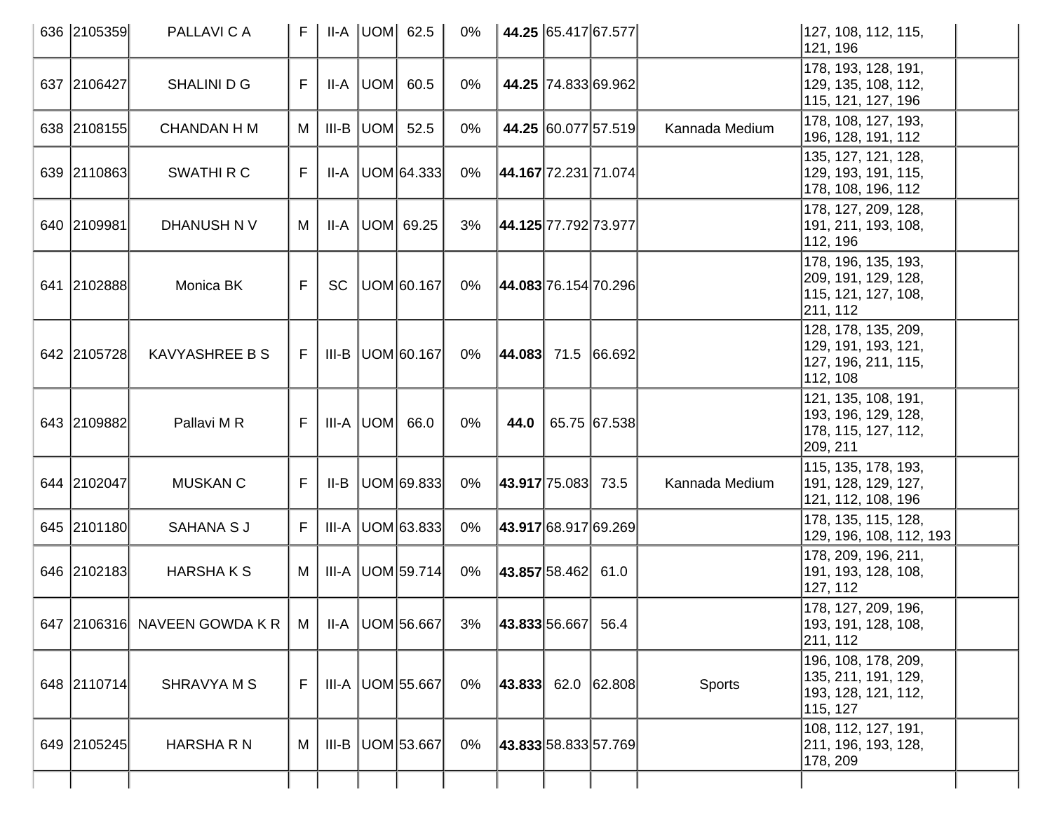| | | | | | | | | | | | | | |
|---|---|---|---|---|---|---|---|---|---|---|---|---|---|
| 636 | 2105359 | PALLAVI C A | F | II-A | UOM | 62.5 | 0% | **44.25** | 65.417 | 67.577 | | 127, 108, 112, 115, 121, 196 | |
| 637 | 2106427 | SHALINI D G | F | II-A | UOM | 60.5 | 0% | **44.25** | 74.833 | 69.962 | | 178, 193, 128, 191, 129, 135, 108, 112, 115, 121, 127, 196 | |
| 638 | 2108155 | CHANDAN H M | M | III-B | UOM | 52.5 | 0% | **44.25** | 60.077 | 57.519 | Kannada Medium | 178, 108, 127, 193, 196, 128, 191, 112 | |
| 639 | 2110863 | SWATHI R C | F | II-A | UOM | 64.333 | 0% | **44.167** | 72.231 | 71.074 | | 135, 127, 121, 128, 129, 193, 191, 115, 178, 108, 196, 112 | |
| 640 | 2109981 | DHANUSH N V | M | II-A | UOM | 69.25 | 3% | **44.125** | 77.792 | 73.977 | | 178, 127, 209, 128, 191, 211, 193, 108, 112, 196 | |
| 641 | 2102888 | Monica BK | F | SC | UOM | 60.167 | 0% | **44.083** | 76.154 | 70.296 | | 178, 196, 135, 193, 209, 191, 129, 128, 115, 121, 127, 108, 211, 112 | |
| 642 | 2105728 | KAVYASHREE B S | F | III-B | UOM | 60.167 | 0% | **44.083** | 71.5 | 66.692 | | 128, 178, 135, 209, 129, 191, 193, 121, 127, 196, 211, 115, 112, 108 | |
| 643 | 2109882 | Pallavi M R | F | III-A | UOM | 66.0 | 0% | **44.0** | 65.75 | 67.538 | | 121, 135, 108, 191, 193, 196, 129, 128, 178, 115, 127, 112, 209, 211 | |
| 644 | 2102047 | MUSKAN C | F | II-B | UOM | 69.833 | 0% | **43.917** | 75.083 | 73.5 | Kannada Medium | 115, 135, 178, 193, 191, 128, 129, 127, 121, 112, 108, 196 | |
| 645 | 2101180 | SAHANA S J | F | III-A | UOM | 63.833 | 0% | **43.917** | 68.917 | 69.269 | | 178, 135, 115, 128, 129, 196, 108, 112, 193 | |
| 646 | 2102183 | HARSHA K S | M | III-A | UOM | 59.714 | 0% | **43.857** | 58.462 | 61.0 | | 178, 209, 196, 211, 191, 193, 128, 108, 127, 112 | |
| 647 | 2106316 | NAVEEN GOWDA K R | M | II-A | UOM | 56.667 | 3% | **43.833** | 56.667 | 56.4 | | 178, 127, 209, 196, 193, 191, 128, 108, 211, 112 | |
| 648 | 2110714 | SHRAVYA M S | F | III-A | UOM | 55.667 | 0% | **43.833** | 62.0 | 62.808 | Sports | 196, 108, 178, 209, 135, 211, 191, 129, 193, 128, 121, 112, 115, 127 | |
| 649 | 2105245 | HARSHA R N | M | III-B | UOM | 53.667 | 0% | **43.833** | 58.833 | 57.769 | | 108, 112, 127, 191, 211, 196, 193, 128, 178, 209 | |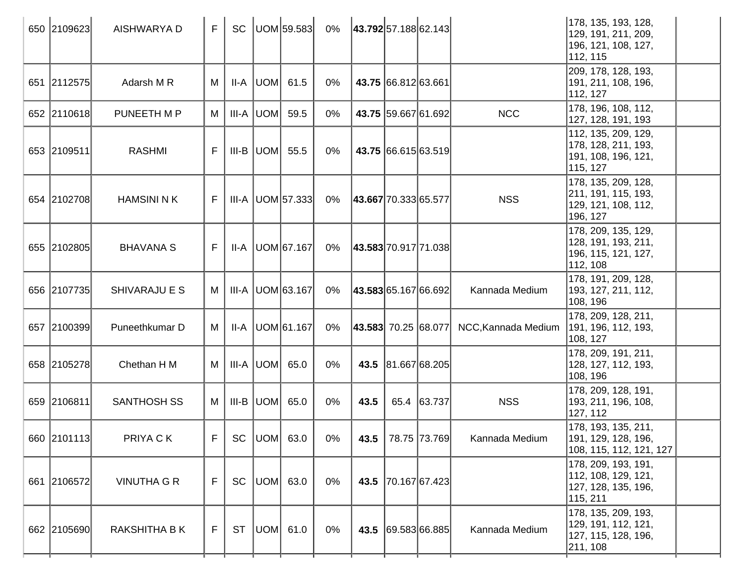| | | | | | | | | | | | | | |
|---|---|---|---|---|---|---|---|---|---|---|---|---|---|
| 650 | 2109623 | AISHWARYA D | F | SC | UOM | 59.583 | 0% | **43.792** | 57.188 | 62.143 | | 178, 135, 193, 128, 129, 191, 211, 209, 196, 121, 108, 127, 112, 115 | |
| 651 | 2112575 | Adarsh M R | M | II-A | UOM | 61.5 | 0% | **43.75** | 66.812 | 63.661 | | 209, 178, 128, 193, 191, 211, 108, 196, 112, 127 | |
| 652 | 2110618 | PUNEETH M P | M | III-A | UOM | 59.5 | 0% | **43.75** | 59.667 | 61.692 | NCC | 178, 196, 108, 112, 127, 128, 191, 193 | |
| 653 | 2109511 | RASHMI | F | III-B | UOM | 55.5 | 0% | **43.75** | 66.615 | 63.519 | | 112, 135, 209, 129, 178, 128, 211, 193, 191, 108, 196, 121, 115, 127 | |
| 654 | 2102708 | HAMSINI N K | F | III-A | UOM | 57.333 | 0% | **43.667** | 70.333 | 65.577 | NSS | 178, 135, 209, 128, 211, 191, 115, 193, 129, 121, 108, 112, 196, 127 | |
| 655 | 2102805 | BHAVANA S | F | II-A | UOM | 67.167 | 0% | **43.583** | 70.917 | 71.038 | | 178, 209, 135, 129, 128, 191, 193, 211, 196, 115, 121, 127, 112, 108 | |
| 656 | 2107735 | SHIVARAJU E S | M | III-A | UOM | 63.167 | 0% | **43.583** | 65.167 | 66.692 | Kannada Medium | 178, 191, 209, 128, 193, 127, 211, 112, 108, 196 | |
| 657 | 2100399 | Puneethkumar D | M | II-A | UOM | 61.167 | 0% | **43.583** | 70.25 | 68.077 | NCC,Kannada Medium | 178, 209, 128, 211, 191, 196, 112, 193, 108, 127 | |
| 658 | 2105278 | Chethan H M | M | III-A | UOM | 65.0 | 0% | **43.5** | 81.667 | 68.205 | | 178, 209, 191, 211, 128, 127, 112, 193, 108, 196 | |
| 659 | 2106811 | SANTHOSH SS | M | III-B | UOM | 65.0 | 0% | **43.5** | 65.4 | 63.737 | NSS | 178, 209, 128, 191, 193, 211, 196, 108, 127, 112 | |
| 660 | 2101113 | PRIYA C K | F | SC | UOM | 63.0 | 0% | **43.5** | 78.75 | 73.769 | Kannada Medium | 178, 193, 135, 211, 191, 129, 128, 196, 108, 115, 112, 121, 127 | |
| 661 | 2106572 | VINUTHA G R | F | SC | UOM | 63.0 | 0% | **43.5** | 70.167 | 67.423 | | 178, 209, 193, 191, 112, 108, 129, 121, 127, 128, 135, 196, 115, 211 | |
| 662 | 2105690 | RAKSHITHA B K | F | ST | UOM | 61.0 | 0% | **43.5** | 69.583 | 66.885 | Kannada Medium | 178, 135, 209, 193, 129, 191, 112, 121, 127, 115, 128, 196, 211, 108 | |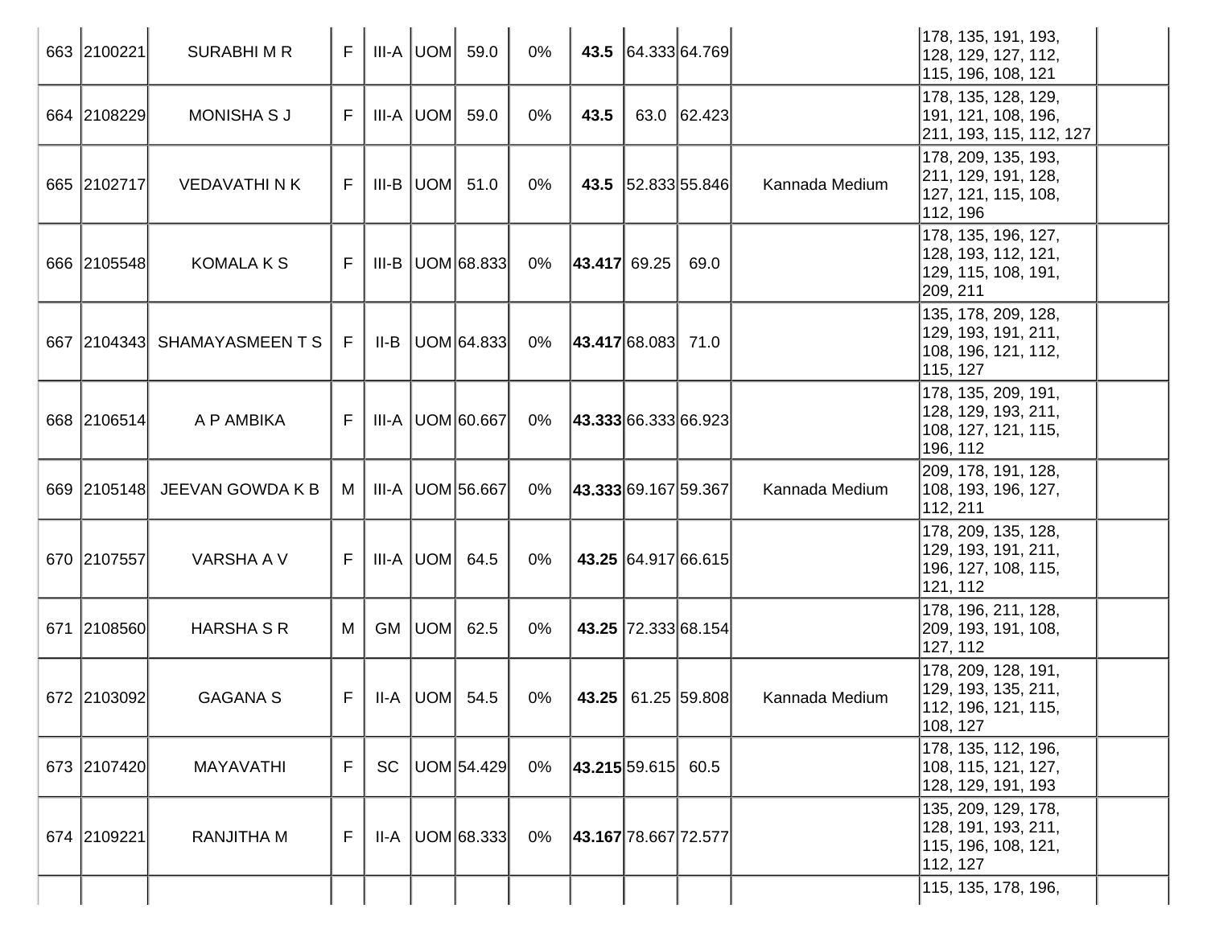| 663 | 2100221 | SURABHI M R | F | III-A | UOM | 59.0 | 0% | **43.5** | 64.333 | 64.769 | | 178, 135, 191, 193, 128, 129, 127, 112, 115, 196, 108, 121 | |
|---|---|---|---|---|---|---|---|---|---|---|---|---|---|
| 664 | 2108229 | MONISHA S J | F | III-A | UOM | 59.0 | 0% | **43.5** | 63.0 | 62.423 | | 178, 135, 128, 129, 191, 121, 108, 196, 211, 193, 115, 112, 127 | |
| 665 | 2102717 | VEDAVATHI N K | F | III-B | UOM | 51.0 | 0% | **43.5** | 52.833 | 55.846 | Kannada Medium | 178, 209, 135, 193, 211, 129, 191, 128, 127, 121, 115, 108, 112, 196 | |
| 666 | 2105548 | KOMALA K S | F | III-B | UOM | 68.833 | 0% | **43.417** | 69.25 | 69.0 | | 178, 135, 196, 127, 128, 193, 112, 121, 129, 115, 108, 191, 209, 211 | |
| 667 | 2104343 | SHAMAYASMEEN T S | F | II-B | UOM | 64.833 | 0% | **43.417** | 68.083 | 71.0 | | 135, 178, 209, 128, 129, 193, 191, 211, 108, 196, 121, 112, 115, 127 | |
| 668 | 2106514 | A P AMBIKA | F | III-A | UOM | 60.667 | 0% | **43.333** | 66.333 | 66.923 | | 178, 135, 209, 191, 128, 129, 193, 211, 108, 127, 121, 115, 196, 112 | |
| 669 | 2105148 | JEEVAN GOWDA K B | M | III-A | UOM | 56.667 | 0% | **43.333** | 69.167 | 59.367 | Kannada Medium | 209, 178, 191, 128, 108, 193, 196, 127, 112, 211 | |
| 670 | 2107557 | VARSHA A V | F | III-A | UOM | 64.5 | 0% | **43.25** | 64.917 | 66.615 | | 178, 209, 135, 128, 129, 193, 191, 211, 196, 127, 108, 115, 121, 112 | |
| 671 | 2108560 | HARSHA S R | M | GM | UOM | 62.5 | 0% | **43.25** | 72.333 | 68.154 | | 178, 196, 211, 128, 209, 193, 191, 108, 127, 112 | |
| 672 | 2103092 | GAGANA S | F | II-A | UOM | 54.5 | 0% | **43.25** | 61.25 | 59.808 | Kannada Medium | 178, 209, 128, 191, 129, 193, 135, 211, 112, 196, 121, 115, 108, 127 | |
| 673 | 2107420 | MAYAVATHI | F | SC | UOM | 54.429 | 0% | **43.215** | 59.615 | 60.5 | | 178, 135, 112, 196, 108, 115, 121, 127, 128, 129, 191, 193 | |
| 674 | 2109221 | RANJITHA M | F | II-A | UOM | 68.333 | 0% | **43.167** | 78.667 | 72.577 | | 135, 209, 129, 178, 128, 191, 193, 211, 115, 196, 108, 121, 112, 127 | |
| | | | | | | | | | | | | 115, 135, 178, 196, | |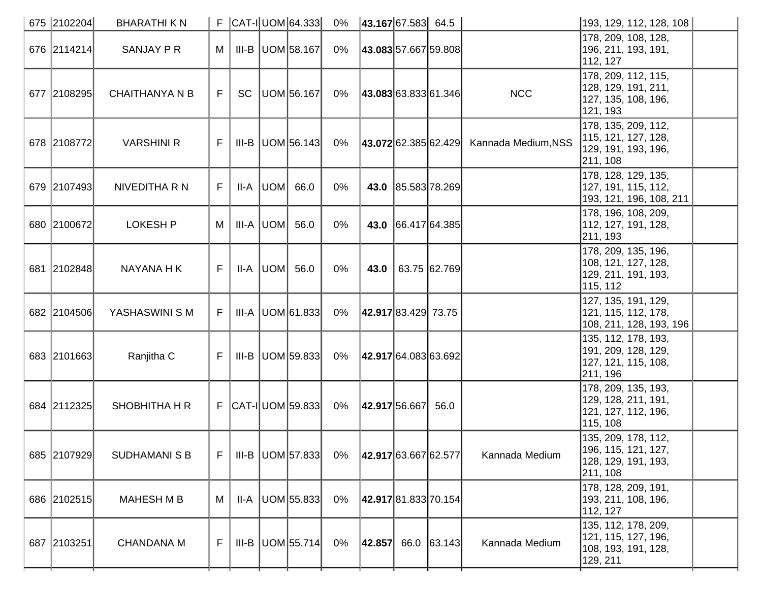| 675 | 2102204 | BHARATHI K N | F | CAT-I | UOM | 64.333 | 0% | **43.167** | 67.583 | 64.5 | | 193, 129, 112, 128, 108 | |
|---|---|---|---|---|---|---|---|---|---|---|---|---|---|
| 676 | 2114214 | SANJAY P R | M | III-B | UOM | 58.167 | 0% | **43.083** | 57.667 | 59.808 | | 178, 209, 108, 128, 196, 211, 193, 191, 112, 127 | |
| 677 | 2108295 | CHAITHANYA N B | F | SC | UOM | 56.167 | 0% | **43.083** | 63.833 | 61.346 | NCC | 178, 209, 112, 115, 128, 129, 191, 211, 127, 135, 108, 196, 121, 193 | |
| 678 | 2108772 | VARSHINI R | F | III-B | UOM | 56.143 | 0% | **43.072** | 62.385 | 62.429 | Kannada Medium,NSS | 178, 135, 209, 112, 115, 121, 127, 128, 129, 191, 193, 196, 211, 108 | |
| 679 | 2107493 | NIVEDITHA R N | F | II-A | UOM | 66.0 | 0% | **43.0** | 85.583 | 78.269 | | 178, 128, 129, 135, 127, 191, 115, 112, 193, 121, 196, 108, 211 | |
| 680 | 2100672 | LOKESH P | M | III-A | UOM | 56.0 | 0% | **43.0** | 66.417 | 64.385 | | 178, 196, 108, 209, 112, 127, 191, 128, 211, 193 | |
| 681 | 2102848 | NAYANA H K | F | II-A | UOM | 56.0 | 0% | **43.0** | 63.75 | 62.769 | | 178, 209, 135, 196, 108, 121, 127, 128, 129, 211, 191, 193, 115, 112 | |
| 682 | 2104506 | YASHASWINI S M | F | III-A | UOM | 61.833 | 0% | **42.917** | 83.429 | 73.75 | | 127, 135, 191, 129, 121, 115, 112, 178, 108, 211, 128, 193, 196 | |
| 683 | 2101663 | Ranjitha C | F | III-B | UOM | 59.833 | 0% | **42.917** | 64.083 | 63.692 | | 135, 112, 178, 193, 191, 209, 128, 129, 127, 121, 115, 108, 211, 196 | |
| 684 | 2112325 | SHOBHITHA H R | F | CAT-I | UOM | 59.833 | 0% | **42.917** | 56.667 | 56.0 | | 178, 209, 135, 193, 129, 128, 211, 191, 121, 127, 112, 196, 115, 108 | |
| 685 | 2107929 | SUDHAMANI S B | F | III-B | UOM | 57.833 | 0% | **42.917** | 63.667 | 62.577 | Kannada Medium | 135, 209, 178, 112, 196, 115, 121, 127, 128, 129, 191, 193, 211, 108 | |
| 686 | 2102515 | MAHESH M B | M | II-A | UOM | 55.833 | 0% | **42.917** | 81.833 | 70.154 | | 178, 128, 209, 191, 193, 211, 108, 196, 112, 127 | |
| 687 | 2103251 | CHANDANA M | F | III-B | UOM | 55.714 | 0% | **42.857** | 66.0 | 63.143 | Kannada Medium | 135, 112, 178, 209, 121, 115, 127, 196, 108, 193, 191, 128, 129, 211 | |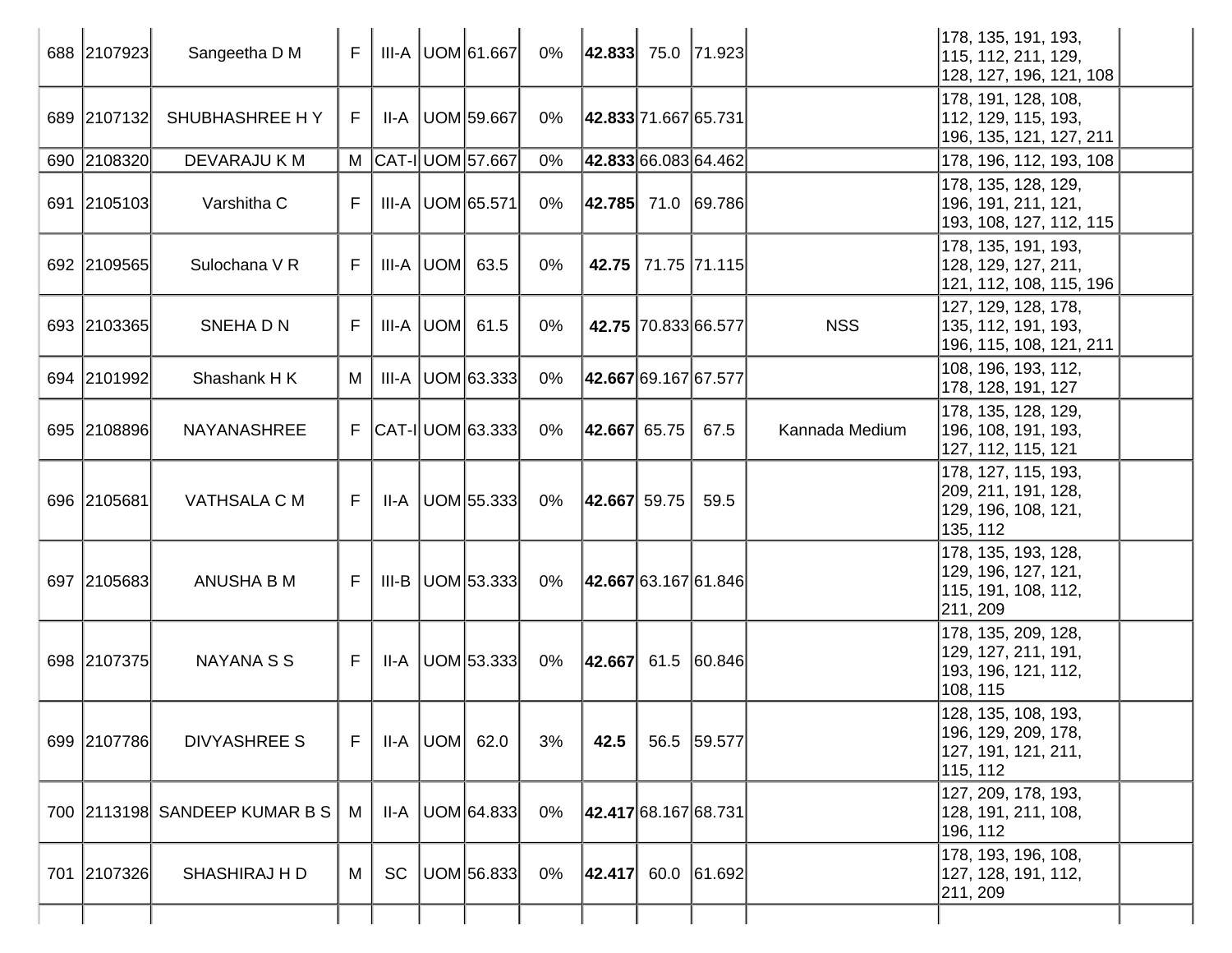| | | | | | | | | | | | | | |
|---|---|---|---|---|---|---|---|---|---|---|---|---|---|
| 688 | 2107923 | Sangeetha D M | F | III-A | UOM | 61.667 | 0% | **42.833** | 75.0 | 71.923 | | 178, 135, 191, 193, 115, 112, 211, 129, 128, 127, 196, 121, 108 | |
| 689 | 2107132 | SHUBHASHREE H Y | F | II-A | UOM | 59.667 | 0% | **42.833** | 71.667 | 65.731 | | 178, 191, 128, 108, 112, 129, 115, 193, 196, 135, 121, 127, 211 | |
| 690 | 2108320 | DEVARAJU K M | M | CAT-I | UOM | 57.667 | 0% | **42.833** | 66.083 | 64.462 | | 178, 196, 112, 193, 108 | |
| 691 | 2105103 | Varshitha C | F | III-A | UOM | 65.571 | 0% | **42.785** | 71.0 | 69.786 | | 178, 135, 128, 129, 196, 191, 211, 121, 193, 108, 127, 112, 115 | |
| 692 | 2109565 | Sulochana V R | F | III-A | UOM | 63.5 | 0% | **42.75** | 71.75 | 71.115 | | 178, 135, 191, 193, 128, 129, 127, 211, 121, 112, 108, 115, 196 | |
| 693 | 2103365 | SNEHA D N | F | III-A | UOM | 61.5 | 0% | **42.75** | 70.833 | 66.577 | NSS | 127, 129, 128, 178, 135, 112, 191, 193, 196, 115, 108, 121, 211 | |
| 694 | 2101992 | Shashank H K | M | III-A | UOM | 63.333 | 0% | **42.667** | 69.167 | 67.577 | | 108, 196, 193, 112, 178, 128, 191, 127 | |
| 695 | 2108896 | NAYANASHREE | F | CAT-I | UOM | 63.333 | 0% | **42.667** | 65.75 | 67.5 | Kannada Medium | 178, 135, 128, 129, 196, 108, 191, 193, 127, 112, 115, 121 | |
| 696 | 2105681 | VATHSALA C M | F | II-A | UOM | 55.333 | 0% | **42.667** | 59.75 | 59.5 | | 178, 127, 115, 193, 209, 211, 191, 128, 129, 196, 108, 121, 135, 112 | |
| 697 | 2105683 | ANUSHA B M | F | III-B | UOM | 53.333 | 0% | **42.667** | 63.167 | 61.846 | | 178, 135, 193, 128, 129, 196, 127, 121, 115, 191, 108, 112, 211, 209 | |
| 698 | 2107375 | NAYANA S S | F | II-A | UOM | 53.333 | 0% | **42.667** | 61.5 | 60.846 | | 178, 135, 209, 128, 129, 127, 211, 191, 193, 196, 121, 112, 108, 115 | |
| 699 | 2107786 | DIVYASHREE S | F | II-A | UOM | 62.0 | 3% | **42.5** | 56.5 | 59.577 | | 128, 135, 108, 193, 196, 129, 209, 178, 127, 191, 121, 211, 115, 112 | |
| 700 | 2113198 | SANDEEP KUMAR B S | M | II-A | UOM | 64.833 | 0% | **42.417** | 68.167 | 68.731 | | 127, 209, 178, 193, 128, 191, 211, 108, 196, 112 | |
| 701 | 2107326 | SHASHIRAJ H D | M | SC | UOM | 56.833 | 0% | **42.417** | 60.0 | 61.692 | | 178, 193, 196, 108, 127, 128, 191, 112, 211, 209 | |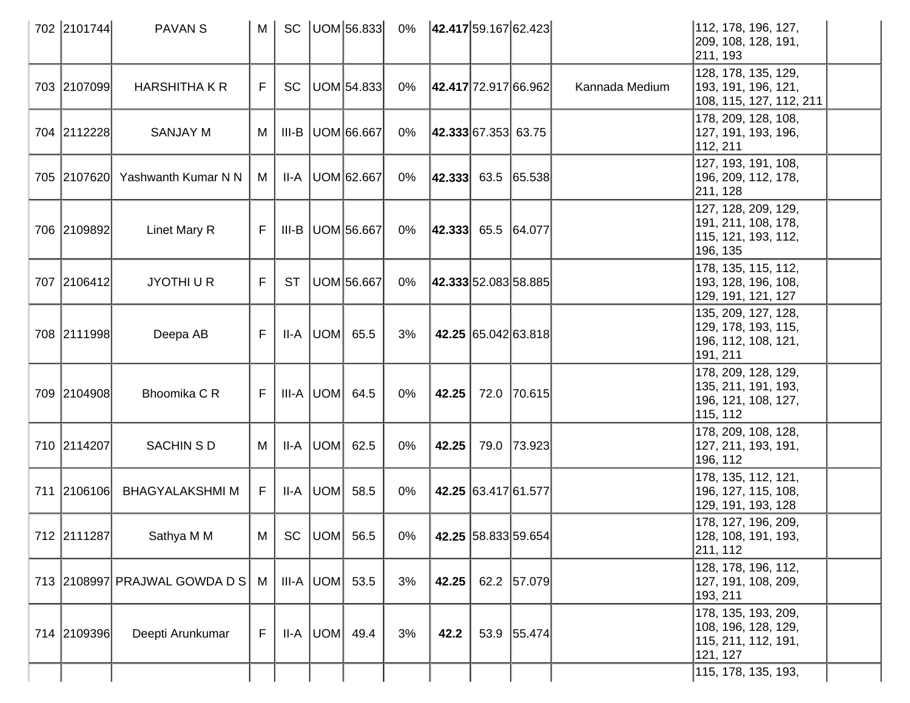| 702 | 2101744 | PAVAN S | M | SC | UOM | 56.833 | 0% | **42.417** | 59.167 | 62.423 | | 112, 178, 196, 127, 209, 108, 128, 191, 211, 193 | |
|---|---|---|---|---|---|---|---|---|---|---|---|---|---|
| 703 | 2107099 | HARSHITHA K R | F | SC | UOM | 54.833 | 0% | **42.417** | 72.917 | 66.962 | Kannada Medium | 128, 178, 135, 129, 193, 191, 196, 121, 108, 115, 127, 112, 211 | |
| 704 | 2112228 | SANJAY M | M | III-B | UOM | 66.667 | 0% | **42.333** | 67.353 | 63.75 | | 178, 209, 128, 108, 127, 191, 193, 196, 112, 211 | |
| 705 | 2107620 | Yashwanth Kumar N N | M | II-A | UOM | 62.667 | 0% | **42.333** | 63.5 | 65.538 | | 127, 193, 191, 108, 196, 209, 112, 178, 211, 128 | |
| 706 | 2109892 | Linet Mary R | F | III-B | UOM | 56.667 | 0% | **42.333** | 65.5 | 64.077 | | 127, 128, 209, 129, 191, 211, 108, 178, 115, 121, 193, 112, 196, 135 | |
| 707 | 2106412 | JYOTHI U R | F | ST | UOM | 56.667 | 0% | **42.333** | 52.083 | 58.885 | | 178, 135, 115, 112, 193, 128, 196, 108, 129, 191, 121, 127 | |
| 708 | 2111998 | Deepa AB | F | II-A | UOM | 65.5 | 3% | **42.25** | 65.042 | 63.818 | | 135, 209, 127, 128, 129, 178, 193, 115, 196, 112, 108, 121, 191, 211 | |
| 709 | 2104908 | Bhoomika C R | F | III-A | UOM | 64.5 | 0% | **42.25** | 72.0 | 70.615 | | 178, 209, 128, 129, 135, 211, 191, 193, 196, 121, 108, 127, 115, 112 | |
| 710 | 2114207 | SACHIN S D | M | II-A | UOM | 62.5 | 0% | **42.25** | 79.0 | 73.923 | | 178, 209, 108, 128, 127, 211, 193, 191, 196, 112 | |
| 711 | 2106106 | BHAGYALAKSHMI M | F | II-A | UOM | 58.5 | 0% | **42.25** | 63.417 | 61.577 | | 178, 135, 112, 121, 196, 127, 115, 108, 129, 191, 193, 128 | |
| 712 | 2111287 | Sathya M M | M | SC | UOM | 56.5 | 0% | **42.25** | 58.833 | 59.654 | | 178, 127, 196, 209, 128, 108, 191, 193, 211, 112 | |
| 713 | 2108997 | PRAJWAL GOWDA D S | M | III-A | UOM | 53.5 | 3% | **42.25** | 62.2 | 57.079 | | 128, 178, 196, 112, 127, 191, 108, 209, 193, 211 | |
| 714 | 2109396 | Deepti Arunkumar | F | II-A | UOM | 49.4 | 3% | **42.2** | 53.9 | 55.474 | | 178, 135, 193, 209, 108, 196, 128, 129, 115, 211, 112, 191, 121, 127 | |
| | | | | | | | | | | | | 115, 178, 135, 193, | |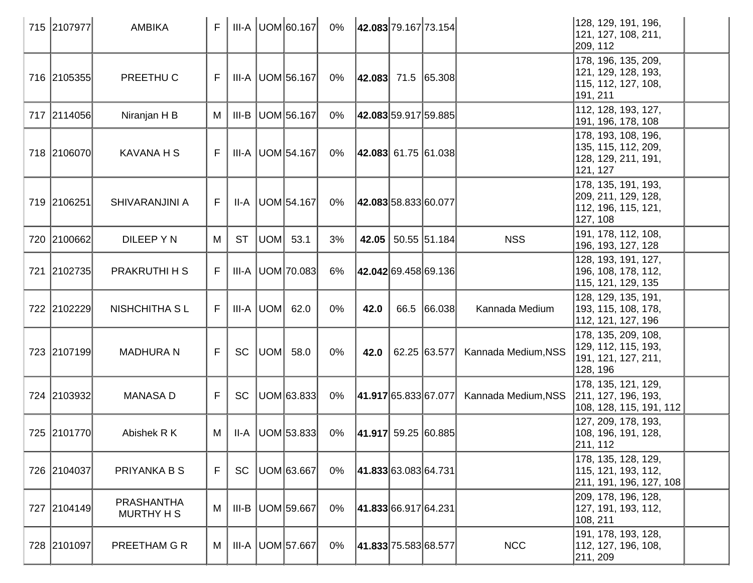| | | | | | | | | | | | | | |
|---|---|---|---|---|---|---|---|---|---|---|---|---|---|
| 715 | 2107977 | AMBIKA | F | III-A | UOM | 60.167 | 0% | **42.083** | 79.167 | 73.154 | | 128, 129, 191, 196, 121, 127, 108, 211, 209, 112 | |
| 716 | 2105355 | PREETHU C | F | III-A | UOM | 56.167 | 0% | **42.083** | 71.5 | 65.308 | | 178, 196, 135, 209, 121, 129, 128, 193, 115, 112, 127, 108, 191, 211 | |
| 717 | 2114056 | Niranjan H B | M | III-B | UOM | 56.167 | 0% | **42.083** | 59.917 | 59.885 | | 112, 128, 193, 127, 191, 196, 178, 108 | |
| 718 | 2106070 | KAVANA H S | F | III-A | UOM | 54.167 | 0% | **42.083** | 61.75 | 61.038 | | 178, 193, 108, 196, 135, 115, 112, 209, 128, 129, 211, 191, 121, 127 | |
| 719 | 2106251 | SHIVARANJINI A | F | II-A | UOM | 54.167 | 0% | **42.083** | 58.833 | 60.077 | | 178, 135, 191, 193, 209, 211, 129, 128, 112, 196, 115, 121, 127, 108 | |
| 720 | 2100662 | DILEEP Y N | M | ST | UOM | 53.1 | 3% | **42.05** | 50.55 | 51.184 | NSS | 191, 178, 112, 108, 196, 193, 127, 128 | |
| 721 | 2102735 | PRAKRUTHI H S | F | III-A | UOM | 70.083 | 6% | **42.042** | 69.458 | 69.136 | | 128, 193, 191, 127, 196, 108, 178, 112, 115, 121, 129, 135 | |
| 722 | 2102229 | NISHCHITHA S L | F | III-A | UOM | 62.0 | 0% | **42.0** | 66.5 | 66.038 | Kannada Medium | 128, 129, 135, 191, 193, 115, 108, 178, 112, 121, 127, 196 | |
| 723 | 2107199 | MADHURA N | F | SC | UOM | 58.0 | 0% | **42.0** | 62.25 | 63.577 | Kannada Medium,NSS | 178, 135, 209, 108, 129, 112, 115, 193, 191, 121, 127, 211, 128, 196 | |
| 724 | 2103932 | MANASA D | F | SC | UOM | 63.833 | 0% | **41.917** | 65.833 | 67.077 | Kannada Medium,NSS | 178, 135, 121, 129, 211, 127, 196, 193, 108, 128, 115, 191, 112 | |
| 725 | 2101770 | Abishek R K | M | II-A | UOM | 53.833 | 0% | **41.917** | 59.25 | 60.885 | | 127, 209, 178, 193, 108, 196, 191, 128, 211, 112 | |
| 726 | 2104037 | PRIYANKA B S | F | SC | UOM | 63.667 | 0% | **41.833** | 63.083 | 64.731 | | 178, 135, 128, 129, 115, 121, 193, 112, 211, 191, 196, 127, 108 | |
| 727 | 2104149 | PRASHANTHA MURTHY H S | M | III-B | UOM | 59.667 | 0% | **41.833** | 66.917 | 64.231 | | 209, 178, 196, 128, 127, 191, 193, 112, 108, 211 | |
| 728 | 2101097 | PREETHAM G R | M | III-A | UOM | 57.667 | 0% | **41.833** | 75.583 | 68.577 | NCC | 191, 178, 193, 128, 112, 127, 196, 108, 211, 209 | |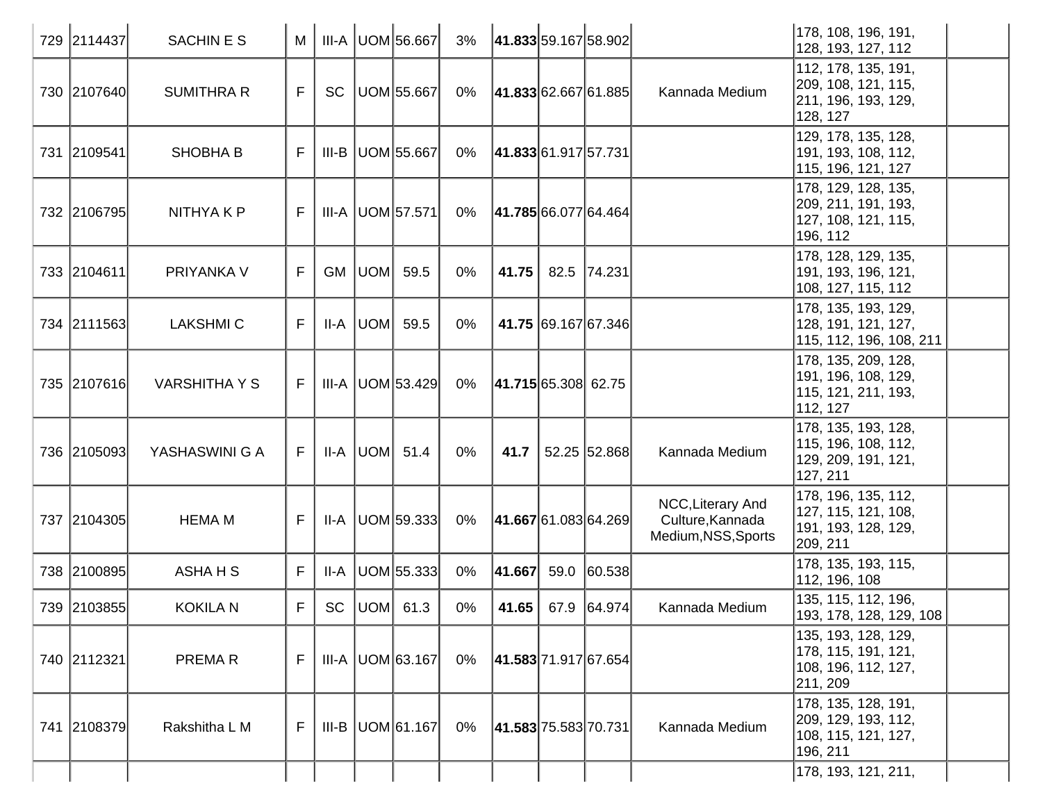| 729 | 2114437 | SACHIN E S | M | III-A | UOM | 56.667 | 3% | **41.833** | 59.167 | 58.902 | | 178, 108, 196, 191, 128, 193, 127, 112 | |
|---|---|---|---|---|---|---|---|---|---|---|---|---|---|
| 730 | 2107640 | SUMITHRA R | F | SC | UOM | 55.667 | 0% | **41.833** | 62.667 | 61.885 | Kannada Medium | 112, 178, 135, 191, 209, 108, 121, 115, 211, 196, 193, 129, 128, 127 | |
| 731 | 2109541 | SHOBHA B | F | III-B | UOM | 55.667 | 0% | **41.833** | 61.917 | 57.731 | | 129, 178, 135, 128, 191, 193, 108, 112, 115, 196, 121, 127 | |
| 732 | 2106795 | NITHYA K P | F | III-A | UOM | 57.571 | 0% | **41.785** | 66.077 | 64.464 | | 178, 129, 128, 135, 209, 211, 191, 193, 127, 108, 121, 115, 196, 112 | |
| 733 | 2104611 | PRIYANKA V | F | GM | UOM | 59.5 | 0% | **41.75** | 82.5 | 74.231 | | 178, 128, 129, 135, 191, 193, 196, 121, 108, 127, 115, 112 | |
| 734 | 2111563 | LAKSHMI C | F | II-A | UOM | 59.5 | 0% | **41.75** | 69.167 | 67.346 | | 178, 135, 193, 129, 128, 191, 121, 127, 115, 112, 196, 108, 211 | |
| 735 | 2107616 | VARSHITHA Y S | F | III-A | UOM | 53.429 | 0% | **41.715** | 65.308 | 62.75 | | 178, 135, 209, 128, 191, 196, 108, 129, 115, 121, 211, 193, 112, 127 | |
| 736 | 2105093 | YASHASWINI G A | F | II-A | UOM | 51.4 | 0% | **41.7** | 52.25 | 52.868 | Kannada Medium | 178, 135, 193, 128, 115, 196, 108, 112, 129, 209, 191, 121, 127, 211 | |
| 737 | 2104305 | HEMA M | F | II-A | UOM | 59.333 | 0% | **41.667** | 61.083 | 64.269 | NCC,Literary And Culture,Kannada Medium,NSS,Sports | 178, 196, 135, 112, 127, 115, 121, 108, 191, 193, 128, 129, 209, 211 | |
| 738 | 2100895 | ASHA H S | F | II-A | UOM | 55.333 | 0% | **41.667** | 59.0 | 60.538 | | 178, 135, 193, 115, 112, 196, 108 | |
| 739 | 2103855 | KOKILA N | F | SC | UOM | 61.3 | 0% | **41.65** | 67.9 | 64.974 | Kannada Medium | 135, 115, 112, 196, 193, 178, 128, 129, 108 | |
| 740 | 2112321 | PREMA R | F | III-A | UOM | 63.167 | 0% | **41.583** | 71.917 | 67.654 | | 135, 193, 128, 129, 178, 115, 191, 121, 108, 196, 112, 127, 211, 209 | |
| 741 | 2108379 | Rakshitha L M | F | III-B | UOM | 61.167 | 0% | **41.583** | 75.583 | 70.731 | Kannada Medium | 178, 135, 128, 191, 209, 129, 193, 112, 108, 115, 121, 127, 196, 211 | |
| | | | | | | | | | | | | 178, 193, 121, 211, | |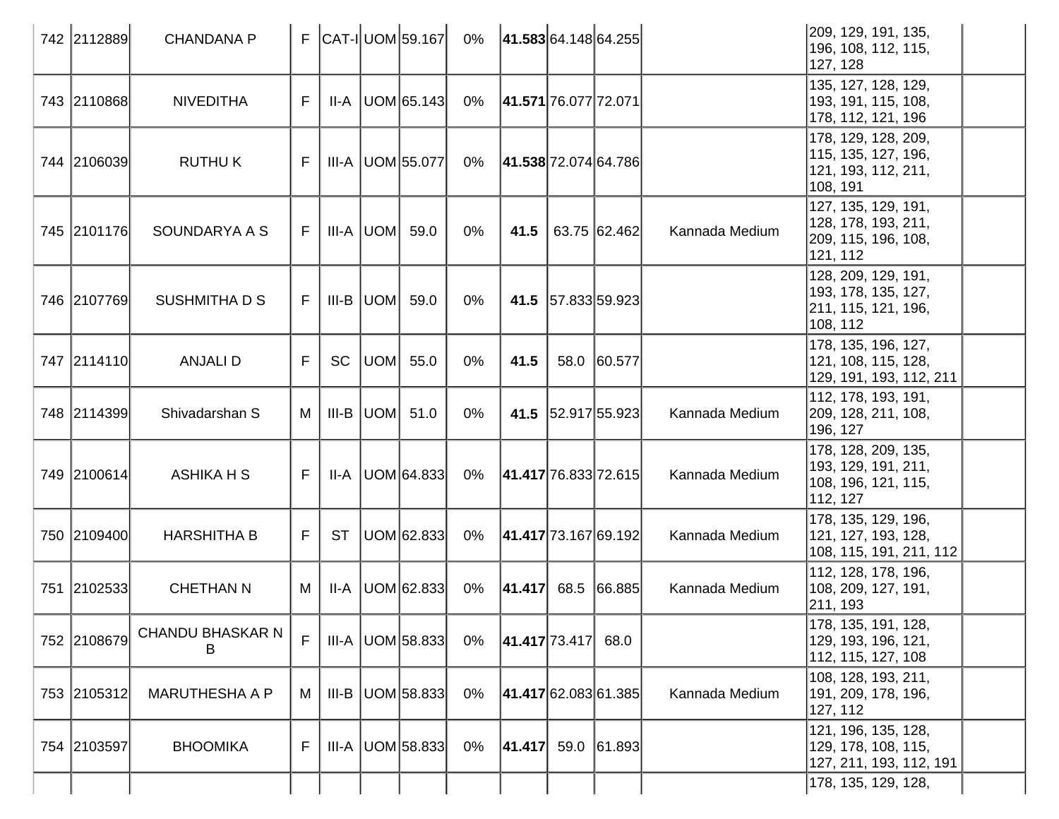| 742 | 2112889 | CHANDANA P | F | CAT-I | UOM | 59.167 | 0% | **41.583** | 64.148 | 64.255 | | 209, 129, 191, 135, 196, 108, 112, 115, 127, 128 | |
|---|---|---|---|---|---|---|---|---|---|---|---|---|---|
| 743 | 2110868 | NIVEDITHA | F | II-A | UOM | 65.143 | 0% | **41.571** | 76.077 | 72.071 | | 135, 127, 128, 129, 193, 191, 115, 108, 178, 112, 121, 196 | |
| 744 | 2106039 | RUTHU K | F | III-A | UOM | 55.077 | 0% | **41.538** | 72.074 | 64.786 | | 178, 129, 128, 209, 115, 135, 127, 196, 121, 193, 112, 211, 108, 191 | |
| 745 | 2101176 | SOUNDARYA A S | F | III-A | UOM | 59.0 | 0% | **41.5** | 63.75 | 62.462 | Kannada Medium | 127, 135, 129, 191, 128, 178, 193, 211, 209, 115, 196, 108, 121, 112 | |
| 746 | 2107769 | SUSHMITHA D S | F | III-B | UOM | 59.0 | 0% | **41.5** | 57.833 | 59.923 | | 128, 209, 129, 191, 193, 178, 135, 127, 211, 115, 121, 196, 108, 112 | |
| 747 | 2114110 | ANJALI D | F | SC | UOM | 55.0 | 0% | **41.5** | 58.0 | 60.577 | | 178, 135, 196, 127, 121, 108, 115, 128, 129, 191, 193, 112, 211 | |
| 748 | 2114399 | Shivadarshan S | M | III-B | UOM | 51.0 | 0% | **41.5** | 52.917 | 55.923 | Kannada Medium | 112, 178, 193, 191, 209, 128, 211, 108, 196, 127 | |
| 749 | 2100614 | ASHIKA H S | F | II-A | UOM | 64.833 | 0% | **41.417** | 76.833 | 72.615 | Kannada Medium | 178, 128, 209, 135, 193, 129, 191, 211, 108, 196, 121, 115, 112, 127 | |
| 750 | 2109400 | HARSHITHA B | F | ST | UOM | 62.833 | 0% | **41.417** | 73.167 | 69.192 | Kannada Medium | 178, 135, 129, 196, 121, 127, 193, 128, 108, 115, 191, 211, 112 | |
| 751 | 2102533 | CHETHAN N | M | II-A | UOM | 62.833 | 0% | **41.417** | 68.5 | 66.885 | Kannada Medium | 112, 128, 178, 196, 108, 209, 127, 191, 211, 193 | |
| 752 | 2108679 | CHANDU BHASKAR N B | F | III-A | UOM | 58.833 | 0% | **41.417** | 73.417 | 68.0 | | 178, 135, 191, 128, 129, 193, 196, 121, 112, 115, 127, 108 | |
| 753 | 2105312 | MARUTHESHA A P | M | III-B | UOM | 58.833 | 0% | **41.417** | 62.083 | 61.385 | Kannada Medium | 108, 128, 193, 211, 191, 209, 178, 196, 127, 112 | |
| 754 | 2103597 | BHOOMIKA | F | III-A | UOM | 58.833 | 0% | **41.417** | 59.0 | 61.893 | | 121, 196, 135, 128, 129, 178, 108, 115, 127, 211, 193, 112, 191 | |
| | | | | | | | | | | | | 178, 135, 129, 128, | |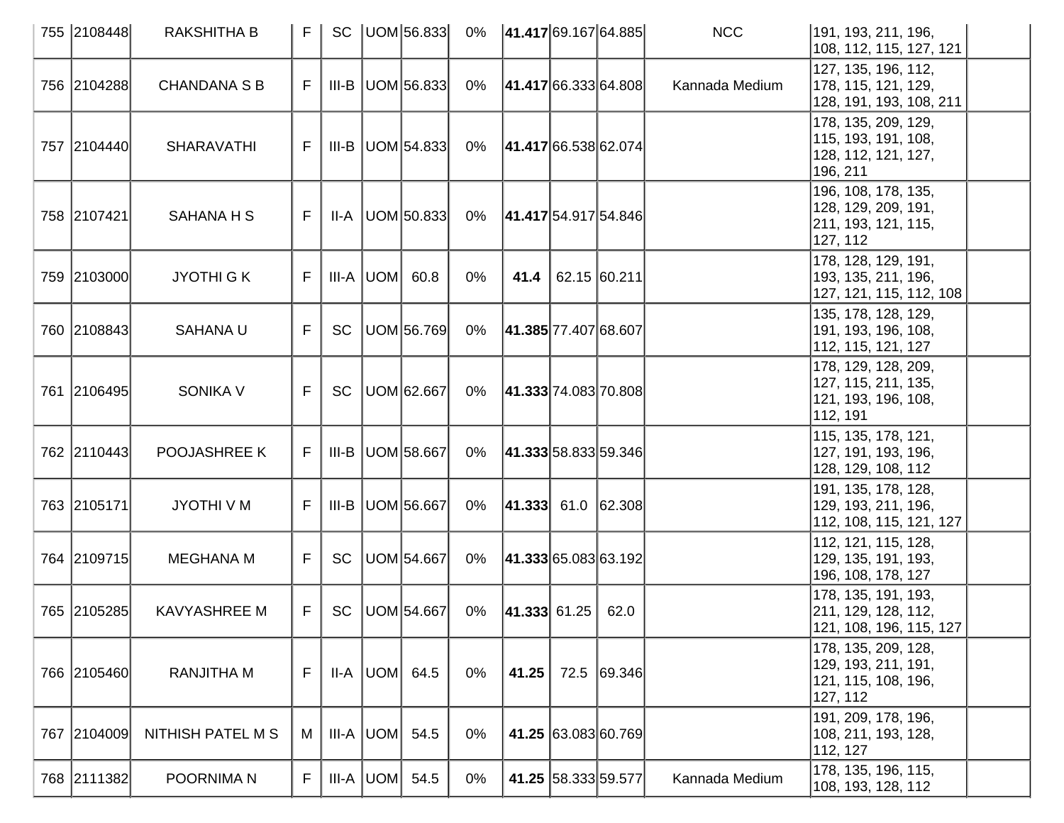| 755 | 2108448 | RAKSHITHA B | F | SC | UOM | 56.833 | 0% | **41.417** | 69.167 | 64.885 | NCC | 191, 193, 211, 196, 108, 112, 115, 127, 121 | |
|---|---|---|---|---|---|---|---|---|---|---|---|---|---|
| 756 | 2104288 | CHANDANA S B | F | III-B | UOM | 56.833 | 0% | **41.417** | 66.333 | 64.808 | Kannada Medium | 127, 135, 196, 112, 178, 115, 121, 129, 128, 191, 193, 108, 211 | |
| 757 | 2104440 | SHARAVATHI | F | III-B | UOM | 54.833 | 0% | **41.417** | 66.538 | 62.074 | | 178, 135, 209, 129, 115, 193, 191, 108, 128, 112, 121, 127, 196, 211 | |
| 758 | 2107421 | SAHANA H S | F | II-A | UOM | 50.833 | 0% | **41.417** | 54.917 | 54.846 | | 196, 108, 178, 135, 128, 129, 209, 191, 211, 193, 121, 115, 127, 112 | |
| 759 | 2103000 | JYOTHI G K | F | III-A | UOM | 60.8 | 0% | **41.4** | 62.15 | 60.211 | | 178, 128, 129, 191, 193, 135, 211, 196, 127, 121, 115, 112, 108 | |
| 760 | 2108843 | SAHANA U | F | SC | UOM | 56.769 | 0% | **41.385** | 77.407 | 68.607 | | 135, 178, 128, 129, 191, 193, 196, 108, 112, 115, 121, 127 | |
| 761 | 2106495 | SONIKA V | F | SC | UOM | 62.667 | 0% | **41.333** | 74.083 | 70.808 | | 178, 129, 128, 209, 127, 115, 211, 135, 121, 193, 196, 108, 112, 191 | |
| 762 | 2110443 | POOJASHREE K | F | III-B | UOM | 58.667 | 0% | **41.333** | 58.833 | 59.346 | | 115, 135, 178, 121, 127, 191, 193, 196, 128, 129, 108, 112 | |
| 763 | 2105171 | JYOTHI V M | F | III-B | UOM | 56.667 | 0% | **41.333** | 61.0 | 62.308 | | 191, 135, 178, 128, 129, 193, 211, 196, 112, 108, 115, 121, 127 | |
| 764 | 2109715 | MEGHANA M | F | SC | UOM | 54.667 | 0% | **41.333** | 65.083 | 63.192 | | 112, 121, 115, 128, 129, 135, 191, 193, 196, 108, 178, 127 | |
| 765 | 2105285 | KAVYASHREE M | F | SC | UOM | 54.667 | 0% | **41.333** | 61.25 | 62.0 | | 178, 135, 191, 193, 211, 129, 128, 112, 121, 108, 196, 115, 127 | |
| 766 | 2105460 | RANJITHA M | F | II-A | UOM | 64.5 | 0% | **41.25** | 72.5 | 69.346 | | 178, 135, 209, 128, 129, 193, 211, 191, 121, 115, 108, 196, 127, 112 | |
| 767 | 2104009 | NITHISH PATEL M S | M | III-A | UOM | 54.5 | 0% | **41.25** | 63.083 | 60.769 | | 191, 209, 178, 196, 108, 211, 193, 128, 112, 127 | |
| 768 | 2111382 | POORNIMA N | F | III-A | UOM | 54.5 | 0% | **41.25** | 58.333 | 59.577 | Kannada Medium | 178, 135, 196, 115, 108, 193, 128, 112 | |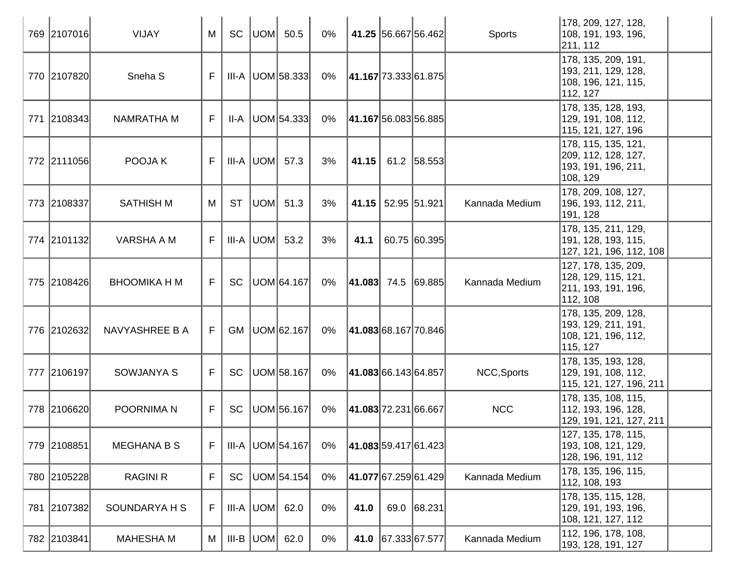| | | | | | | | | | | | | | |
|---|---|---|---|---|---|---|---|---|---|---|---|---|---|
| 769 | 2107016 | VIJAY | M | SC | UOM | 50.5 | 0% | **41.25** | 56.667 | 56.462 | Sports | 178, 209, 127, 128, 108, 191, 193, 196, 211, 112 | |
| 770 | 2107820 | Sneha S | F | III-A | UOM | 58.333 | 0% | **41.167** | 73.333 | 61.875 | | 178, 135, 209, 191, 193, 211, 129, 128, 108, 196, 121, 115, 112, 127 | |
| 771 | 2108343 | NAMRATHA M | F | II-A | UOM | 54.333 | 0% | **41.167** | 56.083 | 56.885 | | 178, 135, 128, 193, 129, 191, 108, 112, 115, 121, 127, 196 | |
| 772 | 2111056 | POOJA K | F | III-A | UOM | 57.3 | 3% | **41.15** | 61.2 | 58.553 | | 178, 115, 135, 121, 209, 112, 128, 127, 193, 191, 196, 211, 108, 129 | |
| 773 | 2108337 | SATHISH M | M | ST | UOM | 51.3 | 3% | **41.15** | 52.95 | 51.921 | Kannada Medium | 178, 209, 108, 127, 196, 193, 112, 211, 191, 128 | |
| 774 | 2101132 | VARSHA A M | F | III-A | UOM | 53.2 | 3% | **41.1** | 60.75 | 60.395 | | 178, 135, 211, 129, 191, 128, 193, 115, 127, 121, 196, 112, 108 | |
| 775 | 2108426 | BHOOMIKA H M | F | SC | UOM | 64.167 | 0% | **41.083** | 74.5 | 69.885 | Kannada Medium | 127, 178, 135, 209, 128, 129, 115, 121, 211, 193, 191, 196, 112, 108 | |
| 776 | 2102632 | NAVYASHREE B A | F | GM | UOM | 62.167 | 0% | **41.083** | 68.167 | 70.846 | | 178, 135, 209, 128, 193, 129, 211, 191, 108, 121, 196, 112, 115, 127 | |
| 777 | 2106197 | SOWJANYA S | F | SC | UOM | 58.167 | 0% | **41.083** | 66.143 | 64.857 | NCC,Sports | 178, 135, 193, 128, 129, 191, 108, 112, 115, 121, 127, 196, 211 | |
| 778 | 2106620 | POORNIMA N | F | SC | UOM | 56.167 | 0% | **41.083** | 72.231 | 66.667 | NCC | 178, 135, 108, 115, 112, 193, 196, 128, 129, 191, 121, 127, 211 | |
| 779 | 2108851 | MEGHANA B S | F | III-A | UOM | 54.167 | 0% | **41.083** | 59.417 | 61.423 | | 127, 135, 178, 115, 193, 108, 121, 129, 128, 196, 191, 112 | |
| 780 | 2105228 | RAGINI R | F | SC | UOM | 54.154 | 0% | **41.077** | 67.259 | 61.429 | Kannada Medium | 178, 135, 196, 115, 112, 108, 193 | |
| 781 | 2107382 | SOUNDARYA H S | F | III-A | UOM | 62.0 | 0% | **41.0** | 69.0 | 68.231 | | 178, 135, 115, 128, 129, 191, 193, 196, 108, 121, 127, 112 | |
| 782 | 2103841 | MAHESHA M | M | III-B | UOM | 62.0 | 0% | **41.0** | 67.333 | 67.577 | Kannada Medium | 112, 196, 178, 108, 193, 128, 191, 127 | |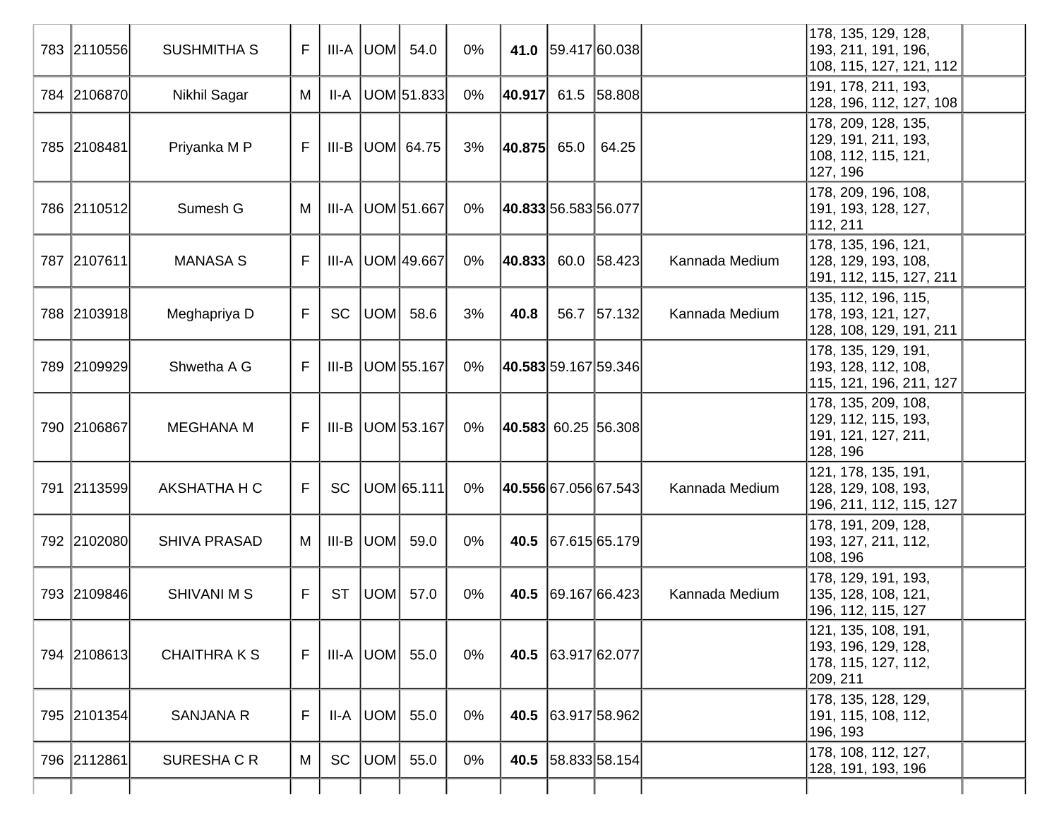| | | | | | | | | | | | | | |
|---|---|---|---|---|---|---|---|---|---|---|---|---|---|
| 783 | 2110556 | SUSHMITHA S | F | III-A | UOM | 54.0 | 0% | **41.0** | 59.417 | 60.038 | | 178, 135, 129, 128, 193, 211, 191, 196, 108, 115, 127, 121, 112 | |
| 784 | 2106870 | Nikhil Sagar | M | II-A | UOM | 51.833 | 0% | **40.917** | 61.5 | 58.808 | | 191, 178, 211, 193, 128, 196, 112, 127, 108 | |
| 785 | 2108481 | Priyanka M P | F | III-B | UOM | 64.75 | 3% | **40.875** | 65.0 | 64.25 | | 178, 209, 128, 135, 129, 191, 211, 193, 108, 112, 115, 121, 127, 196 | |
| 786 | 2110512 | Sumesh G | M | III-A | UOM | 51.667 | 0% | **40.833** | 56.583 | 56.077 | | 178, 209, 196, 108, 191, 193, 128, 127, 112, 211 | |
| 787 | 2107611 | MANASA S | F | III-A | UOM | 49.667 | 0% | **40.833** | 60.0 | 58.423 | Kannada Medium | 178, 135, 196, 121, 128, 129, 193, 108, 191, 112, 115, 127, 211 | |
| 788 | 2103918 | Meghapriya D | F | SC | UOM | 58.6 | 3% | **40.8** | 56.7 | 57.132 | Kannada Medium | 135, 112, 196, 115, 178, 193, 121, 127, 128, 108, 129, 191, 211 | |
| 789 | 2109929 | Shwetha A G | F | III-B | UOM | 55.167 | 0% | **40.583** | 59.167 | 59.346 | | 178, 135, 129, 191, 193, 128, 112, 108, 115, 121, 196, 211, 127 | |
| 790 | 2106867 | MEGHANA M | F | III-B | UOM | 53.167 | 0% | **40.583** | 60.25 | 56.308 | | 178, 135, 209, 108, 129, 112, 115, 193, 191, 121, 127, 211, 128, 196 | |
| 791 | 2113599 | AKSHATHA H C | F | SC | UOM | 65.111 | 0% | **40.556** | 67.056 | 67.543 | Kannada Medium | 121, 178, 135, 191, 128, 129, 108, 193, 196, 211, 112, 115, 127 | |
| 792 | 2102080 | SHIVA PRASAD | M | III-B | UOM | 59.0 | 0% | **40.5** | 67.615 | 65.179 | | 178, 191, 209, 128, 193, 127, 211, 112, 108, 196 | |
| 793 | 2109846 | SHIVANI M S | F | ST | UOM | 57.0 | 0% | **40.5** | 69.167 | 66.423 | Kannada Medium | 178, 129, 191, 193, 135, 128, 108, 121, 196, 112, 115, 127 | |
| 794 | 2108613 | CHAITHRA K S | F | III-A | UOM | 55.0 | 0% | **40.5** | 63.917 | 62.077 | | 121, 135, 108, 191, 193, 196, 129, 128, 178, 115, 127, 112, 209, 211 | |
| 795 | 2101354 | SANJANA R | F | II-A | UOM | 55.0 | 0% | **40.5** | 63.917 | 58.962 | | 178, 135, 128, 129, 191, 115, 108, 112, 196, 193 | |
| 796 | 2112861 | SURESHA C R | M | SC | UOM | 55.0 | 0% | **40.5** | 58.833 | 58.154 | | 178, 108, 112, 127, 128, 191, 193, 196 | |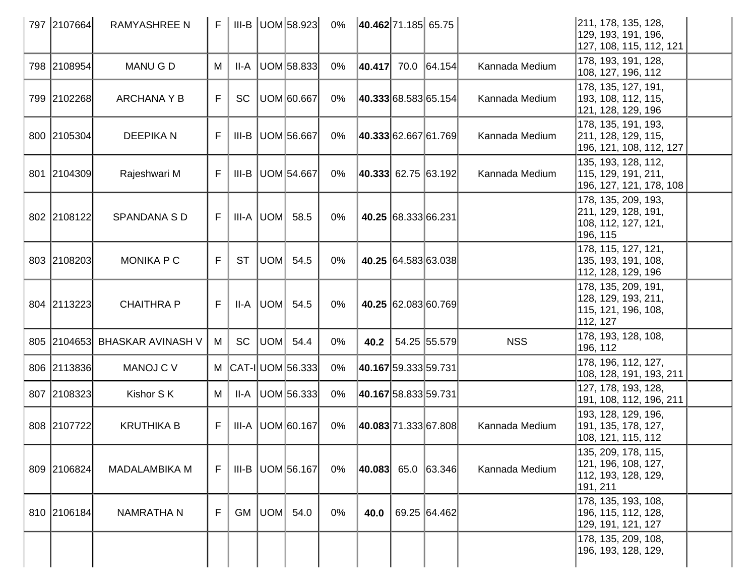| | | | | | | | | | | | | | |
|---|---|---|---|---|---|---|---|---|---|---|---|---|---|
| 797 | 2107664 | RAMYASHREE N | F | III-B | UOM | 58.923 | 0% | **40.462** | 71.185 | 65.75 | | 211, 178, 135, 128, 129, 193, 191, 196, 127, 108, 115, 112, 121 | |
| 798 | 2108954 | MANU G D | M | II-A | UOM | 58.833 | 0% | **40.417** | 70.0 | 64.154 | Kannada Medium | 178, 193, 191, 128, 108, 127, 196, 112 | |
| 799 | 2102268 | ARCHANA Y B | F | SC | UOM | 60.667 | 0% | **40.333** | 68.583 | 65.154 | Kannada Medium | 178, 135, 127, 191, 193, 108, 112, 115, 121, 128, 129, 196 | |
| 800 | 2105304 | DEEPIKA N | F | III-B | UOM | 56.667 | 0% | **40.333** | 62.667 | 61.769 | Kannada Medium | 178, 135, 191, 193, 211, 128, 129, 115, 196, 121, 108, 112, 127 | |
| 801 | 2104309 | Rajeshwari M | F | III-B | UOM | 54.667 | 0% | **40.333** | 62.75 | 63.192 | Kannada Medium | 135, 193, 128, 112, 115, 129, 191, 211, 196, 127, 121, 178, 108 | |
| 802 | 2108122 | SPANDANA S D | F | III-A | UOM | 58.5 | 0% | **40.25** | 68.333 | 66.231 | | 178, 135, 209, 193, 211, 129, 128, 191, 108, 112, 127, 121, 196, 115 | |
| 803 | 2108203 | MONIKA P C | F | ST | UOM | 54.5 | 0% | **40.25** | 64.583 | 63.038 | | 178, 115, 127, 121, 135, 193, 191, 108, 112, 128, 129, 196 | |
| 804 | 2113223 | CHAITHRA P | F | II-A | UOM | 54.5 | 0% | **40.25** | 62.083 | 60.769 | | 178, 135, 209, 191, 128, 129, 193, 211, 115, 121, 196, 108, 112, 127 | |
| 805 | 2104653 | BHASKAR AVINASH V | M | SC | UOM | 54.4 | 0% | **40.2** | 54.25 | 55.579 | NSS | 178, 193, 128, 108, 196, 112 | |
| 806 | 2113836 | MANOJ C V | M | CAT-I | UOM | 56.333 | 0% | **40.167** | 59.333 | 59.731 | | 178, 196, 112, 127, 108, 128, 191, 193, 211 | |
| 807 | 2108323 | Kishor S K | M | II-A | UOM | 56.333 | 0% | **40.167** | 58.833 | 59.731 | | 127, 178, 193, 128, 191, 108, 112, 196, 211 | |
| 808 | 2107722 | KRUTHIKA B | F | III-A | UOM | 60.167 | 0% | **40.083** | 71.333 | 67.808 | Kannada Medium | 193, 128, 129, 196, 191, 135, 178, 127, 108, 121, 115, 112 | |
| 809 | 2106824 | MADALAMBIKA M | F | III-B | UOM | 56.167 | 0% | **40.083** | 65.0 | 63.346 | Kannada Medium | 135, 209, 178, 115, 121, 196, 108, 127, 112, 193, 128, 129, 191, 211 | |
| 810 | 2106184 | NAMRATHA N | F | GM | UOM | 54.0 | 0% | **40.0** | 69.25 | 64.462 | | 178, 135, 193, 108, 196, 115, 112, 128, 129, 191, 121, 127 | |
| | | | | | | | | | | | | 178, 135, 209, 108, 196, 193, 128, 129, | |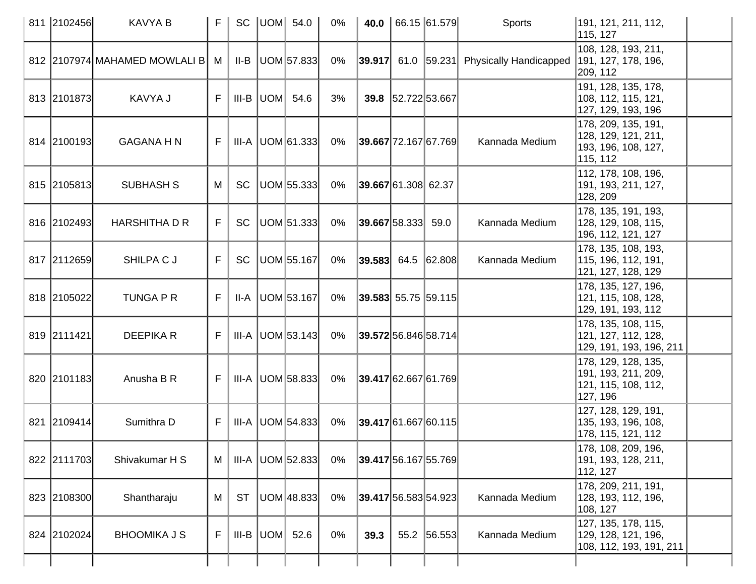| | | | | | | | | | | | | | |
|---|---|---|---|---|---|---|---|---|---|---|---|---|---|
| 811 | 2102456 | KAVYA B | F | SC | UOM | 54.0 | 0% | **40.0** | 66.15 | 61.579 | Sports | 191, 121, 211, 112, 115, 127 | |
| 812 | 2107974 | MAHAMED MOWLALI B | M | II-B | UOM | 57.833 | 0% | **39.917** | 61.0 | 59.231 | Physically Handicapped | 108, 128, 193, 211, 191, 127, 178, 196, 209, 112 | |
| 813 | 2101873 | KAVYA J | F | III-B | UOM | 54.6 | 3% | **39.8** | 52.722 | 53.667 | | 191, 128, 135, 178, 108, 112, 115, 121, 127, 129, 193, 196 | |
| 814 | 2100193 | GAGANA H N | F | III-A | UOM | 61.333 | 0% | **39.667** | 72.167 | 67.769 | Kannada Medium | 178, 209, 135, 191, 128, 129, 121, 211, 193, 196, 108, 127, 115, 112 | |
| 815 | 2105813 | SUBHASH S | M | SC | UOM | 55.333 | 0% | **39.667** | 61.308 | 62.37 | | 112, 178, 108, 196, 191, 193, 211, 127, 128, 209 | |
| 816 | 2102493 | HARSHITHA D R | F | SC | UOM | 51.333 | 0% | **39.667** | 58.333 | 59.0 | Kannada Medium | 178, 135, 191, 193, 128, 129, 108, 115, 196, 112, 121, 127 | |
| 817 | 2112659 | SHILPA C J | F | SC | UOM | 55.167 | 0% | **39.583** | 64.5 | 62.808 | Kannada Medium | 178, 135, 108, 193, 115, 196, 112, 191, 121, 127, 128, 129 | |
| 818 | 2105022 | TUNGA P R | F | II-A | UOM | 53.167 | 0% | **39.583** | 55.75 | 59.115 | | 178, 135, 127, 196, 121, 115, 108, 128, 129, 191, 193, 112 | |
| 819 | 2111421 | DEEPIKA R | F | III-A | UOM | 53.143 | 0% | **39.572** | 56.846 | 58.714 | | 178, 135, 108, 115, 121, 127, 112, 128, 129, 191, 193, 196, 211 | |
| 820 | 2101183 | Anusha B R | F | III-A | UOM | 58.833 | 0% | **39.417** | 62.667 | 61.769 | | 178, 129, 128, 135, 191, 193, 211, 209, 121, 115, 108, 112, 127, 196 | |
| 821 | 2109414 | Sumithra D | F | III-A | UOM | 54.833 | 0% | **39.417** | 61.667 | 60.115 | | 127, 128, 129, 191, 135, 193, 196, 108, 178, 115, 121, 112 | |
| 822 | 2111703 | Shivakumar H S | M | III-A | UOM | 52.833 | 0% | **39.417** | 56.167 | 55.769 | | 178, 108, 209, 196, 191, 193, 128, 211, 112, 127 | |
| 823 | 2108300 | Shantharaju | M | ST | UOM | 48.833 | 0% | **39.417** | 56.583 | 54.923 | Kannada Medium | 178, 209, 211, 191, 128, 193, 112, 196, 108, 127 | |
| 824 | 2102024 | BHOOMIKA J S | F | III-B | UOM | 52.6 | 0% | **39.3** | 55.2 | 56.553 | Kannada Medium | 127, 135, 178, 115, 129, 128, 121, 196, 108, 112, 193, 191, 211 | |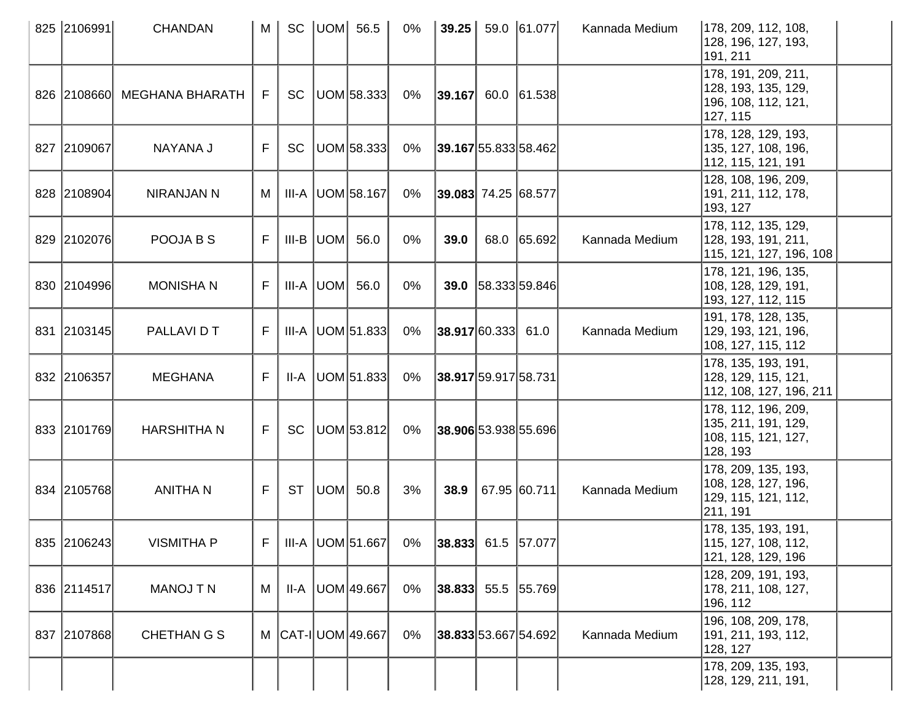| 825 | 2106991 | CHANDAN | M | SC | UOM | 56.5 | 0% | **39.25** | 59.0 | 61.077 | Kannada Medium | 178, 209, 112, 108, 128, 196, 127, 193, 191, 211 | |
|---|---|---|---|---|---|---|---|---|---|---|---|---|---|
| 826 | 2108660 | MEGHANA BHARATH | F | SC | UOM | 58.333 | 0% | **39.167** | 60.0 | 61.538 | | 178, 191, 209, 211, 128, 193, 135, 129, 196, 108, 112, 121, 127, 115 | |
| 827 | 2109067 | NAYANA J | F | SC | UOM | 58.333 | 0% | **39.167** | 55.833 | 58.462 | | 178, 128, 129, 193, 135, 127, 108, 196, 112, 115, 121, 191 | |
| 828 | 2108904 | NIRANJAN N | M | III-A | UOM | 58.167 | 0% | **39.083** | 74.25 | 68.577 | | 128, 108, 196, 209, 191, 211, 112, 178, 193, 127 | |
| 829 | 2102076 | POOJA B S | F | III-B | UOM | 56.0 | 0% | **39.0** | 68.0 | 65.692 | Kannada Medium | 178, 112, 135, 129, 128, 193, 191, 211, 115, 121, 127, 196, 108 | |
| 830 | 2104996 | MONISHA N | F | III-A | UOM | 56.0 | 0% | **39.0** | 58.333 | 59.846 | | 178, 121, 196, 135, 108, 128, 129, 191, 193, 127, 112, 115 | |
| 831 | 2103145 | PALLAVI D T | F | III-A | UOM | 51.833 | 0% | **38.917** | 60.333 | 61.0 | Kannada Medium | 191, 178, 128, 135, 129, 193, 121, 196, 108, 127, 115, 112 | |
| 832 | 2106357 | MEGHANA | F | II-A | UOM | 51.833 | 0% | **38.917** | 59.917 | 58.731 | | 178, 135, 193, 191, 128, 129, 115, 121, 112, 108, 127, 196, 211 | |
| 833 | 2101769 | HARSHITHA N | F | SC | UOM | 53.812 | 0% | **38.906** | 53.938 | 55.696 | | 178, 112, 196, 209, 135, 211, 191, 129, 108, 115, 121, 127, 128, 193 | |
| 834 | 2105768 | ANITHA N | F | ST | UOM | 50.8 | 3% | **38.9** | 67.95 | 60.711 | Kannada Medium | 178, 209, 135, 193, 108, 128, 127, 196, 129, 115, 121, 112, 211, 191 | |
| 835 | 2106243 | VISMITHA P | F | III-A | UOM | 51.667 | 0% | **38.833** | 61.5 | 57.077 | | 178, 135, 193, 191, 115, 127, 108, 112, 121, 128, 129, 196 | |
| 836 | 2114517 | MANOJ T N | M | II-A | UOM | 49.667 | 0% | **38.833** | 55.5 | 55.769 | | 128, 209, 191, 193, 178, 211, 108, 127, 196, 112 | |
| 837 | 2107868 | CHETHAN G S | M | CAT-I | UOM | 49.667 | 0% | **38.833** | 53.667 | 54.692 | Kannada Medium | 196, 108, 209, 178, 191, 211, 193, 112, 128, 127 | |
| | | | | | | | | | | | | 178, 209, 135, 193, 128, 129, 211, 191, | |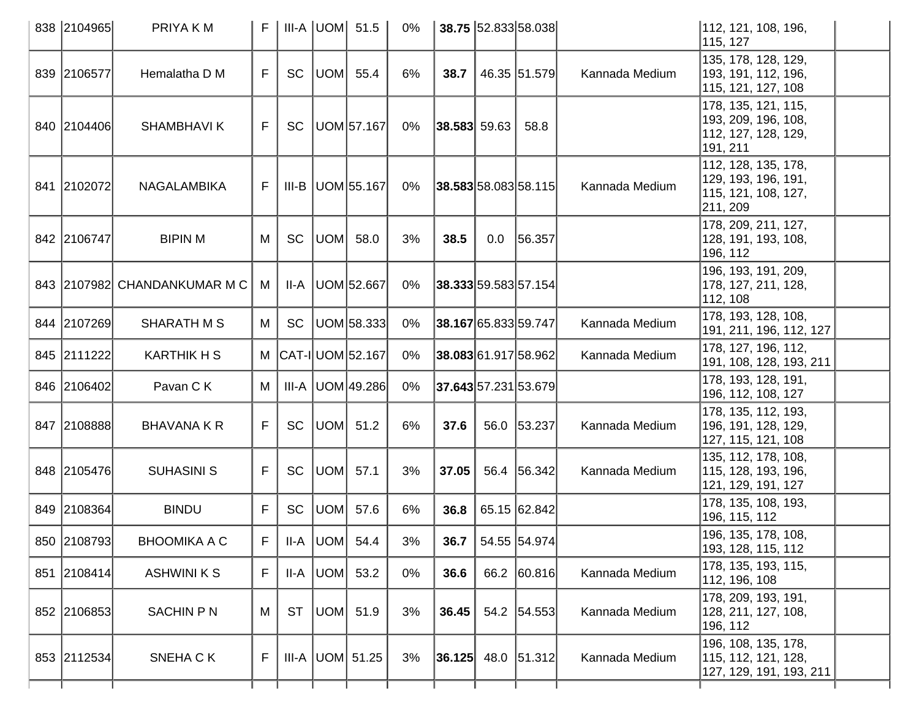| 838 | 2104965 | PRIYA K M | F | III-A | UOM | 51.5 | 0% | **38.75** | 52.833 | 58.038 | | 112, 121, 108, 196, 115, 127 | |
|---|---|---|---|---|---|---|---|---|---|---|---|---|---|
| 839 | 2106577 | Hemalatha D M | F | SC | UOM | 55.4 | 6% | **38.7** | 46.35 | 51.579 | Kannada Medium | 135, 178, 128, 129, 193, 191, 112, 196, 115, 121, 127, 108 | |
| 840 | 2104406 | SHAMBHAVI K | F | SC | UOM | 57.167 | 0% | **38.583** | 59.63 | 58.8 | | 178, 135, 121, 115, 193, 209, 196, 108, 112, 127, 128, 129, 191, 211 | |
| 841 | 2102072 | NAGALAMBIKA | F | III-B | UOM | 55.167 | 0% | **38.583** | 58.083 | 58.115 | Kannada Medium | 112, 128, 135, 178, 129, 193, 196, 191, 115, 121, 108, 127, 211, 209 | |
| 842 | 2106747 | BIPIN M | M | SC | UOM | 58.0 | 3% | **38.5** | 0.0 | 56.357 | | 178, 209, 211, 127, 128, 191, 193, 108, 196, 112 | |
| 843 | 2107982 | CHANDANKUMAR M C | M | II-A | UOM | 52.667 | 0% | **38.333** | 59.583 | 57.154 | | 196, 193, 191, 209, 178, 127, 211, 128, 112, 108 | |
| 844 | 2107269 | SHARATH M S | M | SC | UOM | 58.333 | 0% | **38.167** | 65.833 | 59.747 | Kannada Medium | 178, 193, 128, 108, 191, 211, 196, 112, 127 | |
| 845 | 2111222 | KARTHIK H S | M | CAT-I | UOM | 52.167 | 0% | **38.083** | 61.917 | 58.962 | Kannada Medium | 178, 127, 196, 112, 191, 108, 128, 193, 211 | |
| 846 | 2106402 | Pavan C K | M | III-A | UOM | 49.286 | 0% | **37.643** | 57.231 | 53.679 | | 178, 193, 128, 191, 196, 112, 108, 127 | |
| 847 | 2108888 | BHAVANA K R | F | SC | UOM | 51.2 | 6% | **37.6** | 56.0 | 53.237 | Kannada Medium | 178, 135, 112, 193, 196, 191, 128, 129, 127, 115, 121, 108 | |
| 848 | 2105476 | SUHASINI S | F | SC | UOM | 57.1 | 3% | **37.05** | 56.4 | 56.342 | Kannada Medium | 135, 112, 178, 108, 115, 128, 193, 196, 121, 129, 191, 127 | |
| 849 | 2108364 | BINDU | F | SC | UOM | 57.6 | 6% | **36.8** | 65.15 | 62.842 | | 178, 135, 108, 193, 196, 115, 112 | |
| 850 | 2108793 | BHOOMIKA A C | F | II-A | UOM | 54.4 | 3% | **36.7** | 54.55 | 54.974 | | 196, 135, 178, 108, 193, 128, 115, 112 | |
| 851 | 2108414 | ASHWINI K S | F | II-A | UOM | 53.2 | 0% | **36.6** | 66.2 | 60.816 | Kannada Medium | 178, 135, 193, 115, 112, 196, 108 | |
| 852 | 2106853 | SACHIN P N | M | ST | UOM | 51.9 | 3% | **36.45** | 54.2 | 54.553 | Kannada Medium | 178, 209, 193, 191, 128, 211, 127, 108, 196, 112 | |
| 853 | 2112534 | SNEHA C K | F | III-A | UOM | 51.25 | 3% | **36.125** | 48.0 | 51.312 | Kannada Medium | 196, 108, 135, 178, 115, 112, 121, 128, 127, 129, 191, 193, 211 | |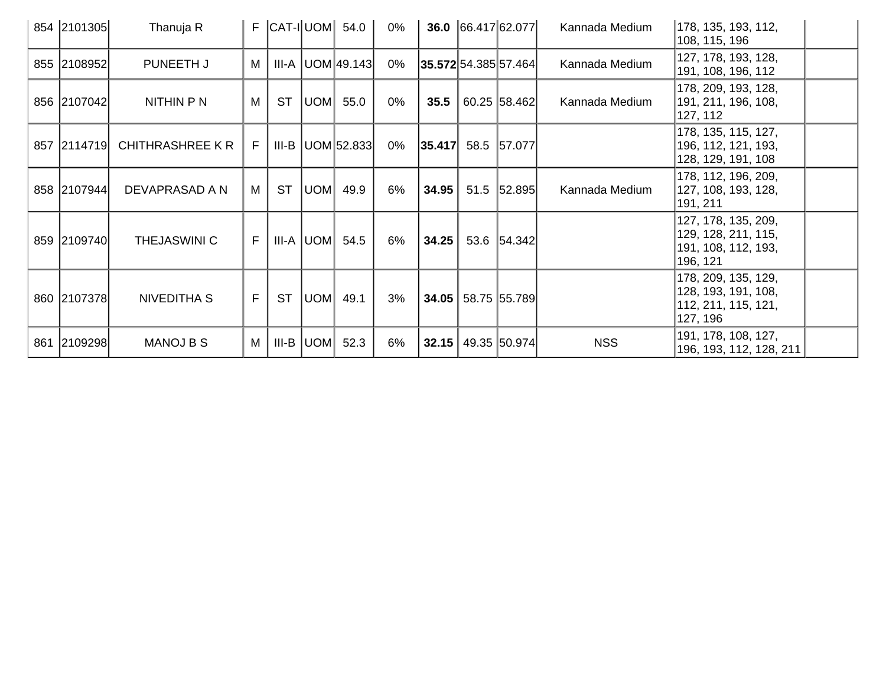| | | | | | | | | | | | | | |
|---|---|---|---|---|---|---|---|---|---|---|---|---|---|
| 854 | 2101305 | Thanuja R | F | CAT-I | UOM | 54.0 | 0% | **36.0** | 66.417 | 62.077 | Kannada Medium | 178, 135, 193, 112, 108, 115, 196 | |
| 855 | 2108952 | PUNEETH J | M | III-A | UOM | 49.143 | 0% | **35.572** | 54.385 | 57.464 | Kannada Medium | 127, 178, 193, 128, 191, 108, 196, 112 | |
| 856 | 2107042 | NITHIN P N | M | ST | UOM | 55.0 | 0% | **35.5** | 60.25 | 58.462 | Kannada Medium | 178, 209, 193, 128, 191, 211, 196, 108, 127, 112 | |
| 857 | 2114719 | CHITHRASHREE K R | F | III-B | UOM | 52.833 | 0% | **35.417** | 58.5 | 57.077 | | 178, 135, 115, 127, 196, 112, 121, 193, 128, 129, 191, 108 | |
| 858 | 2107944 | DEVAPRASAD A N | M | ST | UOM | 49.9 | 6% | **34.95** | 51.5 | 52.895 | Kannada Medium | 178, 112, 196, 209, 127, 108, 193, 128, 191, 211 | |
| 859 | 2109740 | THEJASWINI C | F | III-A | UOM | 54.5 | 6% | **34.25** | 53.6 | 54.342 | | 127, 178, 135, 209, 129, 128, 211, 115, 191, 108, 112, 193, 196, 121 | |
| 860 | 2107378 | NIVEDITHA S | F | ST | UOM | 49.1 | 3% | **34.05** | 58.75 | 55.789 | | 178, 209, 135, 129, 128, 193, 191, 108, 112, 211, 115, 121, 127, 196 | |
| 861 | 2109298 | MANOJ B S | M | III-B | UOM | 52.3 | 6% | **32.15** | 49.35 | 50.974 | NSS | 191, 178, 108, 127, 196, 193, 112, 128, 211 | |